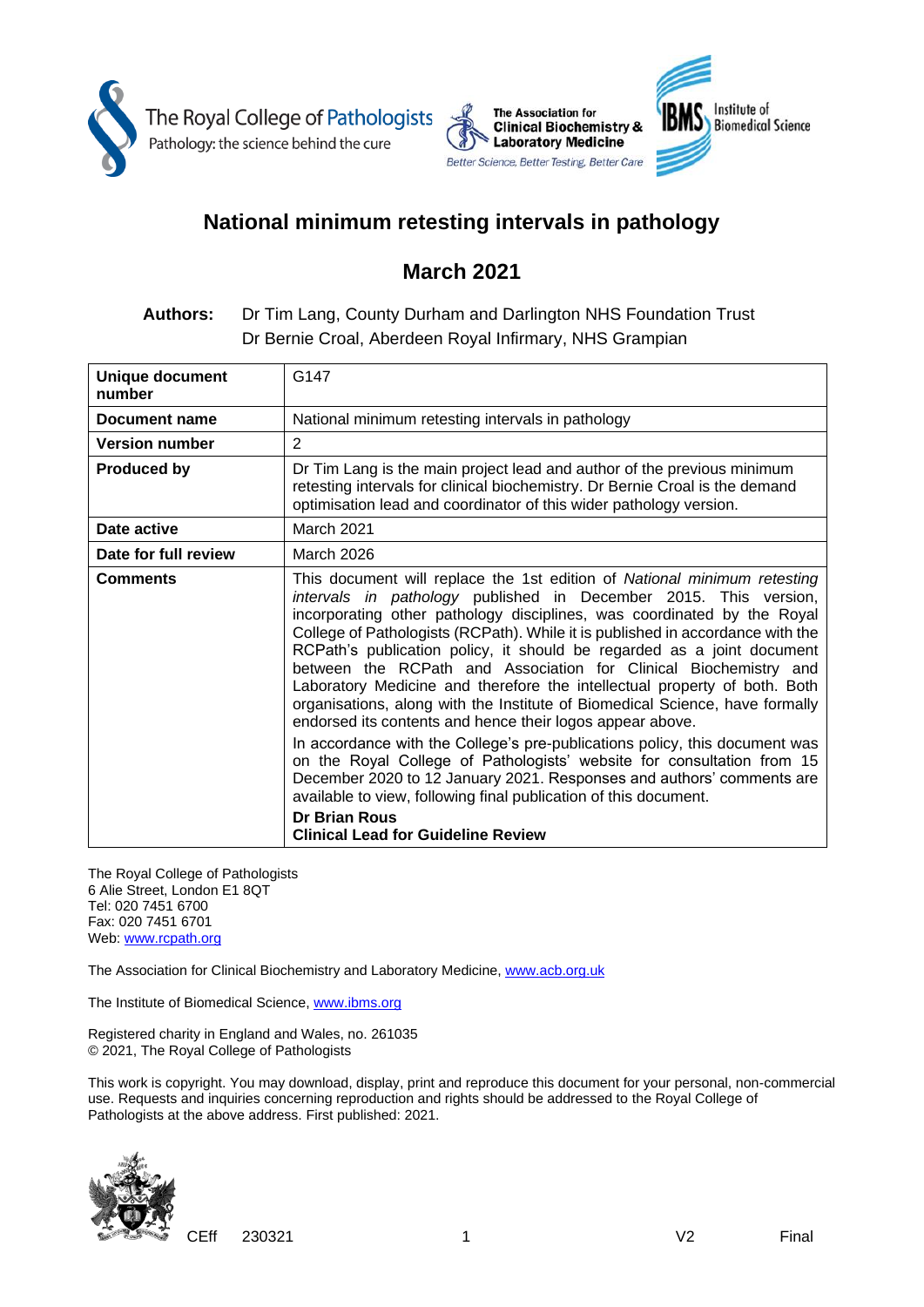# National minimum retesting intervals in pathology

## March 2021

**Authors:** Dr Tim Lang, County Durham and Darlington NHS Foundation Trust
Dr Bernie Croal, Aberdeen Royal Infirmary, NHS Grampian

| | |
|---|---|
| **Unique document number** | G147 |
| **Document name** | National minimum retesting intervals in pathology |
| **Version number** | 2 |
| **Produced by** | Dr Tim Lang is the main project lead and author of the previous minimum retesting intervals for clinical biochemistry. Dr Bernie Croal is the demand optimisation lead and coordinator of this wider pathology version. |
| **Date active** | March 2021 |
| **Date for full review** | March 2026 |
| **Comments** | This document will replace the 1st edition of *National minimum retesting intervals in pathology* published in December 2015. This version, incorporating other pathology disciplines, was coordinated by the Royal College of Pathologists (RCPath). While it is published in accordance with the RCPath's publication policy, it should be regarded as a joint document between the RCPath and Association for Clinical Biochemistry and Laboratory Medicine and therefore the intellectual property of both. Both organisations, along with the Institute of Biomedical Science, have formally endorsed its contents and hence their logos appear above. In accordance with the College's pre-publications policy, this document was on the Royal College of Pathologists' website for consultation from 15 December 2020 to 12 January 2021. Responses and authors' comments are available to view, following final publication of this document. **Dr Brian Rous** **Clinical Lead for Guideline Review** |

The Royal College of Pathologists
6 Alie Street, London E1 8QT
Tel: 020 7451 6700
Fax: 020 7451 6701
Web: www.rcpath.org

The Association for Clinical Biochemistry and Laboratory Medicine, www.acb.org.uk

The Institute of Biomedical Science, www.ibms.org

Registered charity in England and Wales, no. 261035
© 2021, The Royal College of Pathologists

This work is copyright. You may download, display, print and reproduce this document for your personal, non-commercial use. Requests and inquiries concerning reproduction and rights should be addressed to the Royal College of Pathologists at the above address. First published: 2021.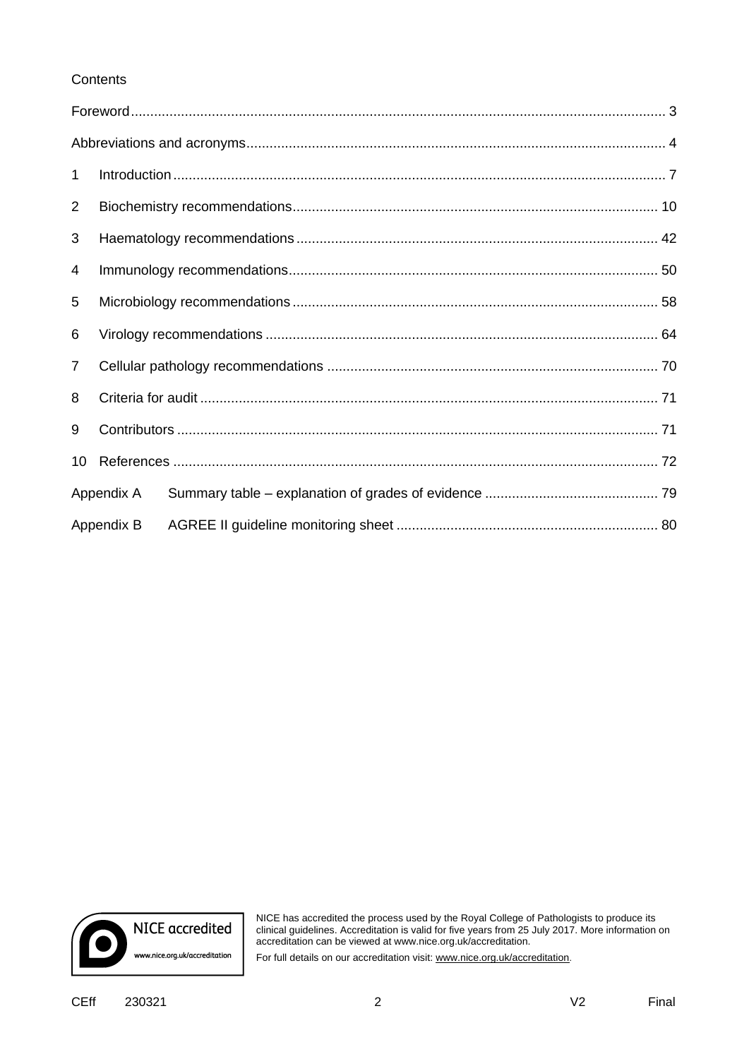Contents

| | |
|---|---|
| Foreword | 3 |
| Abbreviations and acronyms | 4 |
| 1 Introduction | 7 |
| 2 Biochemistry recommendations | 10 |
| 3 Haematology recommendations | 42 |
| 4 Immunology recommendations | 50 |
| 5 Microbiology recommendations | 58 |
| 6 Virology recommendations | 64 |
| 7 Cellular pathology recommendations | 70 |
| 8 Criteria for audit | 71 |
| 9 Contributors | 71 |
| 10 References | 72 |
| Appendix A Summary table – explanation of grades of evidence | 79 |
| Appendix B AGREE II guideline monitoring sheet | 80 |

NICE accredited
www.nice.org.uk/accreditation

NICE has accredited the process used by the Royal College of Pathologists to produce its clinical guidelines. Accreditation is valid for five years from 25 July 2017. More information on accreditation can be viewed at www.nice.org.uk/accreditation.

For full details on our accreditation visit: www.nice.org.uk/accreditation.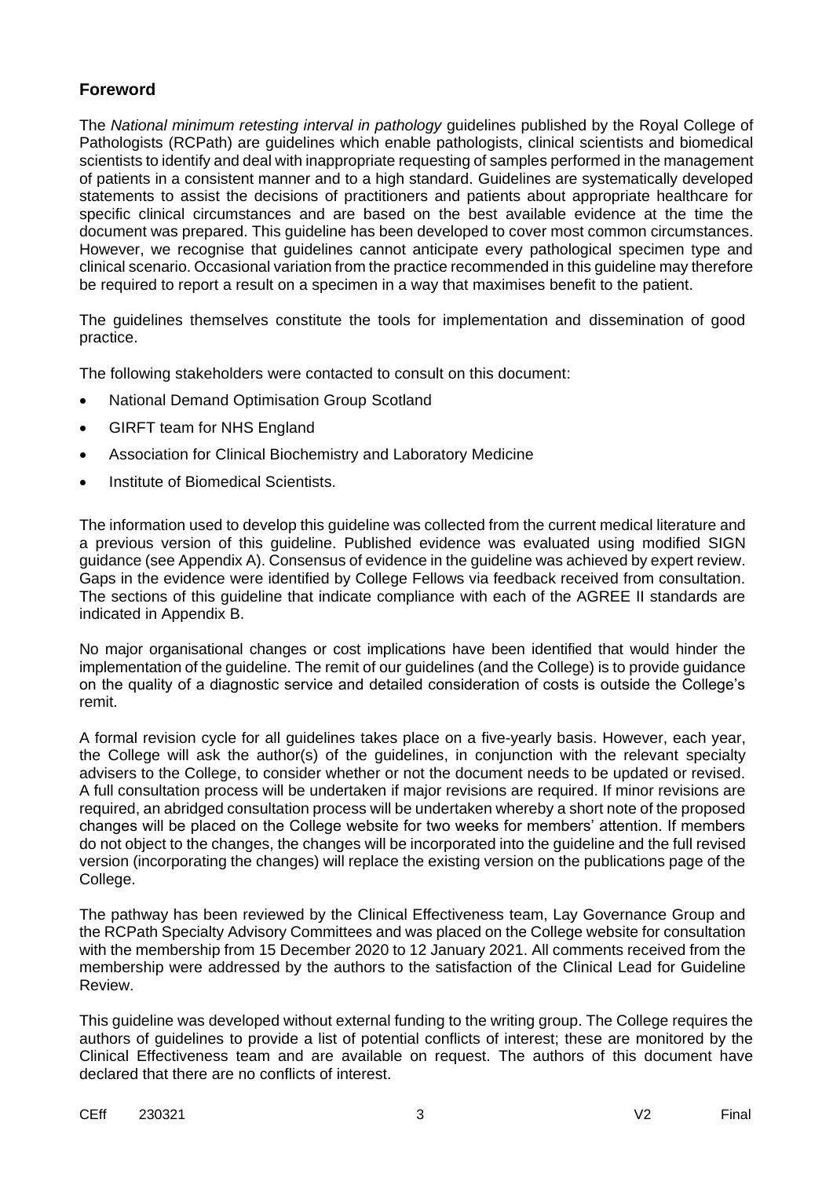## Foreword

The *National minimum retesting interval in pathology* guidelines published by the Royal College of Pathologists (RCPath) are guidelines which enable pathologists, clinical scientists and biomedical scientists to identify and deal with inappropriate requesting of samples performed in the management of patients in a consistent manner and to a high standard. Guidelines are systematically developed statements to assist the decisions of practitioners and patients about appropriate healthcare for specific clinical circumstances and are based on the best available evidence at the time the document was prepared. This guideline has been developed to cover most common circumstances. However, we recognise that guidelines cannot anticipate every pathological specimen type and clinical scenario. Occasional variation from the practice recommended in this guideline may therefore be required to report a result on a specimen in a way that maximises benefit to the patient.

The guidelines themselves constitute the tools for implementation and dissemination of good practice.

The following stakeholders were contacted to consult on this document:

- National Demand Optimisation Group Scotland
- GIRFT team for NHS England
- Association for Clinical Biochemistry and Laboratory Medicine
- Institute of Biomedical Scientists.

The information used to develop this guideline was collected from the current medical literature and a previous version of this guideline. Published evidence was evaluated using modified SIGN guidance (see Appendix A). Consensus of evidence in the guideline was achieved by expert review. Gaps in the evidence were identified by College Fellows via feedback received from consultation. The sections of this guideline that indicate compliance with each of the AGREE II standards are indicated in Appendix B.

No major organisational changes or cost implications have been identified that would hinder the implementation of the guideline. The remit of our guidelines (and the College) is to provide guidance on the quality of a diagnostic service and detailed consideration of costs is outside the College's remit.

A formal revision cycle for all guidelines takes place on a five-yearly basis. However, each year, the College will ask the author(s) of the guidelines, in conjunction with the relevant specialty advisers to the College, to consider whether or not the document needs to be updated or revised. A full consultation process will be undertaken if major revisions are required. If minor revisions are required, an abridged consultation process will be undertaken whereby a short note of the proposed changes will be placed on the College website for two weeks for members' attention. If members do not object to the changes, the changes will be incorporated into the guideline and the full revised version (incorporating the changes) will replace the existing version on the publications page of the College.

The pathway has been reviewed by the Clinical Effectiveness team, Lay Governance Group and the RCPath Specialty Advisory Committees and was placed on the College website for consultation with the membership from 15 December 2020 to 12 January 2021. All comments received from the membership were addressed by the authors to the satisfaction of the Clinical Lead for Guideline Review.

This guideline was developed without external funding to the writing group. The College requires the authors of guidelines to provide a list of potential conflicts of interest; these are monitored by the Clinical Effectiveness team and are available on request. The authors of this document have declared that there are no conflicts of interest.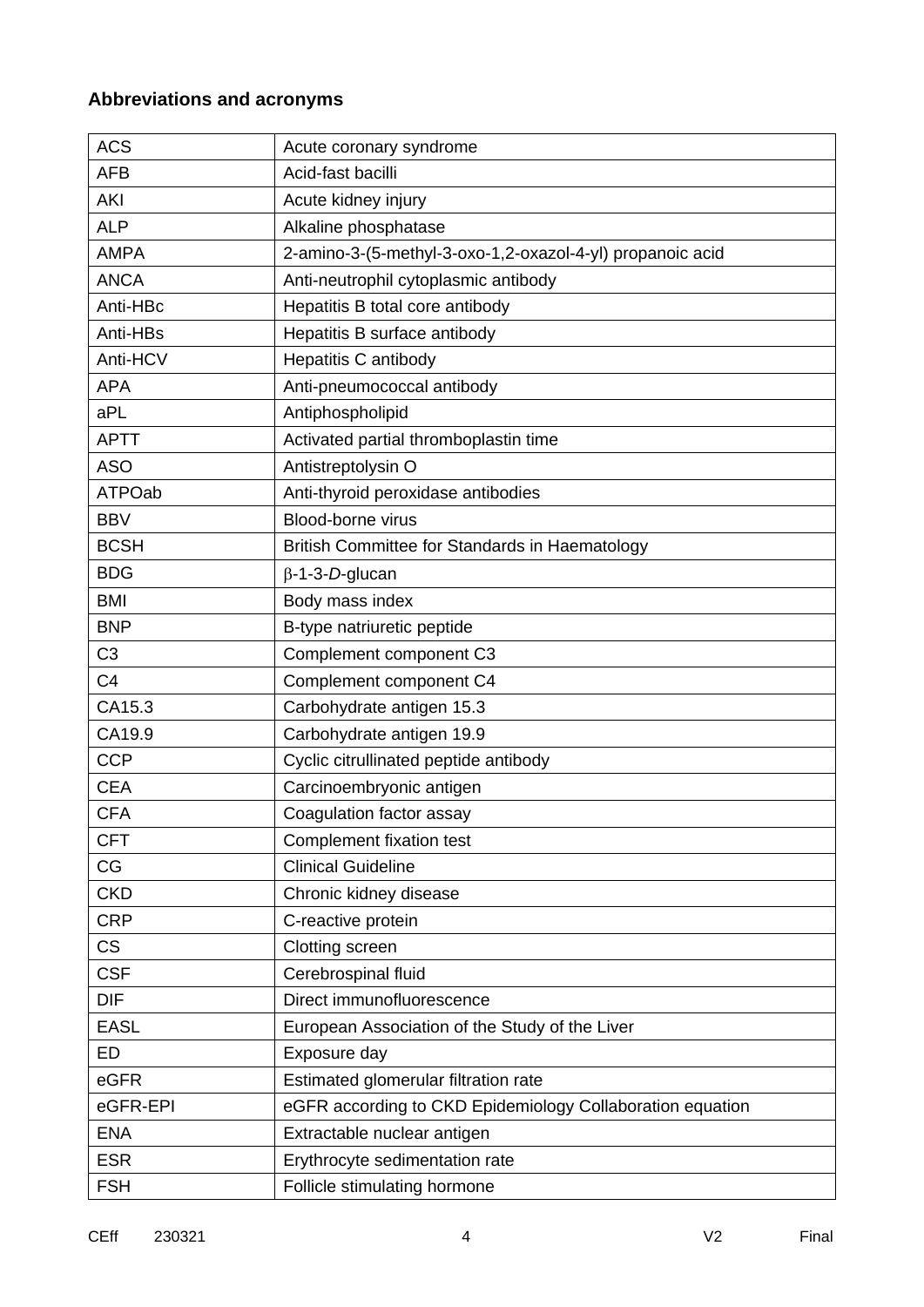**Abbreviations and acronyms**

| | |
|---|---|
| ACS | Acute coronary syndrome |
| AFB | Acid-fast bacilli |
| AKI | Acute kidney injury |
| ALP | Alkaline phosphatase |
| AMPA | 2-amino-3-(5-methyl-3-oxo-1,2-oxazol-4-yl) propanoic acid |
| ANCA | Anti-neutrophil cytoplasmic antibody |
| Anti-HBc | Hepatitis B total core antibody |
| Anti-HBs | Hepatitis B surface antibody |
| Anti-HCV | Hepatitis C antibody |
| APA | Anti-pneumococcal antibody |
| aPL | Antiphospholipid |
| APTT | Activated partial thromboplastin time |
| ASO | Antistreptolysin O |
| ATPOab | Anti-thyroid peroxidase antibodies |
| BBV | Blood-borne virus |
| BCSH | British Committee for Standards in Haematology |
| BDG | β-1-3-*D*-glucan |
| BMI | Body mass index |
| BNP | B-type natriuretic peptide |
| C3 | Complement component C3 |
| C4 | Complement component C4 |
| CA15.3 | Carbohydrate antigen 15.3 |
| CA19.9 | Carbohydrate antigen 19.9 |
| CCP | Cyclic citrullinated peptide antibody |
| CEA | Carcinoembryonic antigen |
| CFA | Coagulation factor assay |
| CFT | Complement fixation test |
| CG | Clinical Guideline |
| CKD | Chronic kidney disease |
| CRP | C-reactive protein |
| CS | Clotting screen |
| CSF | Cerebrospinal fluid |
| DIF | Direct immunofluorescence |
| EASL | European Association of the Study of the Liver |
| ED | Exposure day |
| eGFR | Estimated glomerular filtration rate |
| eGFR-EPI | eGFR according to CKD Epidemiology Collaboration equation |
| ENA | Extractable nuclear antigen |
| ESR | Erythrocyte sedimentation rate |
| FSH | Follicle stimulating hormone |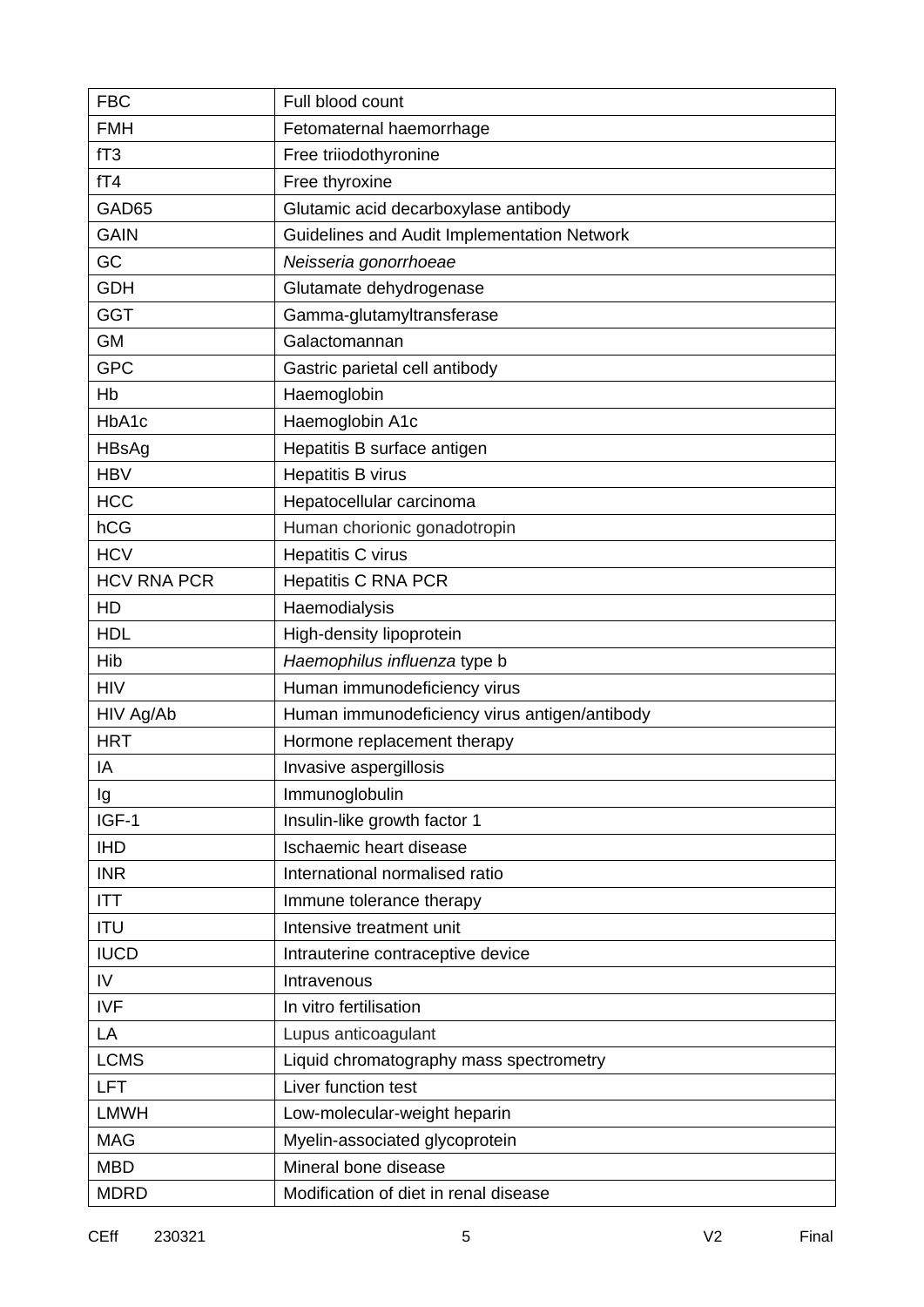| FBC | Full blood count |
|---|---|
| FMH | Fetomaternal haemorrhage |
| fT3 | Free triiodothyronine |
| fT4 | Free thyroxine |
| GAD65 | Glutamic acid decarboxylase antibody |
| GAIN | Guidelines and Audit Implementation Network |
| GC | *Neisseria gonorrhoeae* |
| GDH | Glutamate dehydrogenase |
| GGT | Gamma-glutamyltransferase |
| GM | Galactomannan |
| GPC | Gastric parietal cell antibody |
| Hb | Haemoglobin |
| HbA1c | Haemoglobin A1c |
| HBsAg | Hepatitis B surface antigen |
| HBV | Hepatitis B virus |
| HCC | Hepatocellular carcinoma |
| hCG | Human chorionic gonadotropin |
| HCV | Hepatitis C virus |
| HCV RNA PCR | Hepatitis C RNA PCR |
| HD | Haemodialysis |
| HDL | High-density lipoprotein |
| Hib | *Haemophilus influenza* type b |
| HIV | Human immunodeficiency virus |
| HIV Ag/Ab | Human immunodeficiency virus antigen/antibody |
| HRT | Hormone replacement therapy |
| IA | Invasive aspergillosis |
| Ig | Immunoglobulin |
| IGF-1 | Insulin-like growth factor 1 |
| IHD | Ischaemic heart disease |
| INR | International normalised ratio |
| ITT | Immune tolerance therapy |
| ITU | Intensive treatment unit |
| IUCD | Intrauterine contraceptive device |
| IV | Intravenous |
| IVF | In vitro fertilisation |
| LA | Lupus anticoagulant |
| LCMS | Liquid chromatography mass spectrometry |
| LFT | Liver function test |
| LMWH | Low-molecular-weight heparin |
| MAG | Myelin-associated glycoprotein |
| MBD | Mineral bone disease |
| MDRD | Modification of diet in renal disease |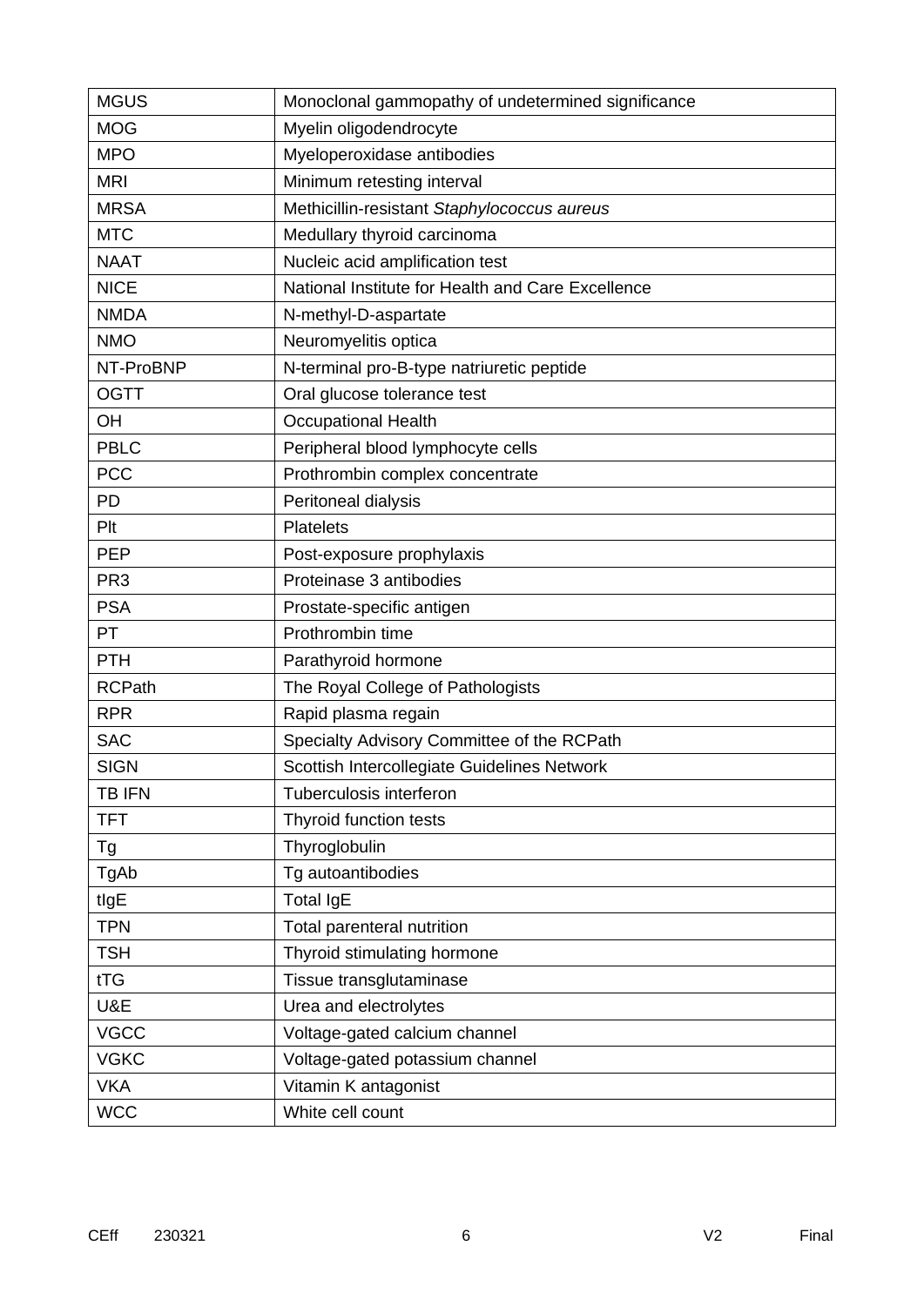| MGUS | Monoclonal gammopathy of undetermined significance |
|---|---|
| MOG | Myelin oligodendrocyte |
| MPO | Myeloperoxidase antibodies |
| MRI | Minimum retesting interval |
| MRSA | Methicillin-resistant *Staphylococcus aureus* |
| MTC | Medullary thyroid carcinoma |
| NAAT | Nucleic acid amplification test |
| NICE | National Institute for Health and Care Excellence |
| NMDA | N-methyl-D-aspartate |
| NMO | Neuromyelitis optica |
| NT-ProBNP | N-terminal pro-B-type natriuretic peptide |
| OGTT | Oral glucose tolerance test |
| OH | Occupational Health |
| PBLC | Peripheral blood lymphocyte cells |
| PCC | Prothrombin complex concentrate |
| PD | Peritoneal dialysis |
| Plt | Platelets |
| PEP | Post-exposure prophylaxis |
| PR3 | Proteinase 3 antibodies |
| PSA | Prostate-specific antigen |
| PT | Prothrombin time |
| PTH | Parathyroid hormone |
| RCPath | The Royal College of Pathologists |
| RPR | Rapid plasma regain |
| SAC | Specialty Advisory Committee of the RCPath |
| SIGN | Scottish Intercollegiate Guidelines Network |
| TB IFN | Tuberculosis interferon |
| TFT | Thyroid function tests |
| Tg | Thyroglobulin |
| TgAb | Tg autoantibodies |
| tIgE | Total IgE |
| TPN | Total parenteral nutrition |
| TSH | Thyroid stimulating hormone |
| tTG | Tissue transglutaminase |
| U&E | Urea and electrolytes |
| VGCC | Voltage-gated calcium channel |
| VGKC | Voltage-gated potassium channel |
| VKA | Vitamin K antagonist |
| WCC | White cell count |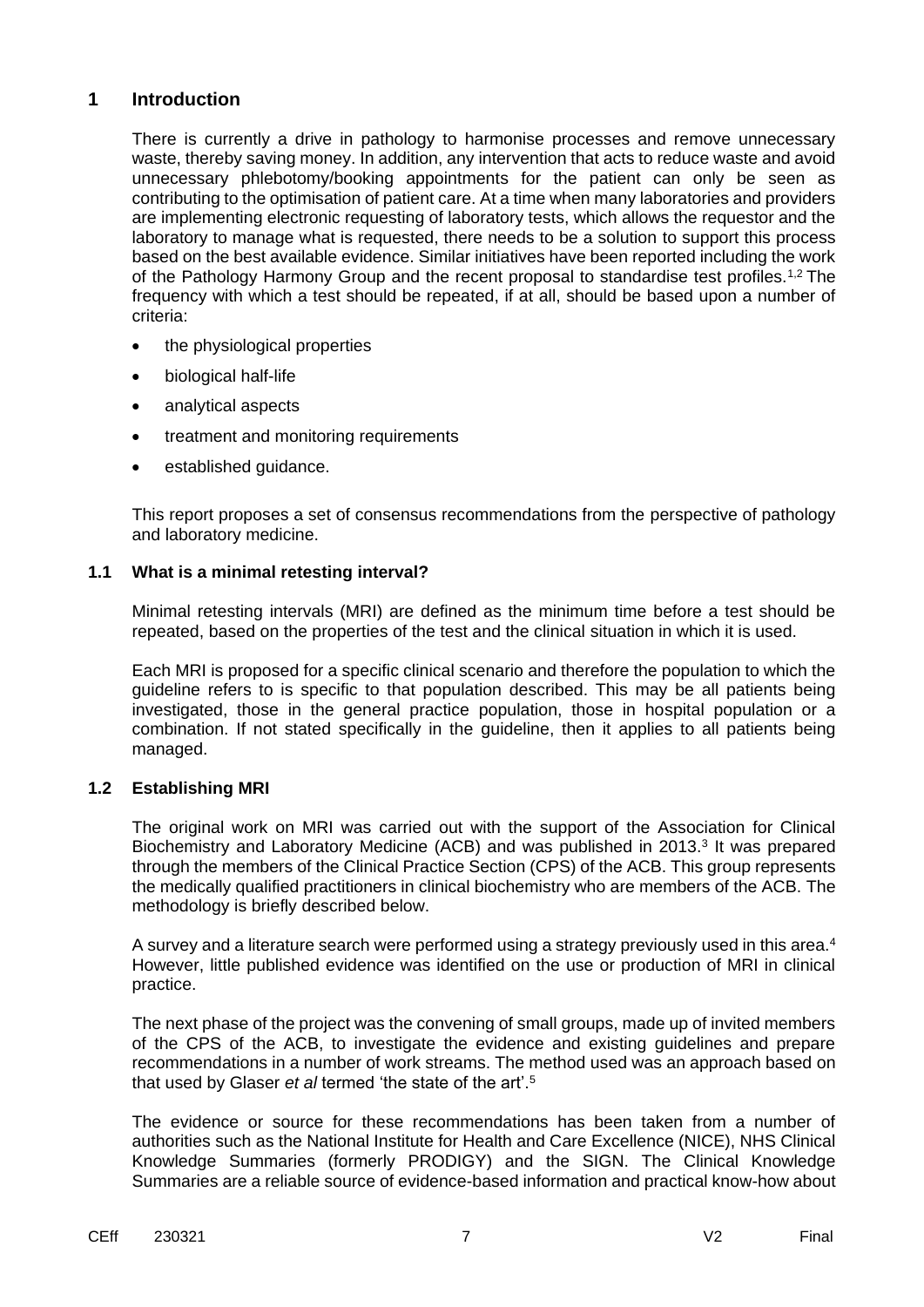# 1 Introduction

There is currently a drive in pathology to harmonise processes and remove unnecessary waste, thereby saving money. In addition, any intervention that acts to reduce waste and avoid unnecessary phlebotomy/booking appointments for the patient can only be seen as contributing to the optimisation of patient care. At a time when many laboratories and providers are implementing electronic requesting of laboratory tests, which allows the requestor and the laboratory to manage what is requested, there needs to be a solution to support this process based on the best available evidence. Similar initiatives have been reported including the work of the Pathology Harmony Group and the recent proposal to standardise test profiles.[1,2] The frequency with which a test should be repeated, if at all, should be based upon a number of criteria:

- the physiological properties
- biological half-life
- analytical aspects
- treatment and monitoring requirements
- established guidance.

This report proposes a set of consensus recommendations from the perspective of pathology and laboratory medicine.

## 1.1 What is a minimal retesting interval?

Minimal retesting intervals (MRI) are defined as the minimum time before a test should be repeated, based on the properties of the test and the clinical situation in which it is used.

Each MRI is proposed for a specific clinical scenario and therefore the population to which the guideline refers to is specific to that population described. This may be all patients being investigated, those in the general practice population, those in hospital population or a combination. If not stated specifically in the guideline, then it applies to all patients being managed.

## 1.2 Establishing MRI

The original work on MRI was carried out with the support of the Association for Clinical Biochemistry and Laboratory Medicine (ACB) and was published in 2013.[3] It was prepared through the members of the Clinical Practice Section (CPS) of the ACB. This group represents the medically qualified practitioners in clinical biochemistry who are members of the ACB. The methodology is briefly described below.

A survey and a literature search were performed using a strategy previously used in this area.[4] However, little published evidence was identified on the use or production of MRI in clinical practice.

The next phase of the project was the convening of small groups, made up of invited members of the CPS of the ACB, to investigate the evidence and existing guidelines and prepare recommendations in a number of work streams. The method used was an approach based on that used by Glaser *et al* termed 'the state of the art'.[5]

The evidence or source for these recommendations has been taken from a number of authorities such as the National Institute for Health and Care Excellence (NICE), NHS Clinical Knowledge Summaries (formerly PRODIGY) and the SIGN. The Clinical Knowledge Summaries are a reliable source of evidence-based information and practical know-how about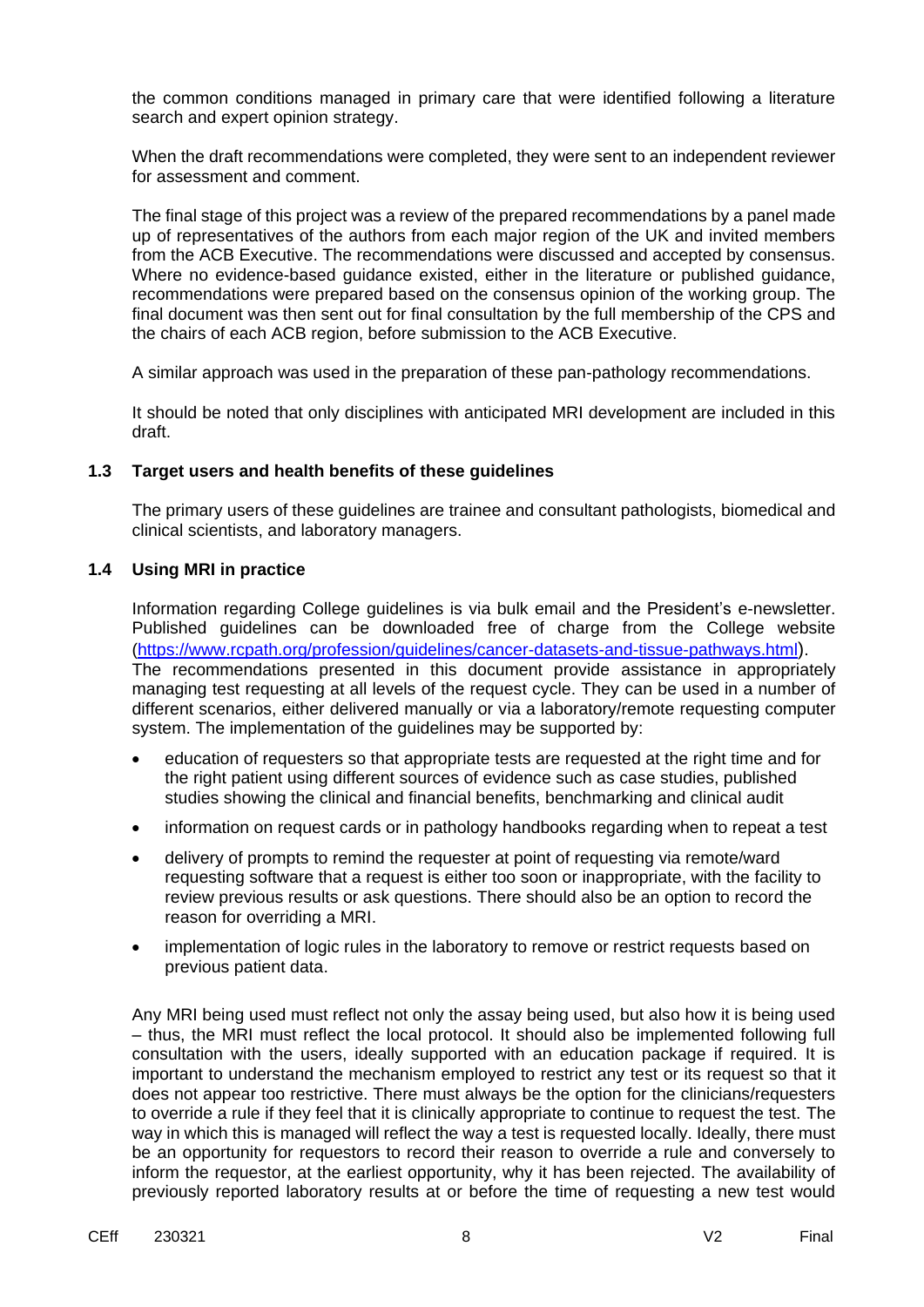the common conditions managed in primary care that were identified following a literature search and expert opinion strategy.

When the draft recommendations were completed, they were sent to an independent reviewer for assessment and comment.

The final stage of this project was a review of the prepared recommendations by a panel made up of representatives of the authors from each major region of the UK and invited members from the ACB Executive. The recommendations were discussed and accepted by consensus. Where no evidence-based guidance existed, either in the literature or published guidance, recommendations were prepared based on the consensus opinion of the working group. The final document was then sent out for final consultation by the full membership of the CPS and the chairs of each ACB region, before submission to the ACB Executive.

A similar approach was used in the preparation of these pan-pathology recommendations.

It should be noted that only disciplines with anticipated MRI development are included in this draft.

## 1.3 Target users and health benefits of these guidelines

The primary users of these guidelines are trainee and consultant pathologists, biomedical and clinical scientists, and laboratory managers.

## 1.4 Using MRI in practice

Information regarding College guidelines is via bulk email and the President's e-newsletter. Published guidelines can be downloaded free of charge from the College website (https://www.rcpath.org/profession/guidelines/cancer-datasets-and-tissue-pathways.html). The recommendations presented in this document provide assistance in appropriately managing test requesting at all levels of the request cycle. They can be used in a number of different scenarios, either delivered manually or via a laboratory/remote requesting computer system. The implementation of the guidelines may be supported by:

- education of requesters so that appropriate tests are requested at the right time and for the right patient using different sources of evidence such as case studies, published studies showing the clinical and financial benefits, benchmarking and clinical audit
- information on request cards or in pathology handbooks regarding when to repeat a test
- delivery of prompts to remind the requester at point of requesting via remote/ward requesting software that a request is either too soon or inappropriate, with the facility to review previous results or ask questions. There should also be an option to record the reason for overriding a MRI.
- implementation of logic rules in the laboratory to remove or restrict requests based on previous patient data.

Any MRI being used must reflect not only the assay being used, but also how it is being used – thus, the MRI must reflect the local protocol. It should also be implemented following full consultation with the users, ideally supported with an education package if required. It is important to understand the mechanism employed to restrict any test or its request so that it does not appear too restrictive. There must always be the option for the clinicians/requesters to override a rule if they feel that it is clinically appropriate to continue to request the test. The way in which this is managed will reflect the way a test is requested locally. Ideally, there must be an opportunity for requestors to record their reason to override a rule and conversely to inform the requestor, at the earliest opportunity, why it has been rejected. The availability of previously reported laboratory results at or before the time of requesting a new test would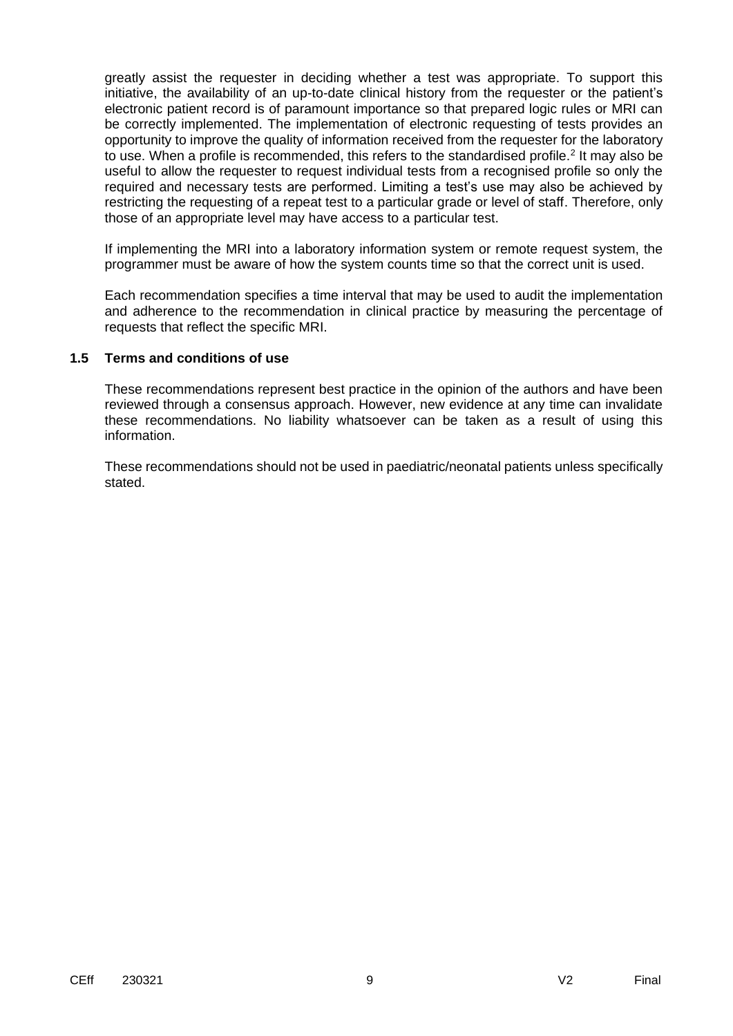greatly assist the requester in deciding whether a test was appropriate. To support this initiative, the availability of an up-to-date clinical history from the requester or the patient's electronic patient record is of paramount importance so that prepared logic rules or MRI can be correctly implemented. The implementation of electronic requesting of tests provides an opportunity to improve the quality of information received from the requester for the laboratory to use. When a profile is recommended, this refers to the standardised profile.[2] It may also be useful to allow the requester to request individual tests from a recognised profile so only the required and necessary tests are performed. Limiting a test's use may also be achieved by restricting the requesting of a repeat test to a particular grade or level of staff. Therefore, only those of an appropriate level may have access to a particular test.

If implementing the MRI into a laboratory information system or remote request system, the programmer must be aware of how the system counts time so that the correct unit is used.

Each recommendation specifies a time interval that may be used to audit the implementation and adherence to the recommendation in clinical practice by measuring the percentage of requests that reflect the specific MRI.

### 1.5 Terms and conditions of use

These recommendations represent best practice in the opinion of the authors and have been reviewed through a consensus approach. However, new evidence at any time can invalidate these recommendations. No liability whatsoever can be taken as a result of using this information.

These recommendations should not be used in paediatric/neonatal patients unless specifically stated.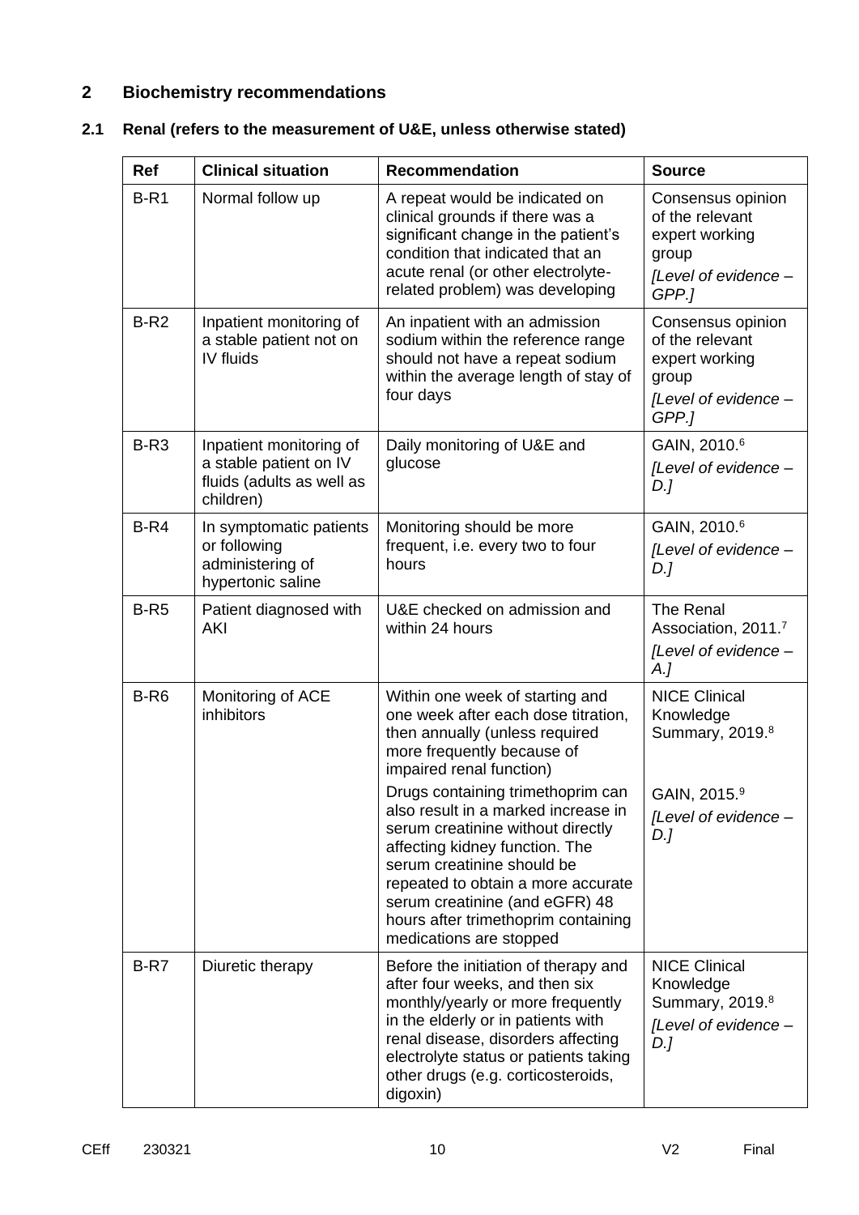## 2 Biochemistry recommendations

### 2.1 Renal (refers to the measurement of U&E, unless otherwise stated)

| Ref | Clinical situation | Recommendation | Source |
|---|---|---|---|
| B-R1 | Normal follow up | A repeat would be indicated on clinical grounds if there was a significant change in the patient's condition that indicated that an acute renal (or other electrolyte-related problem) was developing | Consensus opinion of the relevant expert working group<br>*[Level of evidence – GPP.]* |
| B-R2 | Inpatient monitoring of a stable patient not on IV fluids | An inpatient with an admission sodium within the reference range should not have a repeat sodium within the average length of stay of four days | Consensus opinion of the relevant expert working group<br>*[Level of evidence – GPP.]* |
| B-R3 | Inpatient monitoring of a stable patient on IV fluids (adults as well as children) | Daily monitoring of U&E and glucose | GAIN, 2010.[6]<br>*[Level of evidence – D.]* |
| B-R4 | In symptomatic patients or following administering of hypertonic saline | Monitoring should be more frequent, i.e. every two to four hours | GAIN, 2010.[6]<br>*[Level of evidence – D.]* |
| B-R5 | Patient diagnosed with AKI | U&E checked on admission and within 24 hours | The Renal Association, 2011.[7]<br>*[Level of evidence – A.]* |
| B-R6 | Monitoring of ACE inhibitors | Within one week of starting and one week after each dose titration, then annually (unless required more frequently because of impaired renal function)<br>Drugs containing trimethoprim can also result in a marked increase in serum creatinine without directly affecting kidney function. The serum creatinine should be repeated to obtain a more accurate serum creatinine (and eGFR) 48 hours after trimethoprim containing medications are stopped | NICE Clinical Knowledge Summary, 2019.[8]<br>GAIN, 2015.[9]<br>*[Level of evidence – D.]* |
| B-R7 | Diuretic therapy | Before the initiation of therapy and after four weeks, and then six monthly/yearly or more frequently in the elderly or in patients with renal disease, disorders affecting electrolyte status or patients taking other drugs (e.g. corticosteroids, digoxin) | NICE Clinical Knowledge Summary, 2019.[8]<br>*[Level of evidence – D.]* |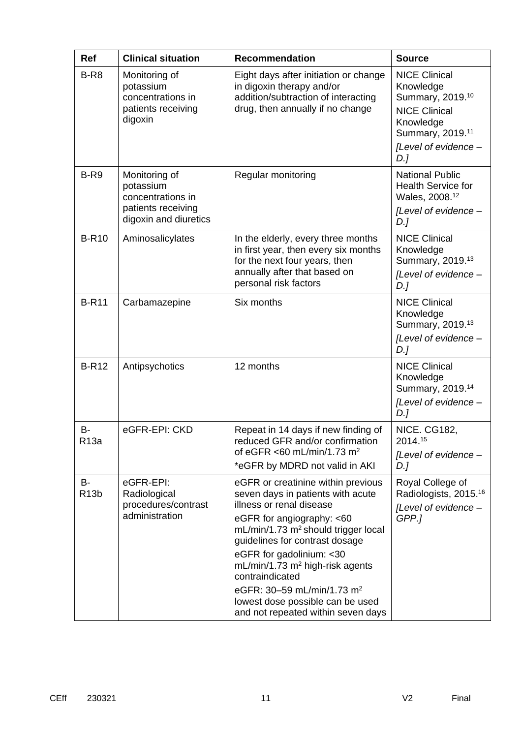| Ref | Clinical situation | Recommendation | Source |
|---|---|---|---|
| B-R8 | Monitoring of potassium concentrations in patients receiving digoxin | Eight days after initiation or change in digoxin therapy and/or addition/subtraction of interacting drug, then annually if no change | NICE Clinical Knowledge Summary, 2019.[10] NICE Clinical Knowledge Summary, 2019.[11] *[Level of evidence – D.]* |
| B-R9 | Monitoring of potassium concentrations in patients receiving digoxin and diuretics | Regular monitoring | National Public Health Service for Wales, 2008.[12] *[Level of evidence – D.]* |
| B-R10 | Aminosalicylates | In the elderly, every three months in first year, then every six months for the next four years, then annually after that based on personal risk factors | NICE Clinical Knowledge Summary, 2019.[13] *[Level of evidence – D.]* |
| B-R11 | Carbamazepine | Six months | NICE Clinical Knowledge Summary, 2019.[13] *[Level of evidence – D.]* |
| B-R12 | Antipsychotics | 12 months | NICE Clinical Knowledge Summary, 2019.[14] *[Level of evidence – D.]* |
| B-R13a | eGFR-EPI: CKD | Repeat in 14 days if new finding of reduced GFR and/or confirmation of eGFR <60 mL/min/1.73 $m^2$ *eGFR by MDRD not valid in AKI | NICE. CG182, 2014.[15] *[Level of evidence – D.]* |
| B-R13b | eGFR-EPI: Radiological procedures/contrast administration | eGFR or creatinine within previous seven days in patients with acute illness or renal disease<br>eGFR for angiography: <60 mL/min/1.73 $m^2$ should trigger local guidelines for contrast dosage<br>eGFR for gadolinium: <30 mL/min/1.73 $m^2$ high-risk agents contraindicated<br>eGFR: 30–59 mL/min/1.73 $m^2$ lowest dose possible can be used and not repeated within seven days | Royal College of Radiologists, 2015.[16] *[Level of evidence – GPP.]* |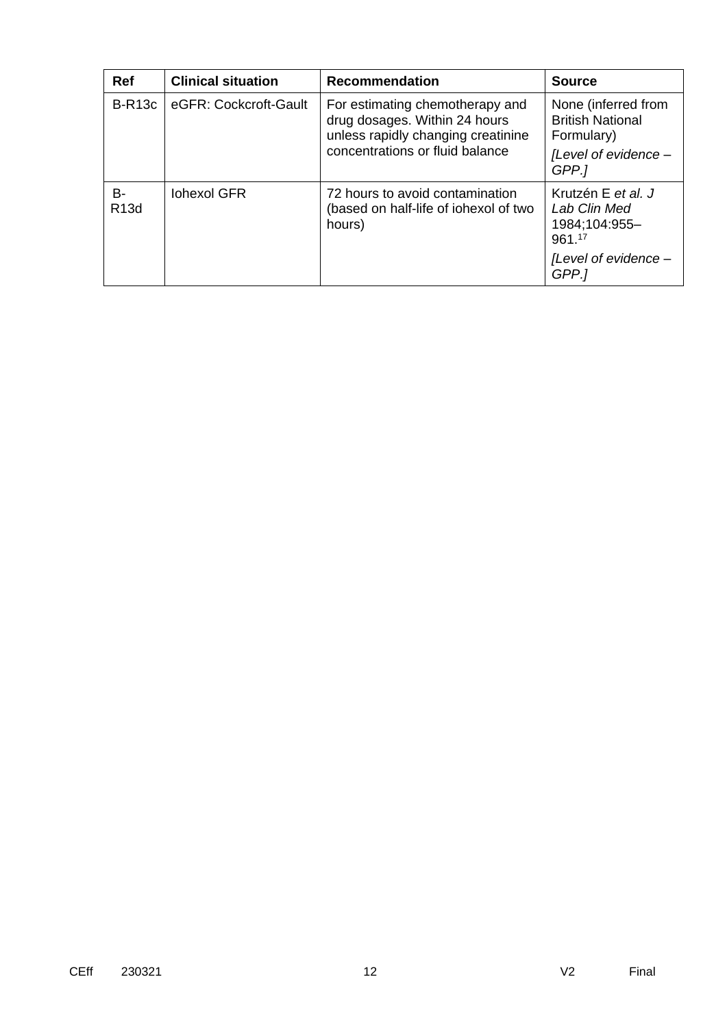| Ref | Clinical situation | Recommendation | Source |
|---|---|---|---|
| B-R13c | eGFR: Cockcroft-Gault | For estimating chemotherapy and drug dosages. Within 24 hours unless rapidly changing creatinine concentrations or fluid balance | None (inferred from British National Formulary)<br>*[Level of evidence – GPP.]* |
| B-R13d | Iohexol GFR | 72 hours to avoid contamination (based on half-life of iohexol of two hours) | Krutzén E *et al. J Lab Clin Med* 1984;104:955–961.[17]<br>*[Level of evidence – GPP.]* |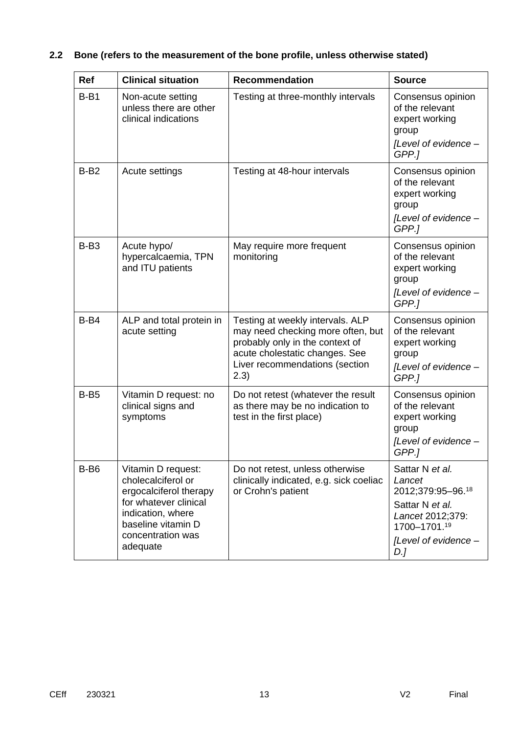## 2.2 Bone (refers to the measurement of the bone profile, unless otherwise stated)

| Ref | Clinical situation | Recommendation | Source |
|---|---|---|---|
| B-B1 | Non-acute setting unless there are other clinical indications | Testing at three-monthly intervals | Consensus opinion of the relevant expert working group *[Level of evidence – GPP.]* |
| B-B2 | Acute settings | Testing at 48-hour intervals | Consensus opinion of the relevant expert working group *[Level of evidence – GPP.]* |
| B-B3 | Acute hypo/ hypercalcaemia, TPN and ITU patients | May require more frequent monitoring | Consensus opinion of the relevant expert working group *[Level of evidence – GPP.]* |
| B-B4 | ALP and total protein in acute setting | Testing at weekly intervals. ALP may need checking more often, but probably only in the context of acute cholestatic changes. See Liver recommendations (section 2.3) | Consensus opinion of the relevant expert working group *[Level of evidence – GPP.]* |
| B-B5 | Vitamin D request: no clinical signs and symptoms | Do not retest (whatever the result as there may be no indication to test in the first place) | Consensus opinion of the relevant expert working group *[Level of evidence – GPP.]* |
| B-B6 | Vitamin D request: cholecalciferol or ergocalciferol therapy for whatever clinical indication, where baseline vitamin D concentration was adequate | Do not retest, unless otherwise clinically indicated, e.g. sick coeliac or Crohn's patient | Sattar N *et al.* *Lancet* 2012;379:95–96.[18] Sattar N *et al.* *Lancet* 2012;379: 1700–1701.[19] *[Level of evidence – D.]* |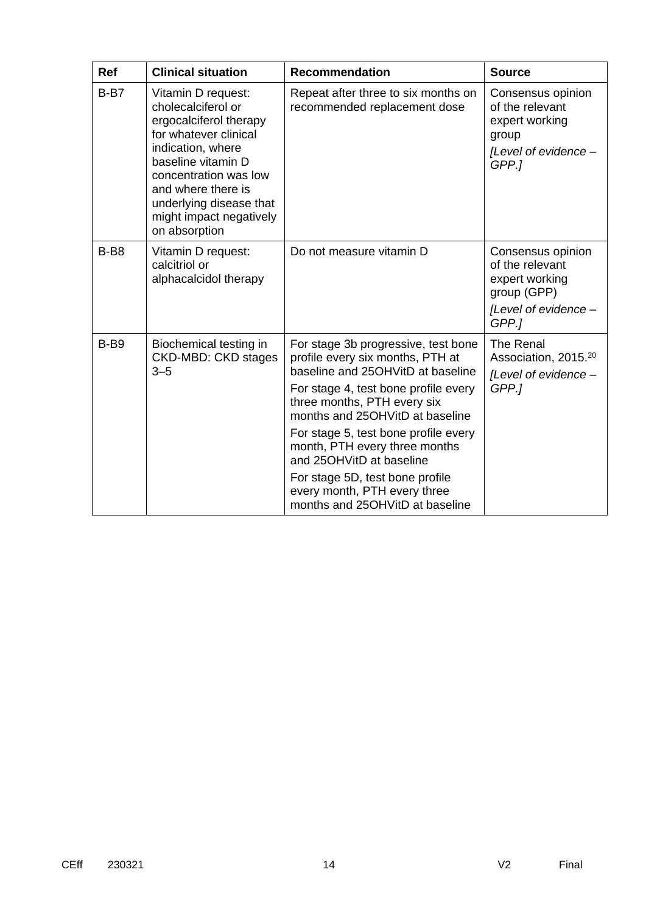| Ref | Clinical situation | Recommendation | Source |
|---|---|---|---|
| B-B7 | Vitamin D request: cholecalciferol or ergocalciferol therapy for whatever clinical indication, where baseline vitamin D concentration was low and where there is underlying disease that might impact negatively on absorption | Repeat after three to six months on recommended replacement dose | Consensus opinion of the relevant expert working group<br>*[Level of evidence – GPP.]* |
| B-B8 | Vitamin D request: calcitriol or alphacalcidol therapy | Do not measure vitamin D | Consensus opinion of the relevant expert working group (GPP)<br>*[Level of evidence – GPP.]* |
| B-B9 | Biochemical testing in CKD-MBD: CKD stages 3–5 | For stage 3b progressive, test bone profile every six months, PTH at baseline and 25OHVitD at baseline<br>For stage 4, test bone profile every three months, PTH every six months and 25OHVitD at baseline<br>For stage 5, test bone profile every month, PTH every three months and 25OHVitD at baseline<br>For stage 5D, test bone profile every month, PTH every three months and 25OHVitD at baseline | The Renal Association, 2015.[20]<br>*[Level of evidence – GPP.]* |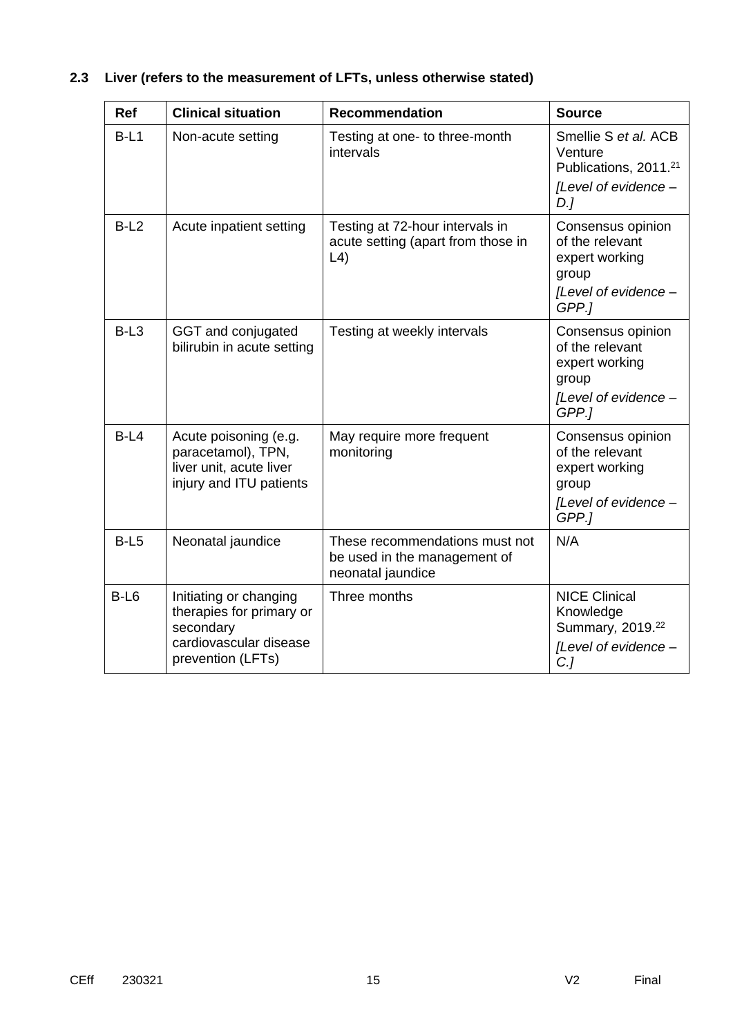### 2.3 Liver (refers to the measurement of LFTs, unless otherwise stated)

| Ref | Clinical situation | Recommendation | Source |
|---|---|---|---|
| B-L1 | Non-acute setting | Testing at one- to three-month intervals | Smellie S *et al.* ACB Venture Publications, 2011.[21] *[Level of evidence – D.]* |
| B-L2 | Acute inpatient setting | Testing at 72-hour intervals in acute setting (apart from those in L4) | Consensus opinion of the relevant expert working group *[Level of evidence – GPP.]* |
| B-L3 | GGT and conjugated bilirubin in acute setting | Testing at weekly intervals | Consensus opinion of the relevant expert working group *[Level of evidence – GPP.]* |
| B-L4 | Acute poisoning (e.g. paracetamol), TPN, liver unit, acute liver injury and ITU patients | May require more frequent monitoring | Consensus opinion of the relevant expert working group *[Level of evidence – GPP.]* |
| B-L5 | Neonatal jaundice | These recommendations must not be used in the management of neonatal jaundice | N/A |
| B-L6 | Initiating or changing therapies for primary or secondary cardiovascular disease prevention (LFTs) | Three months | NICE Clinical Knowledge Summary*,* 2019.[22] *[Level of evidence – C.]* |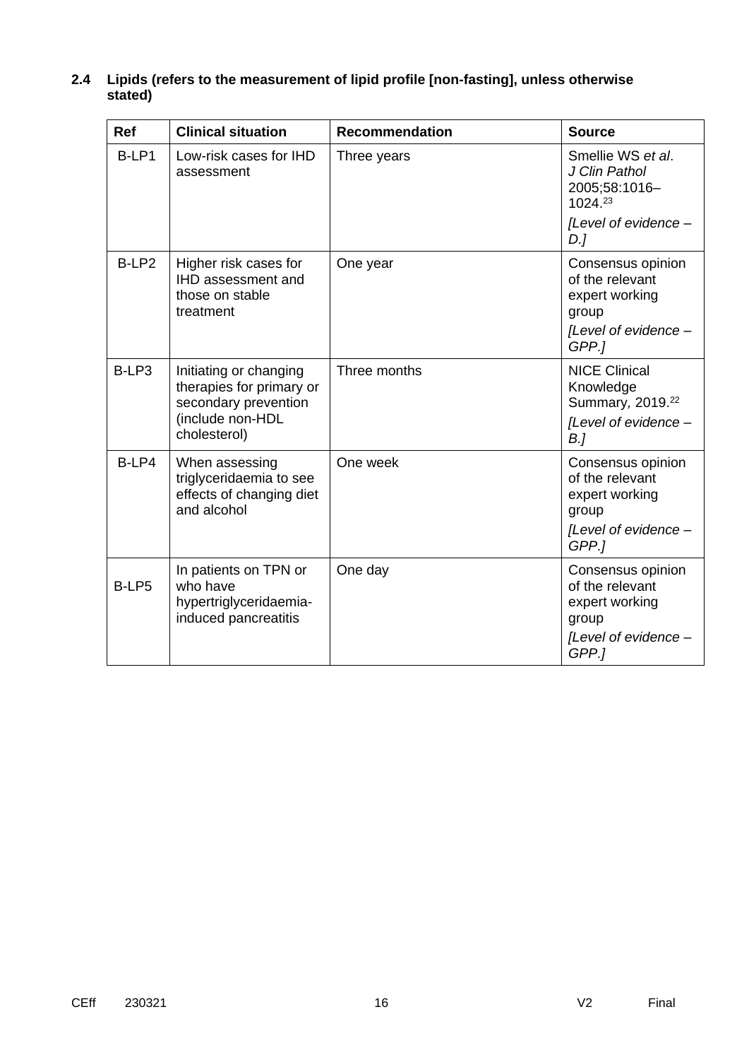### 2.4 Lipids (refers to the measurement of lipid profile [non-fasting], unless otherwise stated)

| Ref | Clinical situation | Recommendation | Source |
|---|---|---|---|
| B-LP1 | Low-risk cases for IHD assessment | Three years | Smellie WS *et al*. *J Clin Pathol* 2005;58:1016–1024.[23] *[Level of evidence – D.]* |
| B-LP2 | Higher risk cases for IHD assessment and those on stable treatment | One year | Consensus opinion of the relevant expert working group *[Level of evidence – GPP.]* |
| B-LP3 | Initiating or changing therapies for primary or secondary prevention (include non-HDL cholesterol) | Three months | NICE Clinical Knowledge Summary, 2019.[22] *[Level of evidence – B.]* |
| B-LP4 | When assessing triglyceridaemia to see effects of changing diet and alcohol | One week | Consensus opinion of the relevant expert working group *[Level of evidence – GPP.]* |
| B-LP5 | In patients on TPN or who have hypertriglyceridaemia-induced pancreatitis | One day | Consensus opinion of the relevant expert working group *[Level of evidence – GPP.]* |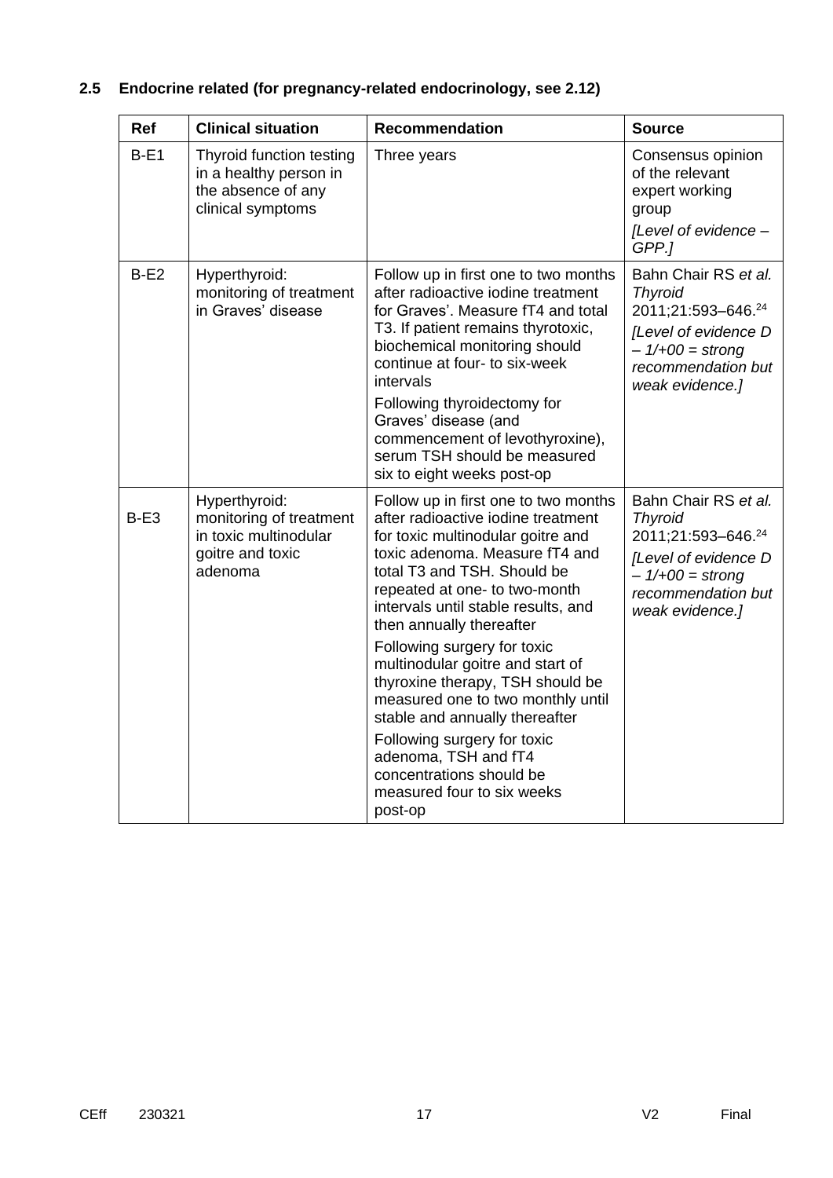## 2.5 Endocrine related (for pregnancy-related endocrinology, see 2.12)

| Ref | Clinical situation | Recommendation | Source |
|---|---|---|---|
| B-E1 | Thyroid function testing in a healthy person in the absence of any clinical symptoms | Three years | Consensus opinion of the relevant expert working group<br>*[Level of evidence – GPP.]* |
| B-E2 | Hyperthyroid: monitoring of treatment in Graves' disease | Follow up in first one to two months after radioactive iodine treatment for Graves'. Measure fT4 and total T3. If patient remains thyrotoxic, biochemical monitoring should continue at four- to six-week intervals<br>Following thyroidectomy for Graves' disease (and commencement of levothyroxine), serum TSH should be measured six to eight weeks post-op | Bahn Chair RS *et al. Thyroid* 2011;21:593–646.[24]<br>*[Level of evidence D – 1/+00 = strong recommendation but weak evidence.]* |
| B-E3 | Hyperthyroid: monitoring of treatment in toxic multinodular goitre and toxic adenoma | Follow up in first one to two months after radioactive iodine treatment for toxic multinodular goitre and toxic adenoma. Measure fT4 and total T3 and TSH. Should be repeated at one- to two-month intervals until stable results, and then annually thereafter<br>Following surgery for toxic multinodular goitre and start of thyroxine therapy, TSH should be measured one to two monthly until stable and annually thereafter<br>Following surgery for toxic adenoma, TSH and fT4 concentrations should be measured four to six weeks post-op | Bahn Chair RS *et al. Thyroid* 2011;21:593–646.[24]<br>*[Level of evidence D – 1/+00 = strong recommendation but weak evidence.]* |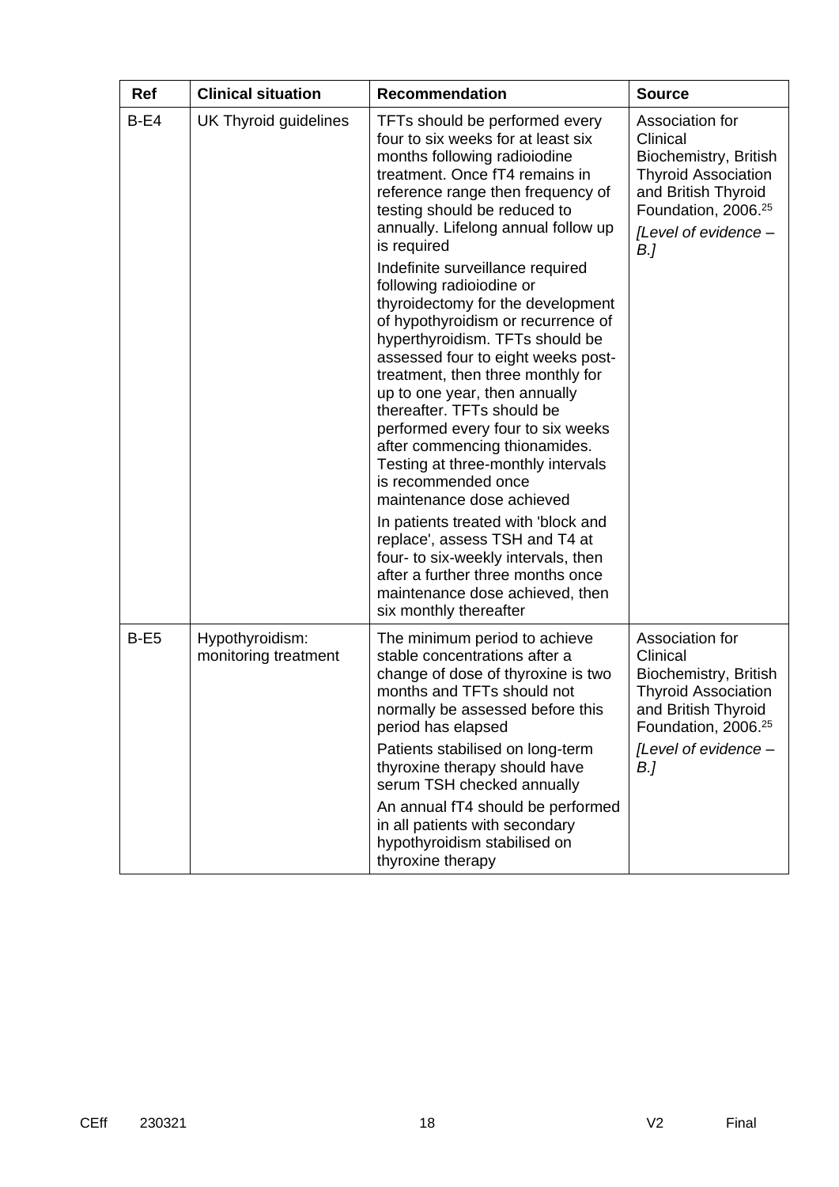| Ref | Clinical situation | Recommendation | Source |
|---|---|---|---|
| B-E4 | UK Thyroid guidelines | TFTs should be performed every four to six weeks for at least six months following radioiodine treatment. Once fT4 remains in reference range then frequency of testing should be reduced to annually. Lifelong annual follow up is required<br><br>Indefinite surveillance required following radioiodine or thyroidectomy for the development of hypothyroidism or recurrence of hyperthyroidism. TFTs should be assessed four to eight weeks post-treatment, then three monthly for up to one year, then annually thereafter. TFTs should be performed every four to six weeks after commencing thionamides. Testing at three-monthly intervals is recommended once maintenance dose achieved<br><br>In patients treated with 'block and replace', assess TSH and T4 at four- to six-weekly intervals, then after a further three months once maintenance dose achieved, then six monthly thereafter | Association for Clinical Biochemistry, British Thyroid Association and British Thyroid Foundation, 2006.[25]<br><br>*[Level of evidence – B.]* |
| B-E5 | Hypothyroidism: monitoring treatment | The minimum period to achieve stable concentrations after a change of dose of thyroxine is two months and TFTs should not normally be assessed before this period has elapsed<br><br>Patients stabilised on long-term thyroxine therapy should have serum TSH checked annually<br><br>An annual fT4 should be performed in all patients with secondary hypothyroidism stabilised on thyroxine therapy | Association for Clinical Biochemistry, British Thyroid Association and British Thyroid Foundation, 2006.[25]<br><br>*[Level of evidence – B.]* |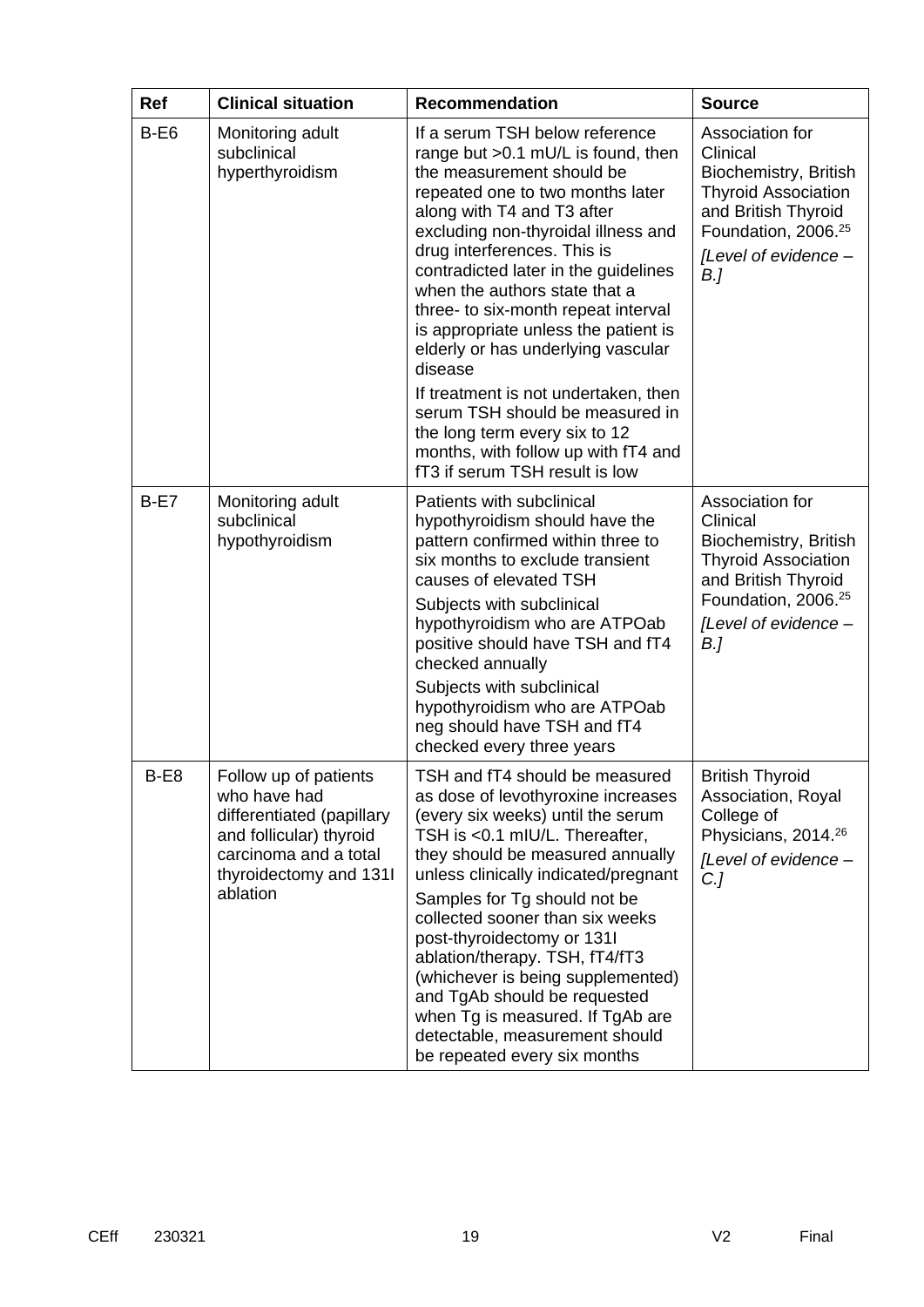| Ref | Clinical situation | Recommendation | Source |
|---|---|---|---|
| B-E6 | Monitoring adult subclinical hyperthyroidism | If a serum TSH below reference range but >0.1 mU/L is found, then the measurement should be repeated one to two months later along with T4 and T3 after excluding non-thyroidal illness and drug interferences. This is contradicted later in the guidelines when the authors state that a three- to six-month repeat interval is appropriate unless the patient is elderly or has underlying vascular disease<br><br>If treatment is not undertaken, then serum TSH should be measured in the long term every six to 12 months, with follow up with fT4 and fT3 if serum TSH result is low | Association for Clinical Biochemistry, British Thyroid Association and British Thyroid Foundation, 2006.[25]<br><br>*[Level of evidence – B.]* |
| B-E7 | Monitoring adult subclinical hypothyroidism | Patients with subclinical hypothyroidism should have the pattern confirmed within three to six months to exclude transient causes of elevated TSH<br><br>Subjects with subclinical hypothyroidism who are ATPOab positive should have TSH and fT4 checked annually<br><br>Subjects with subclinical hypothyroidism who are ATPOab neg should have TSH and fT4 checked every three years | Association for Clinical Biochemistry, British Thyroid Association and British Thyroid Foundation, 2006.[25]<br><br>*[Level of evidence – B.]* |
| B-E8 | Follow up of patients who have had differentiated (papillary and follicular) thyroid carcinoma and a total thyroidectomy and 131I ablation | TSH and fT4 should be measured as dose of levothyroxine increases (every six weeks) until the serum TSH is <0.1 mIU/L. Thereafter, they should be measured annually unless clinically indicated/pregnant<br><br>Samples for Tg should not be collected sooner than six weeks post-thyroidectomy or 131I ablation/therapy. TSH, fT4/fT3 (whichever is being supplemented) and TgAb should be requested when Tg is measured. If TgAb are detectable, measurement should be repeated every six months | British Thyroid Association, Royal College of Physicians, 2014.[26]<br><br>*[Level of evidence – C.]* |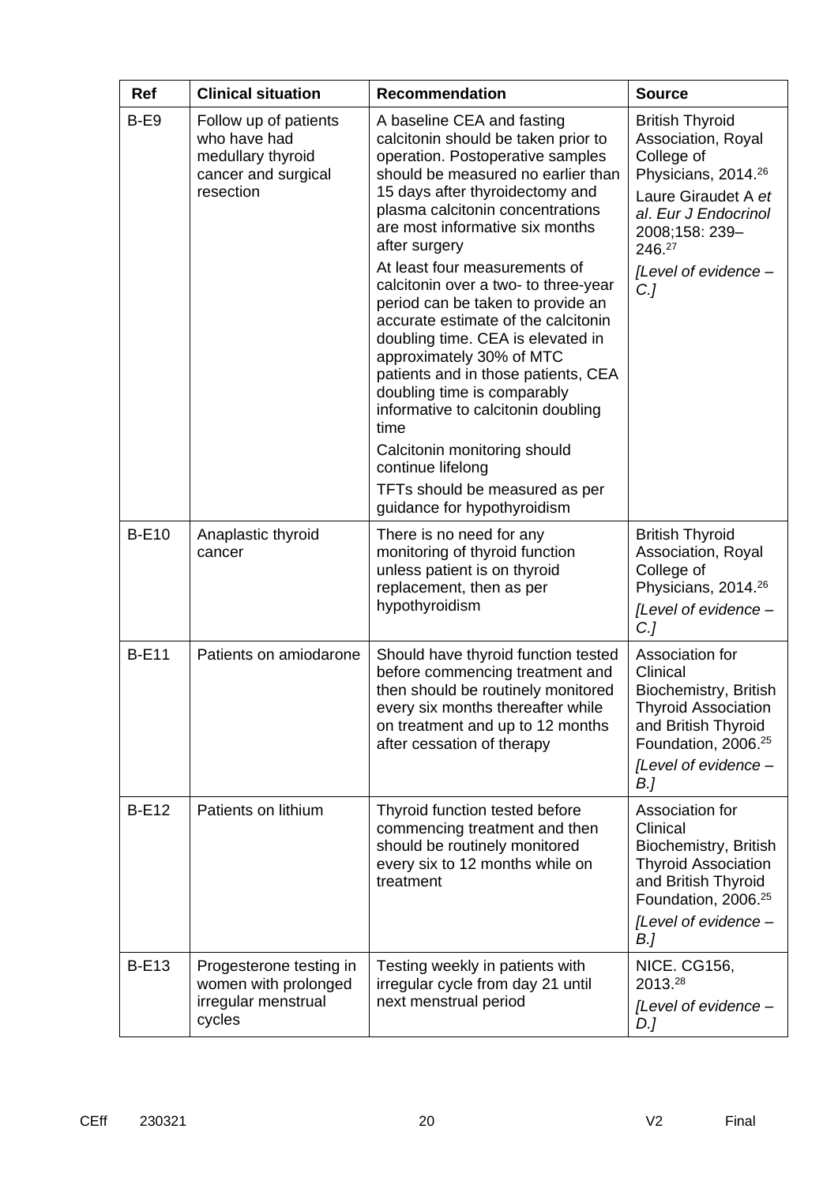| Ref | Clinical situation | Recommendation | Source |
|---|---|---|---|
| B-E9 | Follow up of patients who have had medullary thyroid cancer and surgical resection | A baseline CEA and fasting calcitonin should be taken prior to operation. Postoperative samples should be measured no earlier than 15 days after thyroidectomy and plasma calcitonin concentrations are most informative six months after surgery<br><br>At least four measurements of calcitonin over a two- to three-year period can be taken to provide an accurate estimate of the calcitonin doubling time. CEA is elevated in approximately 30% of MTC patients and in those patients, CEA doubling time is comparably informative to calcitonin doubling time<br><br>Calcitonin monitoring should continue lifelong<br><br>TFTs should be measured as per guidance for hypothyroidism | British Thyroid Association, Royal College of Physicians, 2014.[26]<br><br>Laure Giraudet A *et al*. *Eur J Endocrinol* 2008;158: 239–246.[27]<br><br>*[Level of evidence – C.]* |
| B-E10 | Anaplastic thyroid cancer | There is no need for any monitoring of thyroid function unless patient is on thyroid replacement, then as per hypothyroidism | British Thyroid Association, Royal College of Physicians, 2014.[26]<br><br>*[Level of evidence – C.]* |
| B-E11 | Patients on amiodarone | Should have thyroid function tested before commencing treatment and then should be routinely monitored every six months thereafter while on treatment and up to 12 months after cessation of therapy | Association for Clinical Biochemistry, British Thyroid Association and British Thyroid Foundation, 2006.[25]<br><br>*[Level of evidence – B.]* |
| B-E12 | Patients on lithium | Thyroid function tested before commencing treatment and then should be routinely monitored every six to 12 months while on treatment | Association for Clinical Biochemistry, British Thyroid Association and British Thyroid Foundation, 2006.[25]<br><br>*[Level of evidence – B.]* |
| B-E13 | Progesterone testing in women with prolonged irregular menstrual cycles | Testing weekly in patients with irregular cycle from day 21 until next menstrual period | NICE. CG156, 2013.[28]<br><br>*[Level of evidence – D.]* |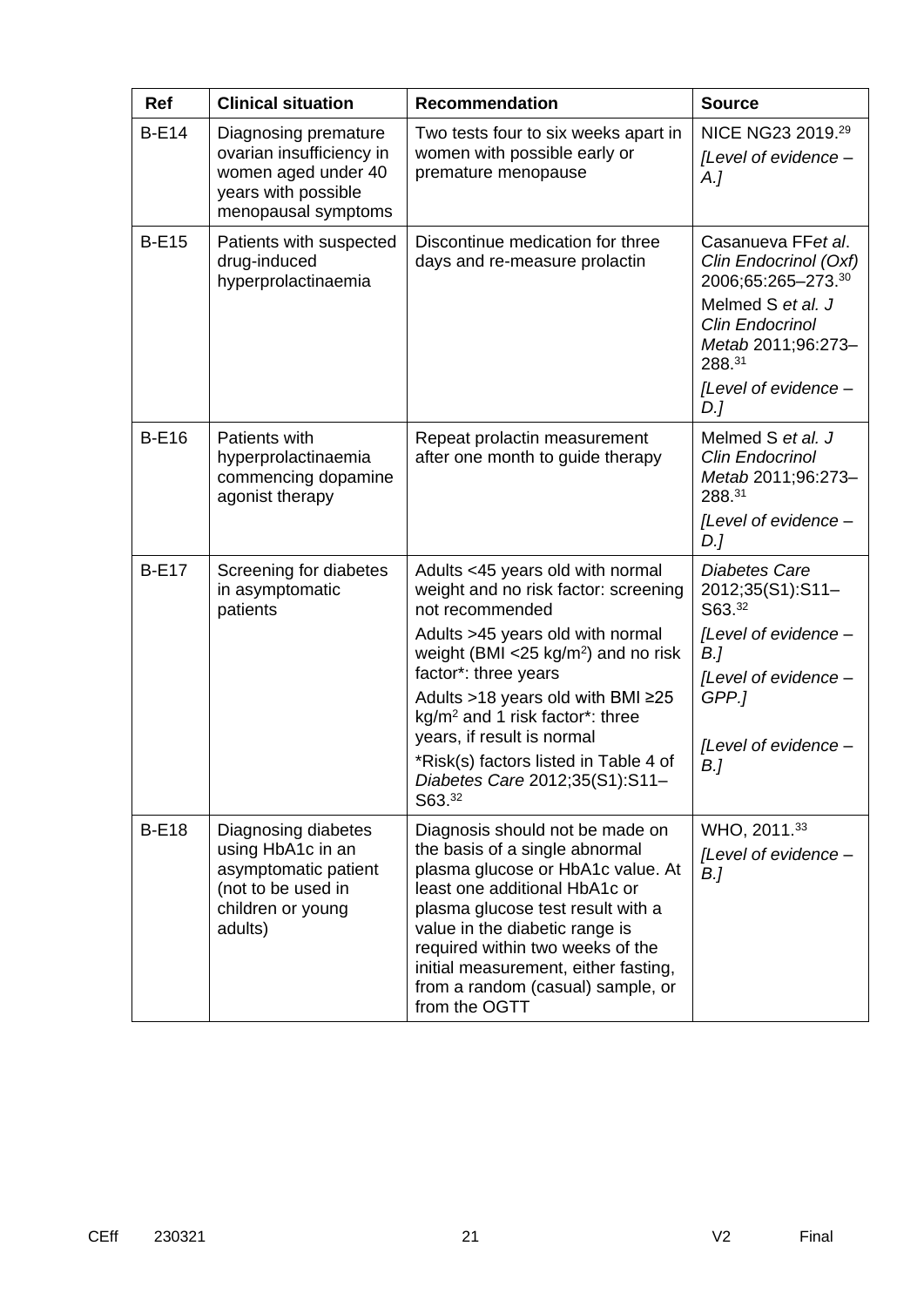| Ref | Clinical situation | Recommendation | Source |
|---|---|---|---|
| B-E14 | Diagnosing premature ovarian insufficiency in women aged under 40 years with possible menopausal symptoms | Two tests four to six weeks apart in women with possible early or premature menopause | NICE NG23 2019.[29] *[Level of evidence – A.]* |
| B-E15 | Patients with suspected drug-induced hyperprolactinaemia | Discontinue medication for three days and re-measure prolactin | Casanueva FF*et al*. *Clin Endocrinol (Oxf)* 2006;65:265–273.[30] Melmed S *et al. J Clin Endocrinol Metab* 2011;96:273–288.[31] *[Level of evidence – D.]* |
| B-E16 | Patients with hyperprolactinaemia commencing dopamine agonist therapy | Repeat prolactin measurement after one month to guide therapy | Melmed S *et al. J Clin Endocrinol Metab* 2011;96:273–288.[31] *[Level of evidence – D.]* |
| B-E17 | Screening for diabetes in asymptomatic patients | Adults <45 years old with normal weight and no risk factor: screening not recommended<br>Adults >45 years old with normal weight (BMI <25 kg/m$^2$) and no risk factor*: three years<br>Adults >18 years old with BMI ≥25 kg/m$^2$ and 1 risk factor*: three years, if result is normal<br>*Risk(s) factors listed in Table 4 of *Diabetes Care* 2012;35(S1):S11–S63.[32] | *Diabetes Care* 2012;35(S1):S11–S63.[32]<br>*[Level of evidence – B.]*<br>*[Level of evidence – GPP.]*<br>*[Level of evidence – B.]* |
| B-E18 | Diagnosing diabetes using HbA1c in an asymptomatic patient (not to be used in children or young adults) | Diagnosis should not be made on the basis of a single abnormal plasma glucose or HbA1c value. At least one additional HbA1c or plasma glucose test result with a value in the diabetic range is required within two weeks of the initial measurement, either fasting, from a random (casual) sample, or from the OGTT | WHO, 2011.[33] *[Level of evidence – B.]* |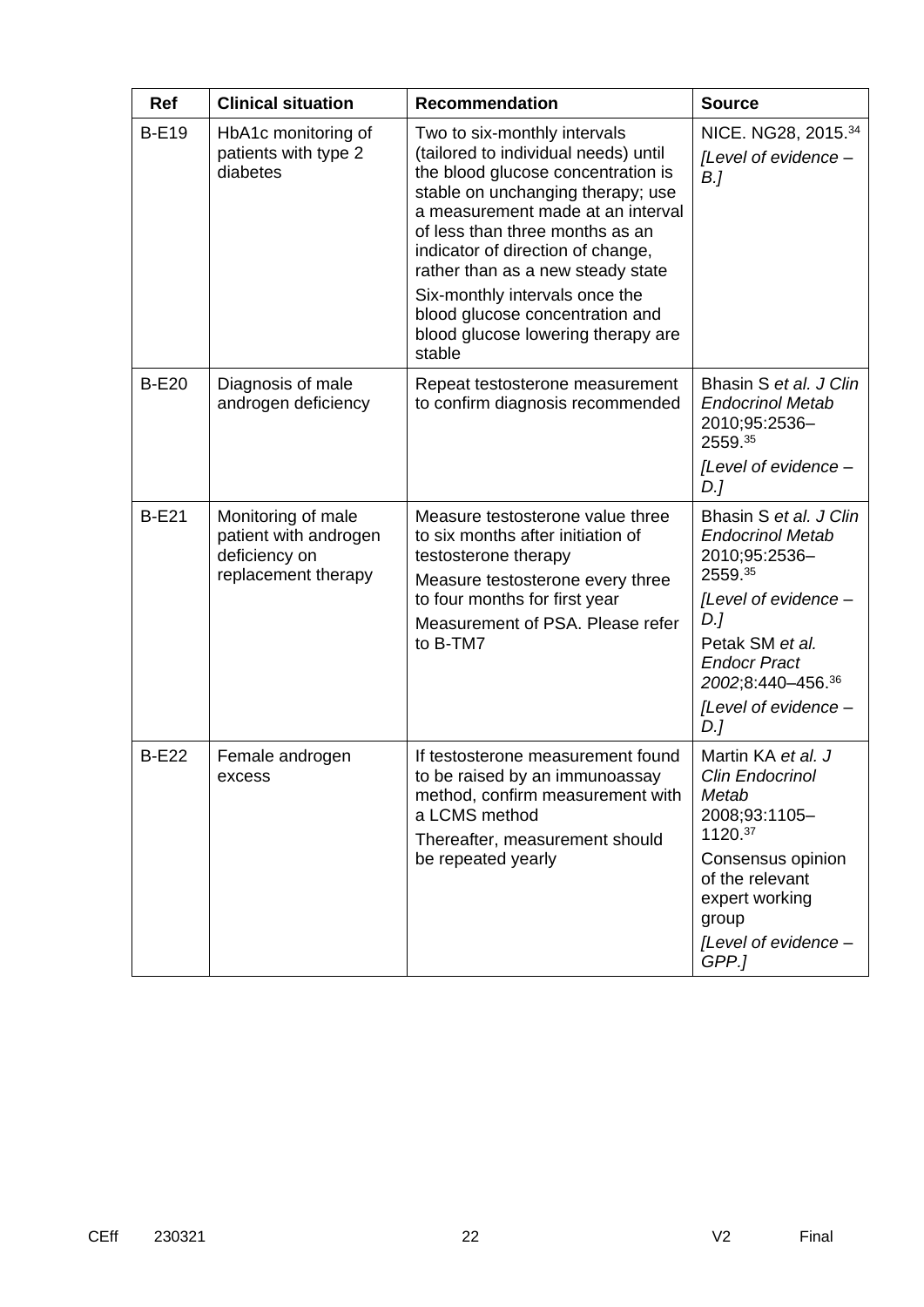| Ref | Clinical situation | Recommendation | Source |
|---|---|---|---|
| B-E19 | HbA1c monitoring of patients with type 2 diabetes | Two to six-monthly intervals (tailored to individual needs) until the blood glucose concentration is stable on unchanging therapy; use a measurement made at an interval of less than three months as an indicator of direction of change, rather than as a new steady state<br>Six-monthly intervals once the blood glucose concentration and blood glucose lowering therapy are stable | NICE. NG28, 2015.[34]<br>*[Level of evidence – B.]* |
| B-E20 | Diagnosis of male androgen deficiency | Repeat testosterone measurement to confirm diagnosis recommended | Bhasin S *et al. J Clin Endocrinol Metab* 2010;95:2536–2559.[35]<br>*[Level of evidence – D.]* |
| B-E21 | Monitoring of male patient with androgen deficiency on replacement therapy | Measure testosterone value three to six months after initiation of testosterone therapy<br>Measure testosterone every three to four months for first year<br>Measurement of PSA. Please refer to B-TM7 | Bhasin S *et al. J Clin Endocrinol Metab* 2010;95:2536–2559.[35]<br>*[Level of evidence – D.]*<br>Petak SM *et al. Endocr Pract 2002*;8:440–456.[36]<br>*[Level of evidence – D.]* |
| B-E22 | Female androgen excess | If testosterone measurement found to be raised by an immunoassay method, confirm measurement with a LCMS method<br>Thereafter, measurement should be repeated yearly | Martin KA *et al. J Clin Endocrinol Metab* 2008;93:1105–1120.[37]<br>Consensus opinion of the relevant expert working group<br>*[Level of evidence – GPP.]* |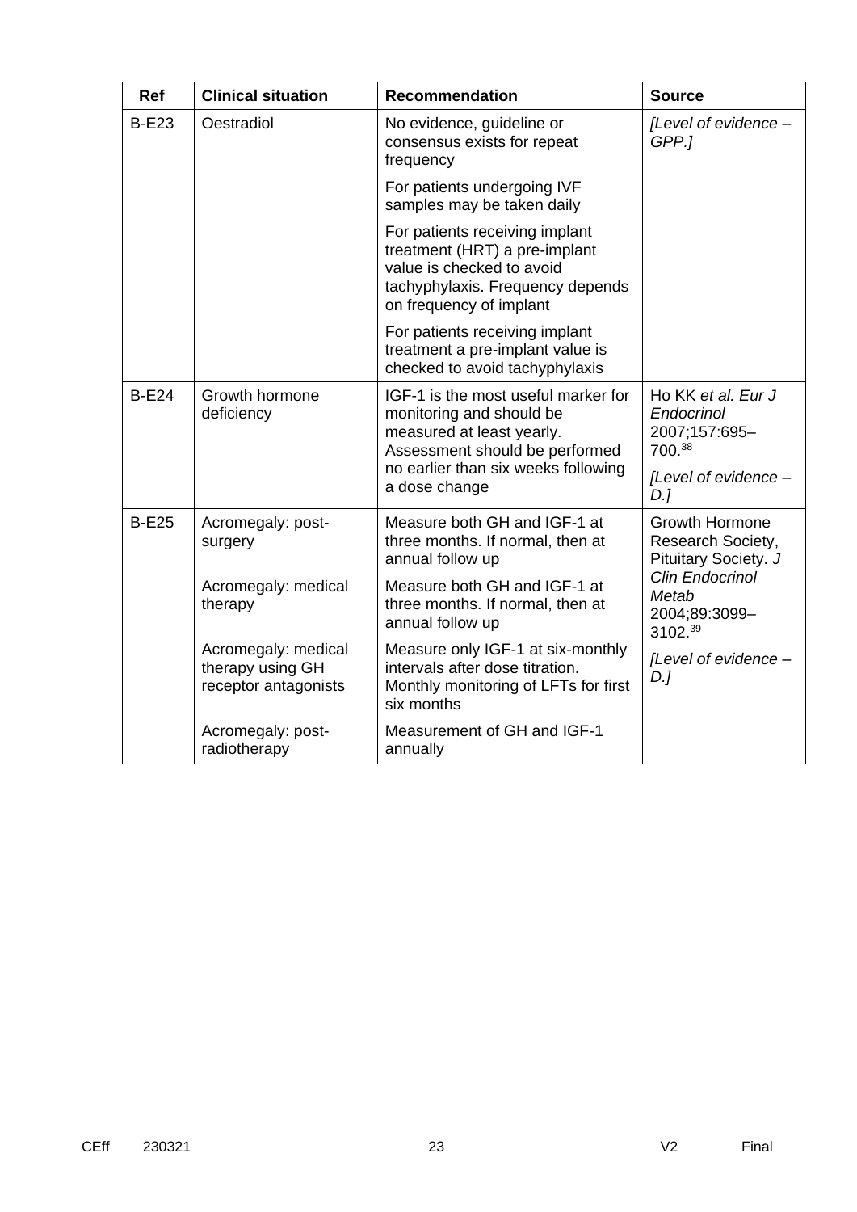| Ref | Clinical situation | Recommendation | Source |
|---|---|---|---|
| B-E23 | Oestradiol | No evidence, guideline or consensus exists for repeat frequency | *[Level of evidence – GPP.]* |
| | | For patients undergoing IVF samples may be taken daily | |
| | | For patients receiving implant treatment (HRT) a pre-implant value is checked to avoid tachyphylaxis. Frequency depends on frequency of implant | |
| | | For patients receiving implant treatment a pre-implant value is checked to avoid tachyphylaxis | |
| B-E24 | Growth hormone deficiency | IGF-1 is the most useful marker for monitoring and should be measured at least yearly. Assessment should be performed no earlier than six weeks following a dose change | Ho KK *et al. Eur J Endocrinol* 2007;157:695–700.[38] *[Level of evidence – D.]* |
| B-E25 | Acromegaly: post-surgery | Measure both GH and IGF-1 at three months. If normal, then at annual follow up | Growth Hormone Research Society, Pituitary Society. *J Clin Endocrinol Metab* 2004;89:3099–3102.[39] *[Level of evidence – D.]* |
| | Acromegaly: medical therapy | Measure both GH and IGF-1 at three months. If normal, then at annual follow up | |
| | Acromegaly: medical therapy using GH receptor antagonists | Measure only IGF-1 at six-monthly intervals after dose titration. Monthly monitoring of LFTs for first six months | |
| | Acromegaly: post-radiotherapy | Measurement of GH and IGF-1 annually | |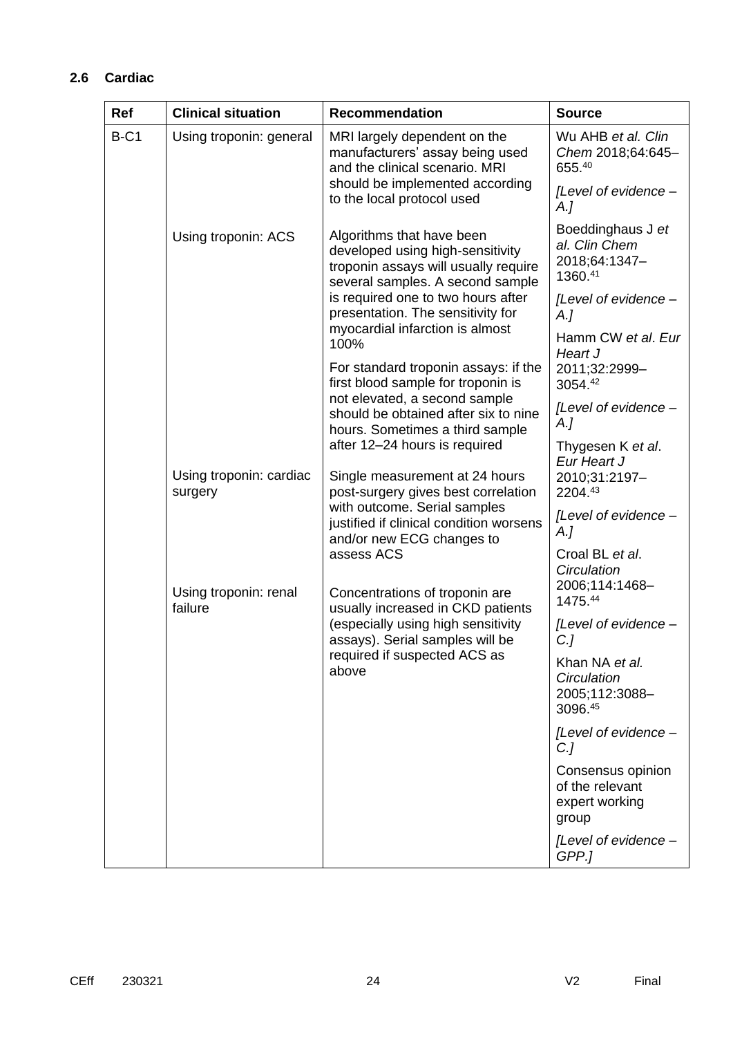## 2.6 Cardiac

| Ref | Clinical situation | Recommendation | Source |
|---|---|---|---|
| B-C1 | Using troponin: general | MRI largely dependent on the manufacturers' assay being used and the clinical scenario. MRI should be implemented according to the local protocol used | Wu AHB *et al. Clin Chem* 2018;64:645–655.[40] [Level of evidence – A.] |
| | Using troponin: ACS | Algorithms that have been developed using high-sensitivity troponin assays will usually require several samples. A second sample is required one to two hours after presentation. The sensitivity for myocardial infarction is almost 100%<br>For standard troponin assays: if the first blood sample for troponin is not elevated, a second sample should be obtained after six to nine hours. Sometimes a third sample after 12–24 hours is required | Boeddinghaus J *et al. Clin Chem* 2018;64:1347–1360.[41] [Level of evidence – A.]<br>Hamm CW *et al*. *Eur Heart J* 2011;32:2999–3054.[42] [Level of evidence – A.] |
| | Using troponin: cardiac surgery | Single measurement at 24 hours post-surgery gives best correlation with outcome. Serial samples justified if clinical condition worsens and/or new ECG changes to assess ACS | Thygesen K *et al*. *Eur Heart J* 2010;31:2197–2204.[43] [Level of evidence – A.]<br>Croal BL *et al*. *Circulation* 2006;114:1468–1475.[44] [Level of evidence – C.] |
| | Using troponin: renal failure | Concentrations of troponin are usually increased in CKD patients (especially using high sensitivity assays). Serial samples will be required if suspected ACS as above | Khan NA *et al. Circulation* 2005;112:3088–3096.[45] [Level of evidence – C.]<br>Consensus opinion of the relevant expert working group [Level of evidence – GPP.] |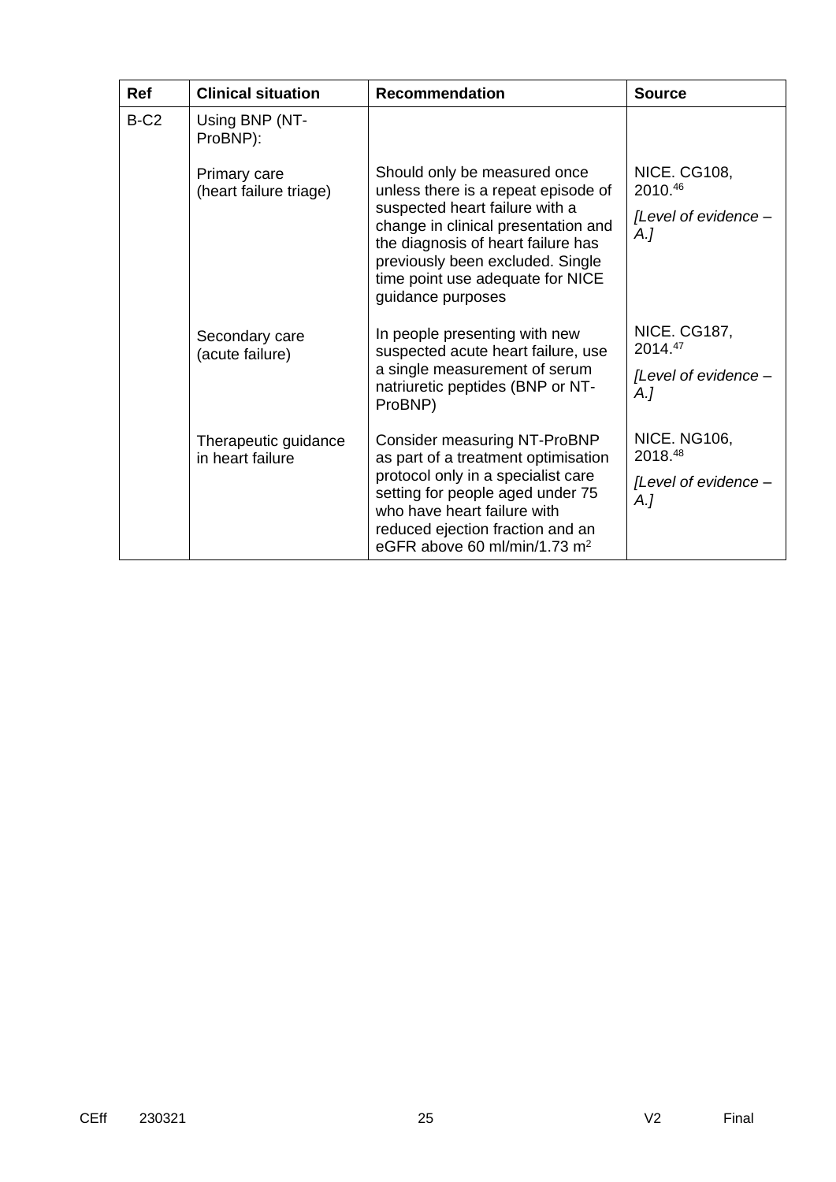| Ref | Clinical situation | Recommendation | Source |
|---|---|---|---|
| B-C2 | Using BNP (NT-ProBNP): | | |
| | Primary care (heart failure triage) | Should only be measured once unless there is a repeat episode of suspected heart failure with a change in clinical presentation and the diagnosis of heart failure has previously been excluded. Single time point use adequate for NICE guidance purposes | NICE. CG108, 2010.[46] *[Level of evidence – A.]* |
| | Secondary care (acute failure) | In people presenting with new suspected acute heart failure, use a single measurement of serum natriuretic peptides (BNP or NT-ProBNP) | NICE. CG187, 2014.[47] *[Level of evidence – A.]* |
| | Therapeutic guidance in heart failure | Consider measuring NT-ProBNP as part of a treatment optimisation protocol only in a specialist care setting for people aged under 75 who have heart failure with reduced ejection fraction and an eGFR above 60 ml/min/1.73 $m^2$ | NICE. NG106, 2018.[48] *[Level of evidence – A.]* |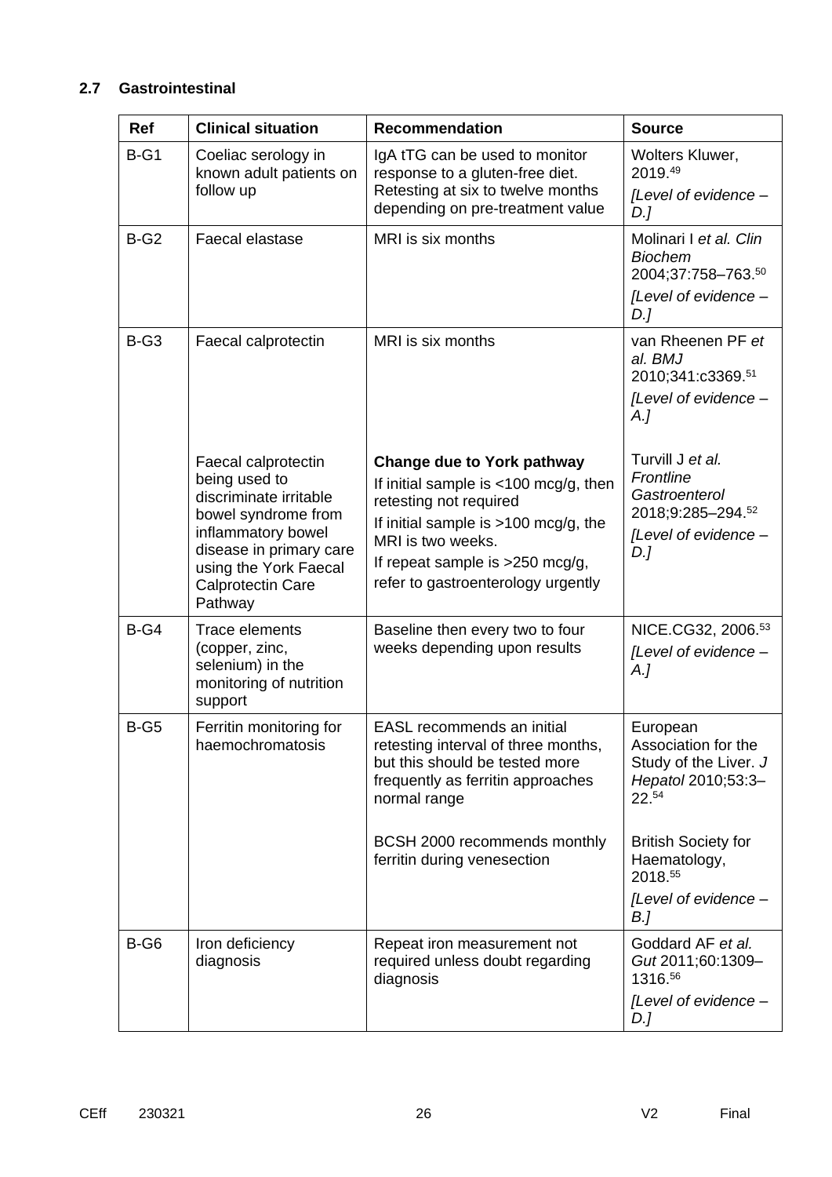### 2.7 Gastrointestinal

| Ref | Clinical situation | Recommendation | Source |
|---|---|---|---|
| B-G1 | Coeliac serology in known adult patients on follow up | IgA tTG can be used to monitor response to a gluten-free diet. Retesting at six to twelve months depending on pre-treatment value | Wolters Kluwer, 2019.[49] *[Level of evidence – D.]* |
| B-G2 | Faecal elastase | MRI is six months | Molinari I *et al. Clin Biochem* 2004;37:758–763.[50] *[Level of evidence – D.]* |
| B-G3 | Faecal calprotectin | MRI is six months | van Rheenen PF *et al. BMJ* 2010;341:c3369.[51] *[Level of evidence – A.]* |
| | Faecal calprotectin being used to discriminate irritable bowel syndrome from inflammatory bowel disease in primary care using the York Faecal Calprotectin Care Pathway | **Change due to York pathway** If initial sample is <100 mcg/g, then retesting not required If initial sample is >100 mcg/g, the MRI is two weeks. If repeat sample is >250 mcg/g, refer to gastroenterology urgently | Turvill J *et al. Frontline Gastroenterol* 2018;9:285–294.[52] *[Level of evidence – D.]* |
| B-G4 | Trace elements (copper, zinc, selenium) in the monitoring of nutrition support | Baseline then every two to four weeks depending upon results | NICE.CG32, 2006.[53] *[Level of evidence – A.]* |
| B-G5 | Ferritin monitoring for haemochromatosis | EASL recommends an initial retesting interval of three months, but this should be tested more frequently as ferritin approaches normal range | European Association for the Study of the Liver. *J Hepatol* 2010;53:3–22.[54] |
| | | BCSH 2000 recommends monthly ferritin during venesection | British Society for Haematology, 2018.[55] *[Level of evidence – B.]* |
| B-G6 | Iron deficiency diagnosis | Repeat iron measurement not required unless doubt regarding diagnosis | Goddard AF *et al. Gut* 2011;60:1309–1316.[56] *[Level of evidence – D.]* |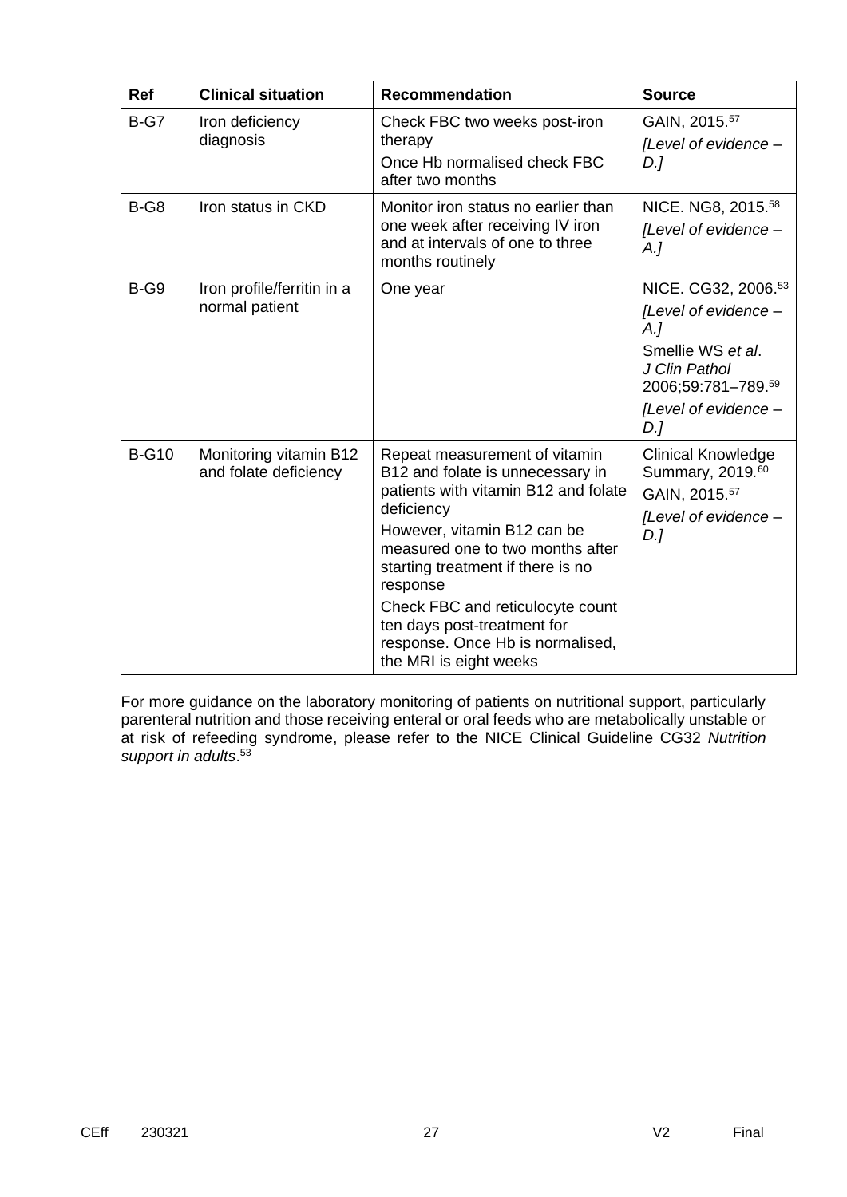| Ref | Clinical situation | Recommendation | Source |
|---|---|---|---|
| B-G7 | Iron deficiency diagnosis | Check FBC two weeks post-iron therapy<br>Once Hb normalised check FBC after two months | GAIN, 2015.[57]<br>*[Level of evidence – D.]* |
| B-G8 | Iron status in CKD | Monitor iron status no earlier than one week after receiving IV iron and at intervals of one to three months routinely | NICE. NG8, 2015.[58]<br>*[Level of evidence – A.]* |
| B-G9 | Iron profile/ferritin in a normal patient | One year | NICE. CG32, 2006.[53]<br>*[Level of evidence – A.]*<br>Smellie WS *et al*. *J Clin Pathol* 2006;59:781–789.[59]<br>*[Level of evidence – D.]* |
| B-G10 | Monitoring vitamin B12 and folate deficiency | Repeat measurement of vitamin B12 and folate is unnecessary in patients with vitamin B12 and folate deficiency<br>However, vitamin B12 can be measured one to two months after starting treatment if there is no response<br>Check FBC and reticulocyte count ten days post-treatment for response. Once Hb is normalised, the MRI is eight weeks | Clinical Knowledge Summary, 2019.[60]<br>GAIN, 2015.[57]<br>*[Level of evidence – D.]* |

For more guidance on the laboratory monitoring of patients on nutritional support, particularly parenteral nutrition and those receiving enteral or oral feeds who are metabolically unstable or at risk of refeeding syndrome, please refer to the NICE Clinical Guideline CG32 *Nutrition support in adults*.[53]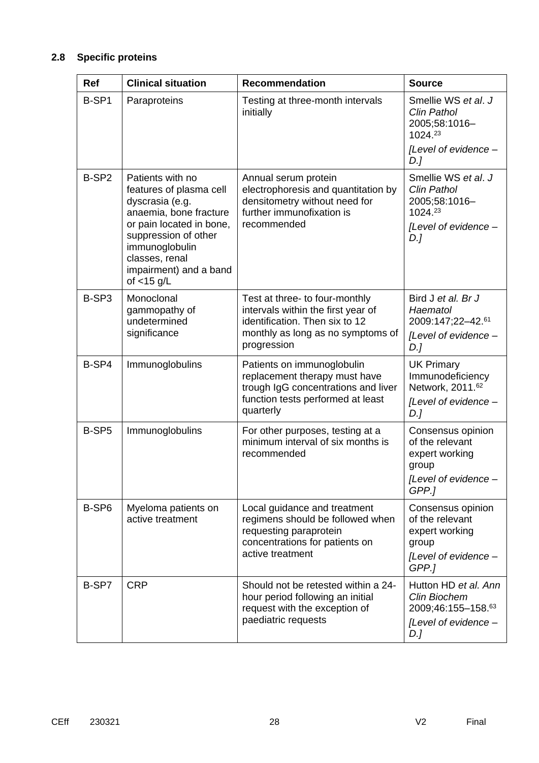## 2.8 Specific proteins

| Ref | Clinical situation | Recommendation | Source |
|---|---|---|---|
| B-SP1 | Paraproteins | Testing at three-month intervals initially | Smellie WS *et al*. *J Clin Pathol* 2005;58:1016–1024.[23] *[Level of evidence – D.]* |
| B-SP2 | Patients with no features of plasma cell dyscrasia (e.g. anaemia, bone fracture or pain located in bone, suppression of other immunoglobulin classes, renal impairment) and a band of <15 g/L | Annual serum protein electrophoresis and quantitation by densitometry without need for further immunofixation is recommended | Smellie WS *et al*. *J Clin Pathol* 2005;58:1016–1024.[23] *[Level of evidence – D.]* |
| B-SP3 | Monoclonal gammopathy of undetermined significance | Test at three- to four-monthly intervals within the first year of identification. Then six to 12 monthly as long as no symptoms of progression | Bird J *et al. Br J Haematol* 2009:147;22–42.[61] *[Level of evidence – D.]* |
| B-SP4 | Immunoglobulins | Patients on immunoglobulin replacement therapy must have trough IgG concentrations and liver function tests performed at least quarterly | UK Primary Immunodeficiency Network, 2011.[62] *[Level of evidence – D.]* |
| B-SP5 | Immunoglobulins | For other purposes, testing at a minimum interval of six months is recommended | Consensus opinion of the relevant expert working group *[Level of evidence – GPP.]* |
| B-SP6 | Myeloma patients on active treatment | Local guidance and treatment regimens should be followed when requesting paraprotein concentrations for patients on active treatment | Consensus opinion of the relevant expert working group *[Level of evidence – GPP.]* |
| B-SP7 | CRP | Should not be retested within a 24-hour period following an initial request with the exception of paediatric requests | Hutton HD *et al. Ann Clin Biochem* 2009;46:155–158.[63] *[Level of evidence – D.]* |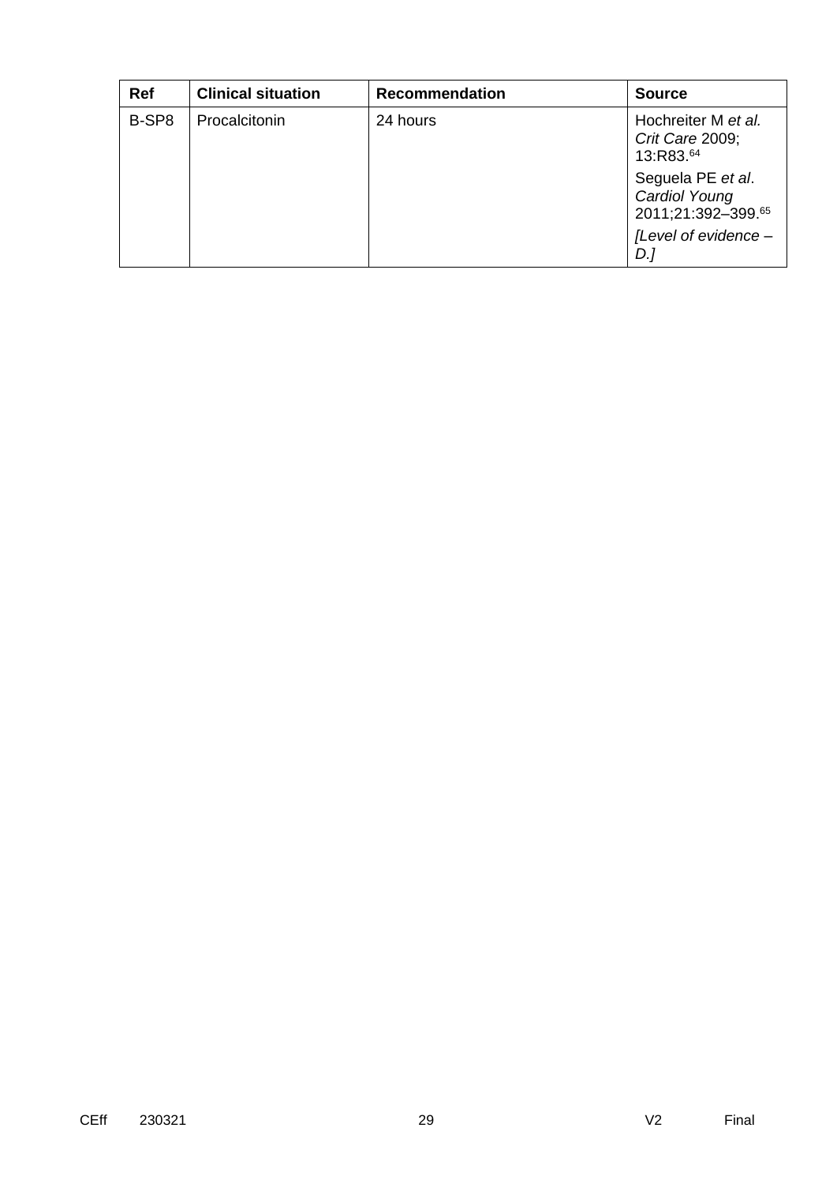| Ref | Clinical situation | Recommendation | Source |
|---|---|---|---|
| B-SP8 | Procalcitonin | 24 hours | Hochreiter M *et al. Crit Care* 2009; 13:R83.[64]<br><br>Seguela PE *et al*. *Cardiol Young* 2011;21:392–399.[65]<br><br>*[Level of evidence – D.]* |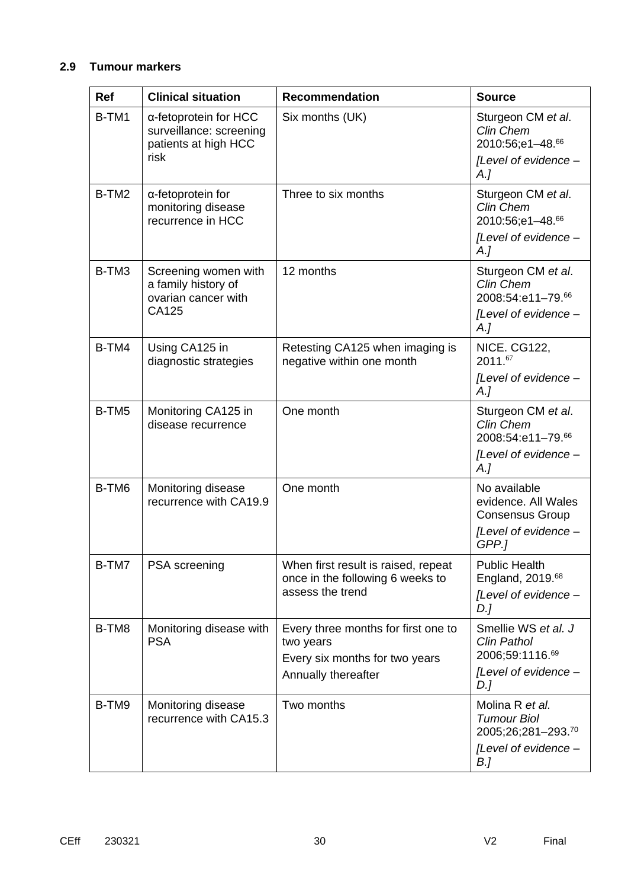## 2.9 Tumour markers

| Ref | Clinical situation | Recommendation | Source |
|---|---|---|---|
| B-TM1 | α-fetoprotein for HCC surveillance: screening patients at high HCC risk | Six months (UK) | Sturgeon CM *et al*. *Clin Chem* 2010:56;e1–48.[66] *[Level of evidence – A.]* |
| B-TM2 | α-fetoprotein for monitoring disease recurrence in HCC | Three to six months | Sturgeon CM *et al*. *Clin Chem* 2010:56;e1–48.[66] *[Level of evidence – A.]* |
| B-TM3 | Screening women with a family history of ovarian cancer with CA125 | 12 months | Sturgeon CM *et al*. *Clin Chem* 2008:54:e11–79.[66] *[Level of evidence – A.]* |
| B-TM4 | Using CA125 in diagnostic strategies | Retesting CA125 when imaging is negative within one month | NICE. CG122, 2011.[67] *[Level of evidence – A.]* |
| B-TM5 | Monitoring CA125 in disease recurrence | One month | Sturgeon CM *et al*. *Clin Chem* 2008:54:e11–79.[66] *[Level of evidence – A.]* |
| B-TM6 | Monitoring disease recurrence with CA19.9 | One month | No available evidence. All Wales Consensus Group *[Level of evidence – GPP.]* |
| B-TM7 | PSA screening | When first result is raised, repeat once in the following 6 weeks to assess the trend | Public Health England, 2019.[68] *[Level of evidence – D.]* |
| B-TM8 | Monitoring disease with PSA | Every three months for first one to two years<br>Every six months for two years<br>Annually thereafter | Smellie WS *et al. J Clin Pathol* 2006;59:1116.[69] *[Level of evidence – D.]* |
| B-TM9 | Monitoring disease recurrence with CA15.3 | Two months | Molina R *et al. Tumour Biol* 2005;26;281–293.[70] *[Level of evidence – B.]* |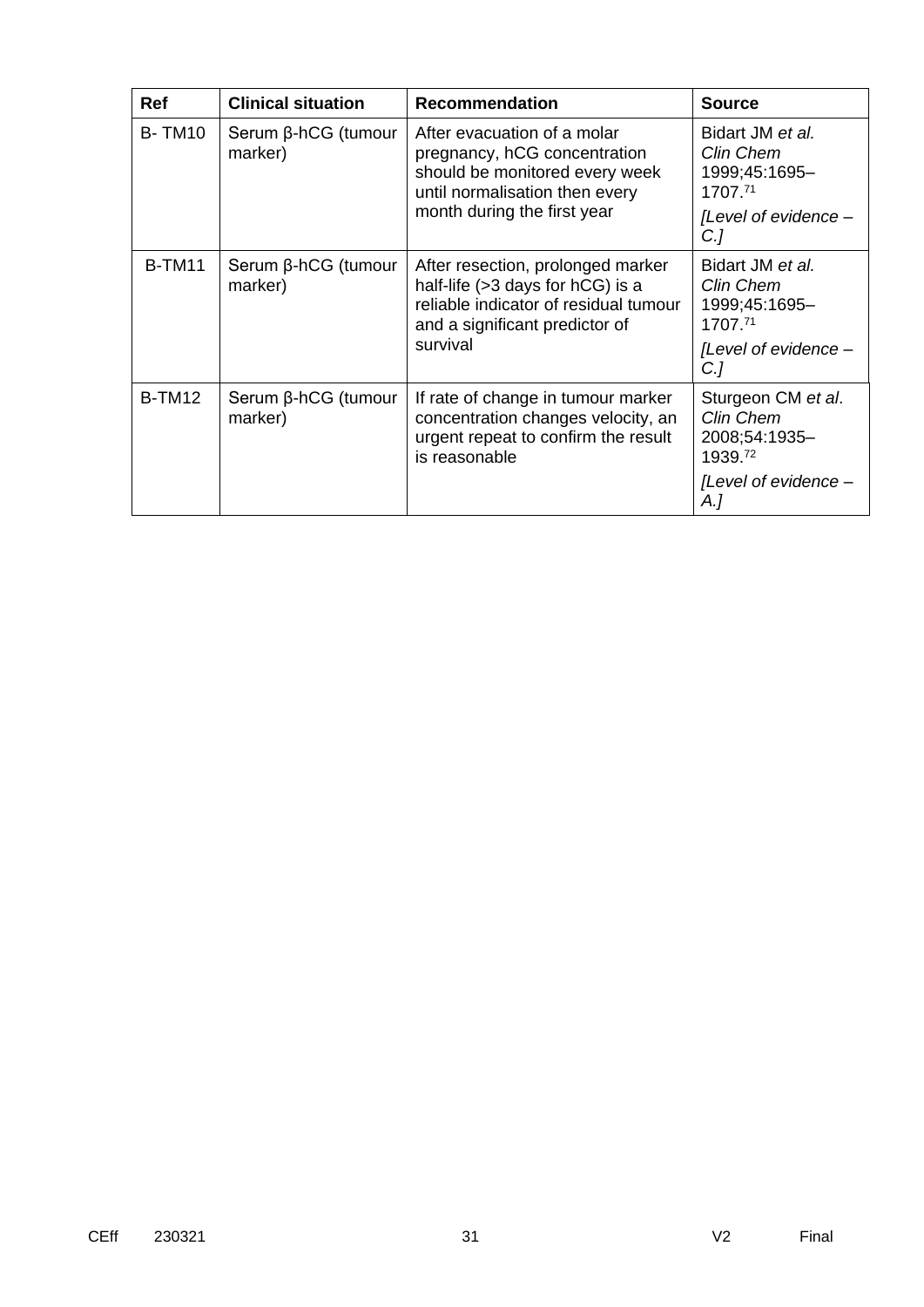| Ref | Clinical situation | Recommendation | Source |
|---|---|---|---|
| B- TM10 | Serum β-hCG (tumour marker) | After evacuation of a molar pregnancy, hCG concentration should be monitored every week until normalisation then every month during the first year | Bidart JM *et al.* *Clin Chem* 1999;45:1695–1707.[71] *[Level of evidence – C.]* |
| B-TM11 | Serum β-hCG (tumour marker) | After resection, prolonged marker half-life (>3 days for hCG) is a reliable indicator of residual tumour and a significant predictor of survival | Bidart JM *et al.* *Clin Chem* 1999;45:1695–1707.[71] *[Level of evidence – C.]* |
| B-TM12 | Serum β-hCG (tumour marker) | If rate of change in tumour marker concentration changes velocity, an urgent repeat to confirm the result is reasonable | Sturgeon CM *et al*. *Clin Chem* 2008;54:1935–1939.[72] *[Level of evidence – A.]* |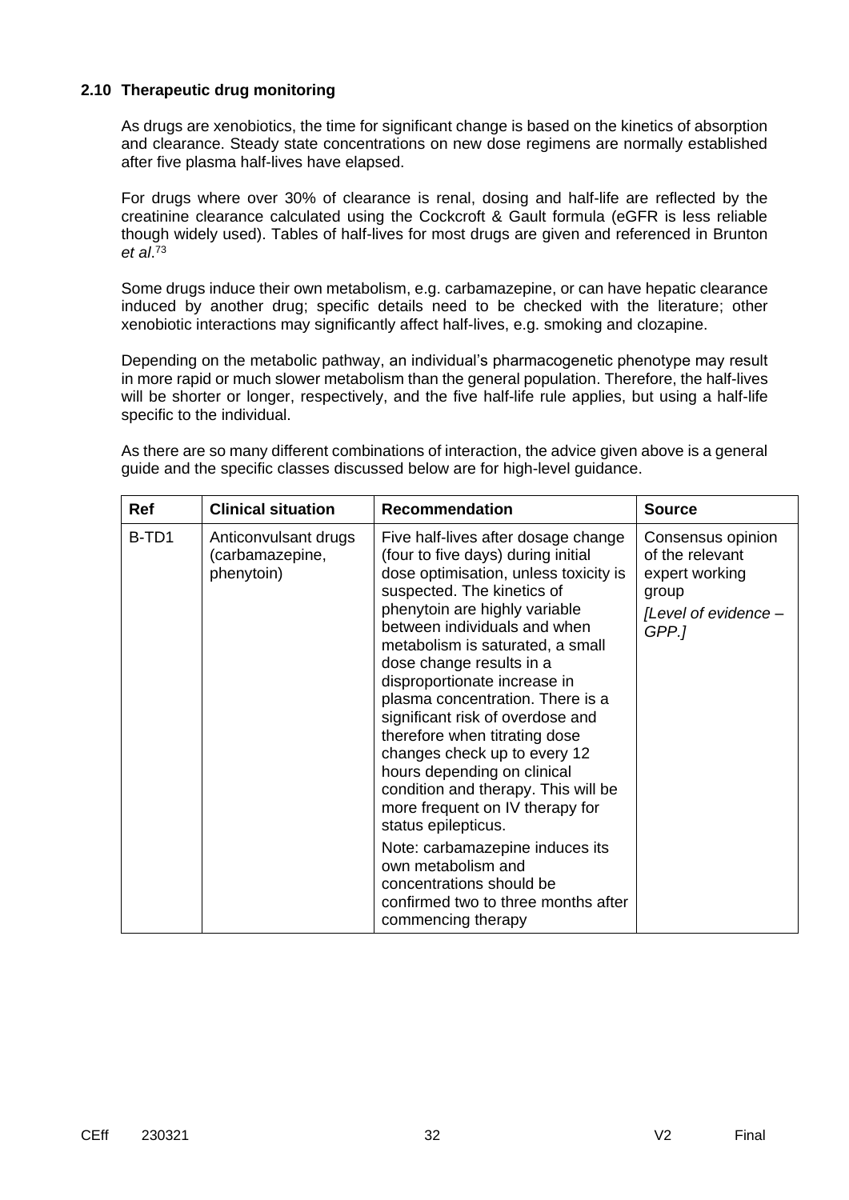### 2.10 Therapeutic drug monitoring

As drugs are xenobiotics, the time for significant change is based on the kinetics of absorption and clearance. Steady state concentrations on new dose regimens are normally established after five plasma half-lives have elapsed.

For drugs where over 30% of clearance is renal, dosing and half-life are reflected by the creatinine clearance calculated using the Cockcroft & Gault formula (eGFR is less reliable though widely used). Tables of half-lives for most drugs are given and referenced in Brunton *et al*.[73]

Some drugs induce their own metabolism, e.g. carbamazepine, or can have hepatic clearance induced by another drug; specific details need to be checked with the literature; other xenobiotic interactions may significantly affect half-lives, e.g. smoking and clozapine.

Depending on the metabolic pathway, an individual's pharmacogenetic phenotype may result in more rapid or much slower metabolism than the general population. Therefore, the half-lives will be shorter or longer, respectively, and the five half-life rule applies, but using a half-life specific to the individual.

As there are so many different combinations of interaction, the advice given above is a general guide and the specific classes discussed below are for high-level guidance.

| Ref | Clinical situation | Recommendation | Source |
|---|---|---|---|
| B-TD1 | Anticonvulsant drugs (carbamazepine, phenytoin) | Five half-lives after dosage change (four to five days) during initial dose optimisation, unless toxicity is suspected. The kinetics of phenytoin are highly variable between individuals and when metabolism is saturated, a small dose change results in a disproportionate increase in plasma concentration. There is a significant risk of overdose and therefore when titrating dose changes check up to every 12 hours depending on clinical condition and therapy. This will be more frequent on IV therapy for status epilepticus.<br><br>Note: carbamazepine induces its own metabolism and concentrations should be confirmed two to three months after commencing therapy | Consensus opinion of the relevant expert working group<br>*[Level of evidence – GPP.]* |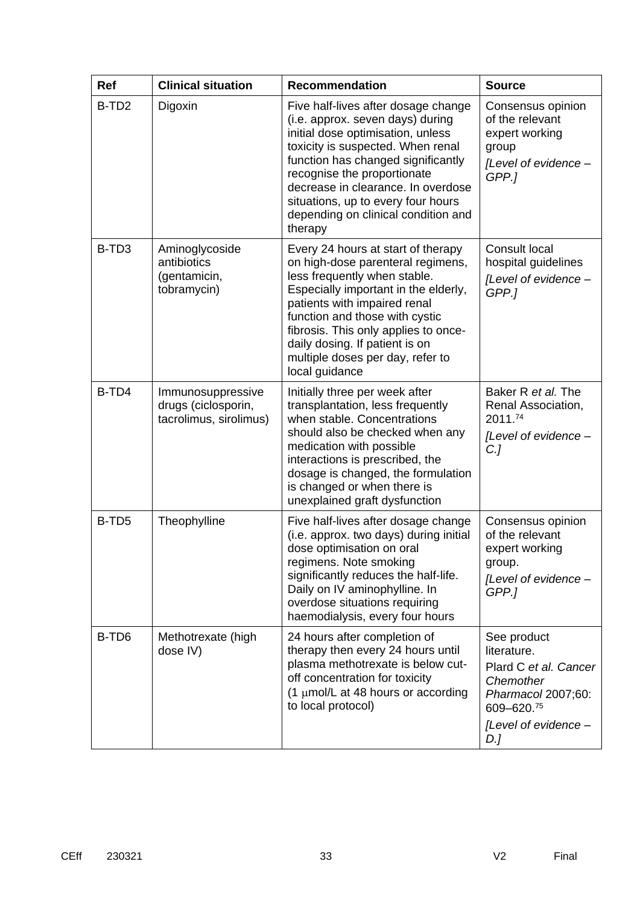| Ref | Clinical situation | Recommendation | Source |
|---|---|---|---|
| B-TD2 | Digoxin | Five half-lives after dosage change (i.e. approx. seven days) during initial dose optimisation, unless toxicity is suspected. When renal function has changed significantly recognise the proportionate decrease in clearance. In overdose situations, up to every four hours depending on clinical condition and therapy | Consensus opinion of the relevant expert working group *[Level of evidence – GPP.]* |
| B-TD3 | Aminoglycoside antibiotics (gentamicin, tobramycin) | Every 24 hours at start of therapy on high-dose parenteral regimens, less frequently when stable. Especially important in the elderly, patients with impaired renal function and those with cystic fibrosis. This only applies to once-daily dosing. If patient is on multiple doses per day, refer to local guidance | Consult local hospital guidelines *[Level of evidence – GPP.]* |
| B-TD4 | Immunosuppressive drugs (ciclosporin, tacrolimus, sirolimus) | Initially three per week after transplantation, less frequently when stable. Concentrations should also be checked when any medication with possible interactions is prescribed, the dosage is changed, the formulation is changed or when there is unexplained graft dysfunction | Baker R *et al.* The Renal Association, 2011.[74] *[Level of evidence – C.]* |
| B-TD5 | Theophylline | Five half-lives after dosage change (i.e. approx. two days) during initial dose optimisation on oral regimens. Note smoking significantly reduces the half-life. Daily on IV aminophylline. In overdose situations requiring haemodialysis, every four hours | Consensus opinion of the relevant expert working group. *[Level of evidence – GPP.]* |
| B-TD6 | Methotrexate (high dose IV) | 24 hours after completion of therapy then every 24 hours until plasma methotrexate is below cut-off concentration for toxicity (1 μmol/L at 48 hours or according to local protocol) | See product literature. Plard C *et al. Cancer Chemother Pharmacol* 2007;60: 609–620.[75] *[Level of evidence – D.]* |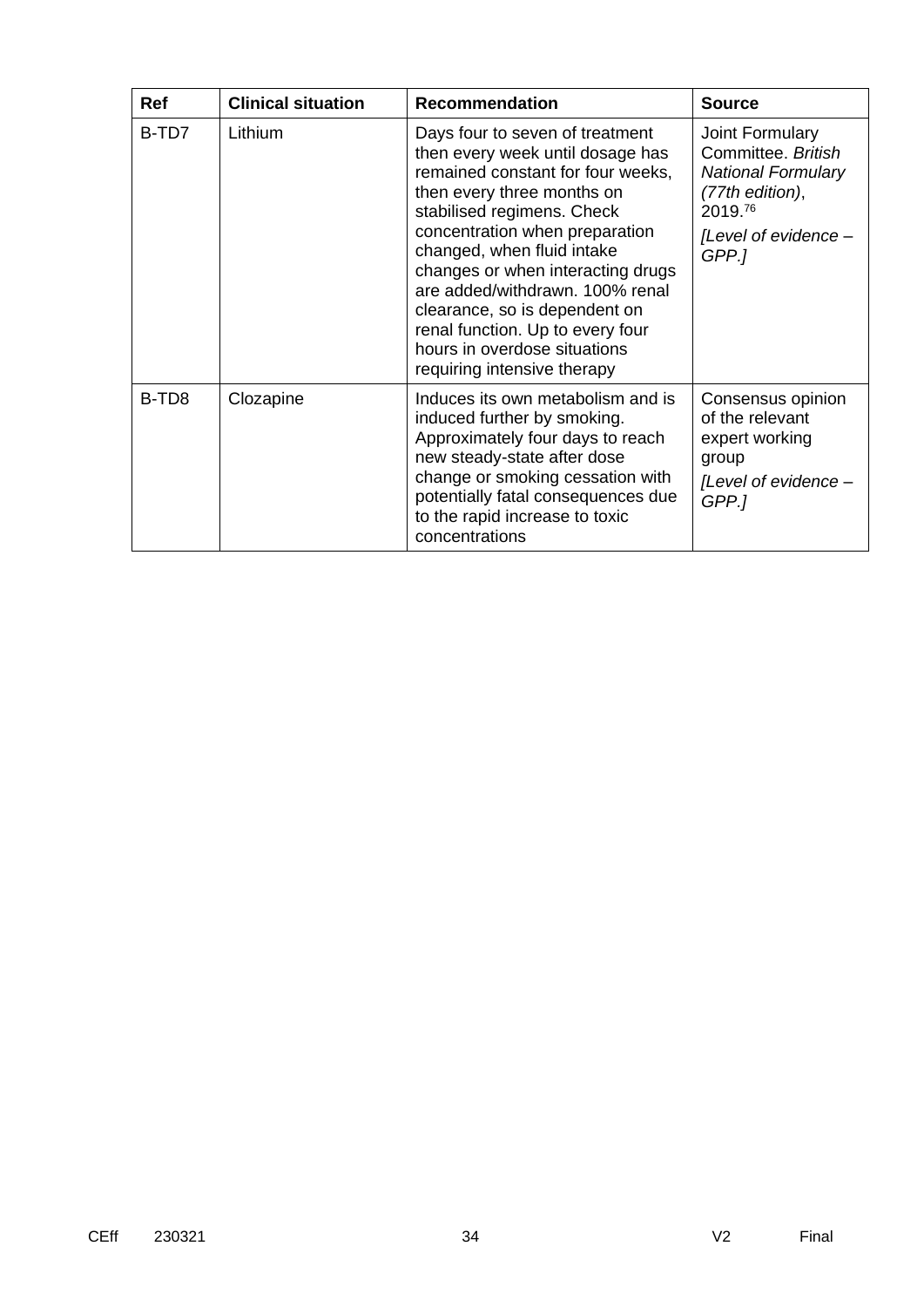| Ref | Clinical situation | Recommendation | Source |
|---|---|---|---|
| B-TD7 | Lithium | Days four to seven of treatment then every week until dosage has remained constant for four weeks, then every three months on stabilised regimens. Check concentration when preparation changed, when fluid intake changes or when interacting drugs are added/withdrawn. 100% renal clearance, so is dependent on renal function. Up to every four hours in overdose situations requiring intensive therapy | Joint Formulary Committee. *British National Formulary (77th edition)*, 2019.[76] *[Level of evidence – GPP.]* |
| B-TD8 | Clozapine | Induces its own metabolism and is induced further by smoking. Approximately four days to reach new steady-state after dose change or smoking cessation with potentially fatal consequences due to the rapid increase to toxic concentrations | Consensus opinion of the relevant expert working group *[Level of evidence – GPP.]* |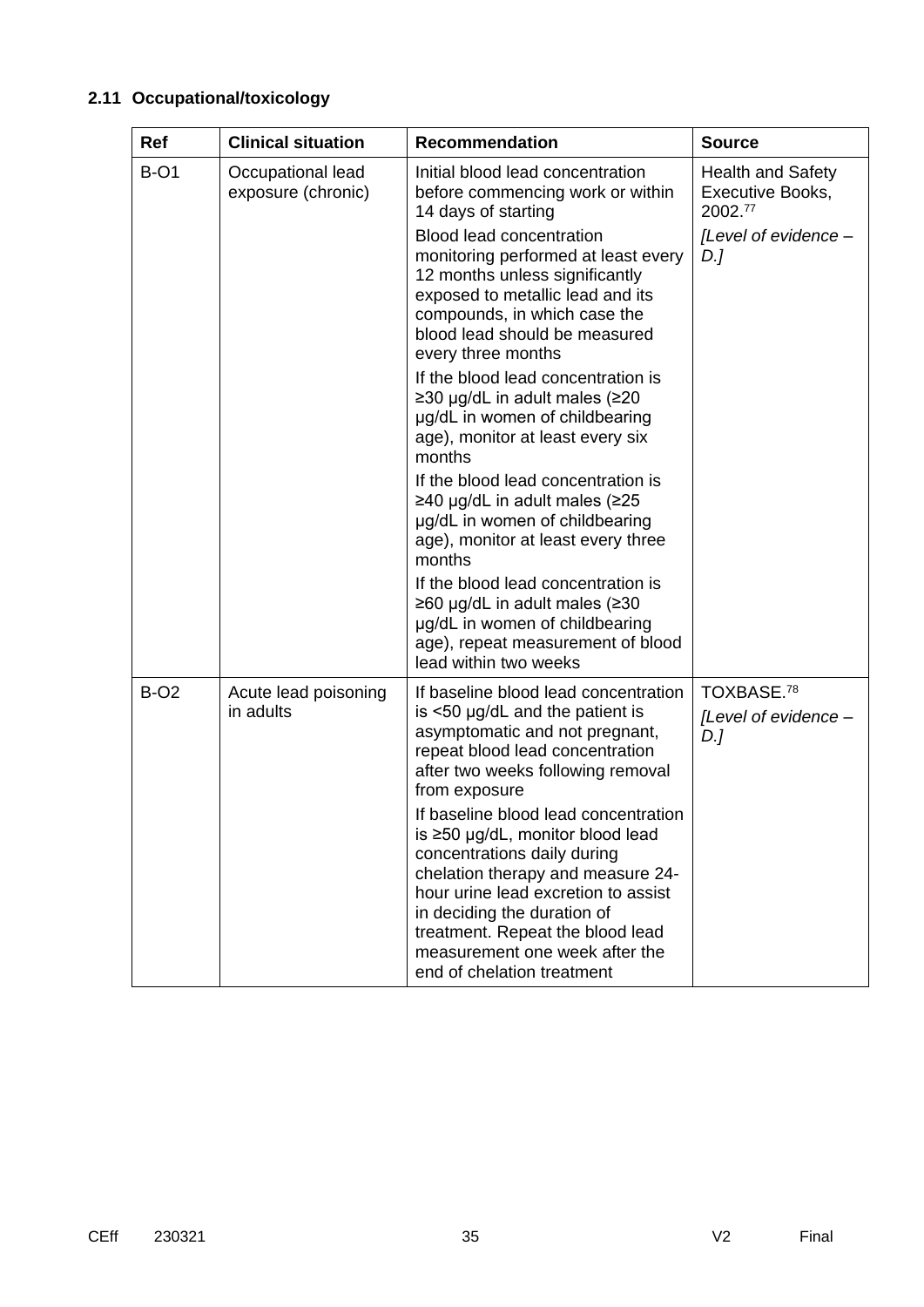## 2.11 Occupational/toxicology

| Ref | Clinical situation | Recommendation | Source |
|---|---|---|---|
| B-O1 | Occupational lead exposure (chronic) | Initial blood lead concentration before commencing work or within 14 days of starting<br><br>Blood lead concentration monitoring performed at least every 12 months unless significantly exposed to metallic lead and its compounds, in which case the blood lead should be measured every three months<br><br>If the blood lead concentration is ≥30 µg/dL in adult males (≥20 µg/dL in women of childbearing age), monitor at least every six months<br><br>If the blood lead concentration is ≥40 µg/dL in adult males (≥25 µg/dL in women of childbearing age), monitor at least every three months<br><br>If the blood lead concentration is ≥60 µg/dL in adult males (≥30 µg/dL in women of childbearing age), repeat measurement of blood lead within two weeks | Health and Safety Executive Books, 2002.[77]<br><br>*[Level of evidence – D.]* |
| B-O2 | Acute lead poisoning in adults | If baseline blood lead concentration is <50 µg/dL and the patient is asymptomatic and not pregnant, repeat blood lead concentration after two weeks following removal from exposure<br><br>If baseline blood lead concentration is ≥50 µg/dL, monitor blood lead concentrations daily during chelation therapy and measure 24-hour urine lead excretion to assist in deciding the duration of treatment. Repeat the blood lead measurement one week after the end of chelation treatment | TOXBASE.[78]<br><br>*[Level of evidence – D.]* |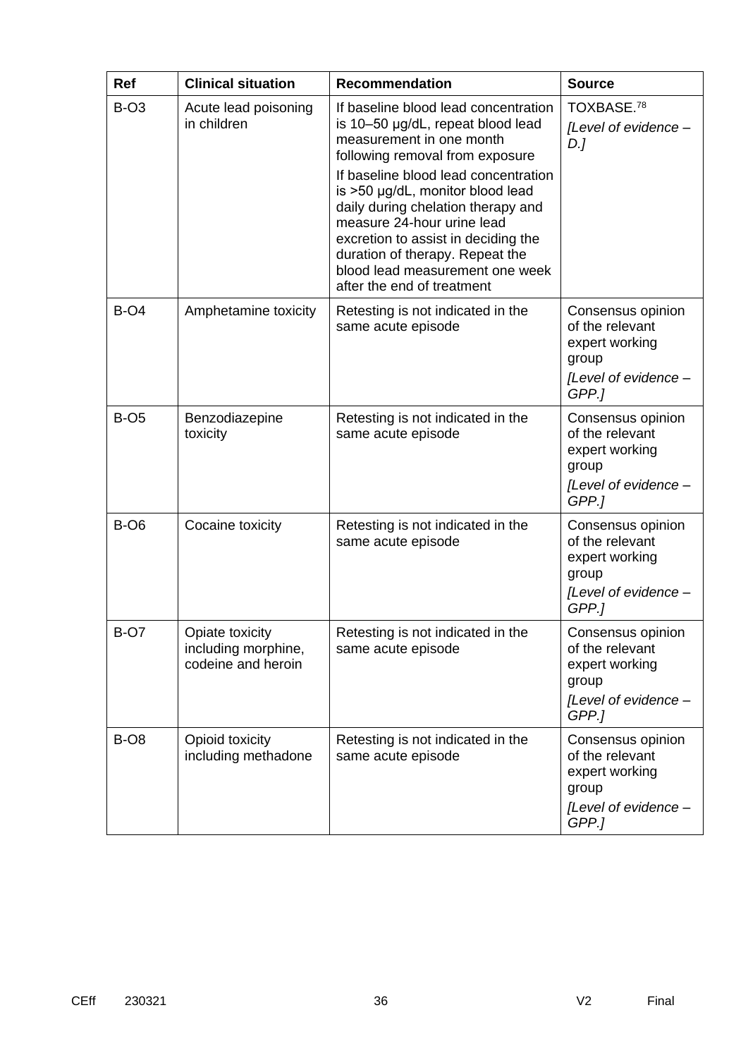| Ref | Clinical situation | Recommendation | Source |
|---|---|---|---|
| B-O3 | Acute lead poisoning in children | If baseline blood lead concentration is 10–50 µg/dL, repeat blood lead measurement in one month following removal from exposure<br>If baseline blood lead concentration is >50 µg/dL, monitor blood lead daily during chelation therapy and measure 24-hour urine lead excretion to assist in deciding the duration of therapy. Repeat the blood lead measurement one week after the end of treatment | TOXBASE.[78]<br>*[Level of evidence – D.]* |
| B-O4 | Amphetamine toxicity | Retesting is not indicated in the same acute episode | Consensus opinion of the relevant expert working group<br>*[Level of evidence – GPP.]* |
| B-O5 | Benzodiazepine toxicity | Retesting is not indicated in the same acute episode | Consensus opinion of the relevant expert working group<br>*[Level of evidence – GPP.]* |
| B-O6 | Cocaine toxicity | Retesting is not indicated in the same acute episode | Consensus opinion of the relevant expert working group<br>*[Level of evidence – GPP.]* |
| B-O7 | Opiate toxicity including morphine, codeine and heroin | Retesting is not indicated in the same acute episode | Consensus opinion of the relevant expert working group<br>*[Level of evidence – GPP.]* |
| B-O8 | Opioid toxicity including methadone | Retesting is not indicated in the same acute episode | Consensus opinion of the relevant expert working group<br>*[Level of evidence – GPP.]* |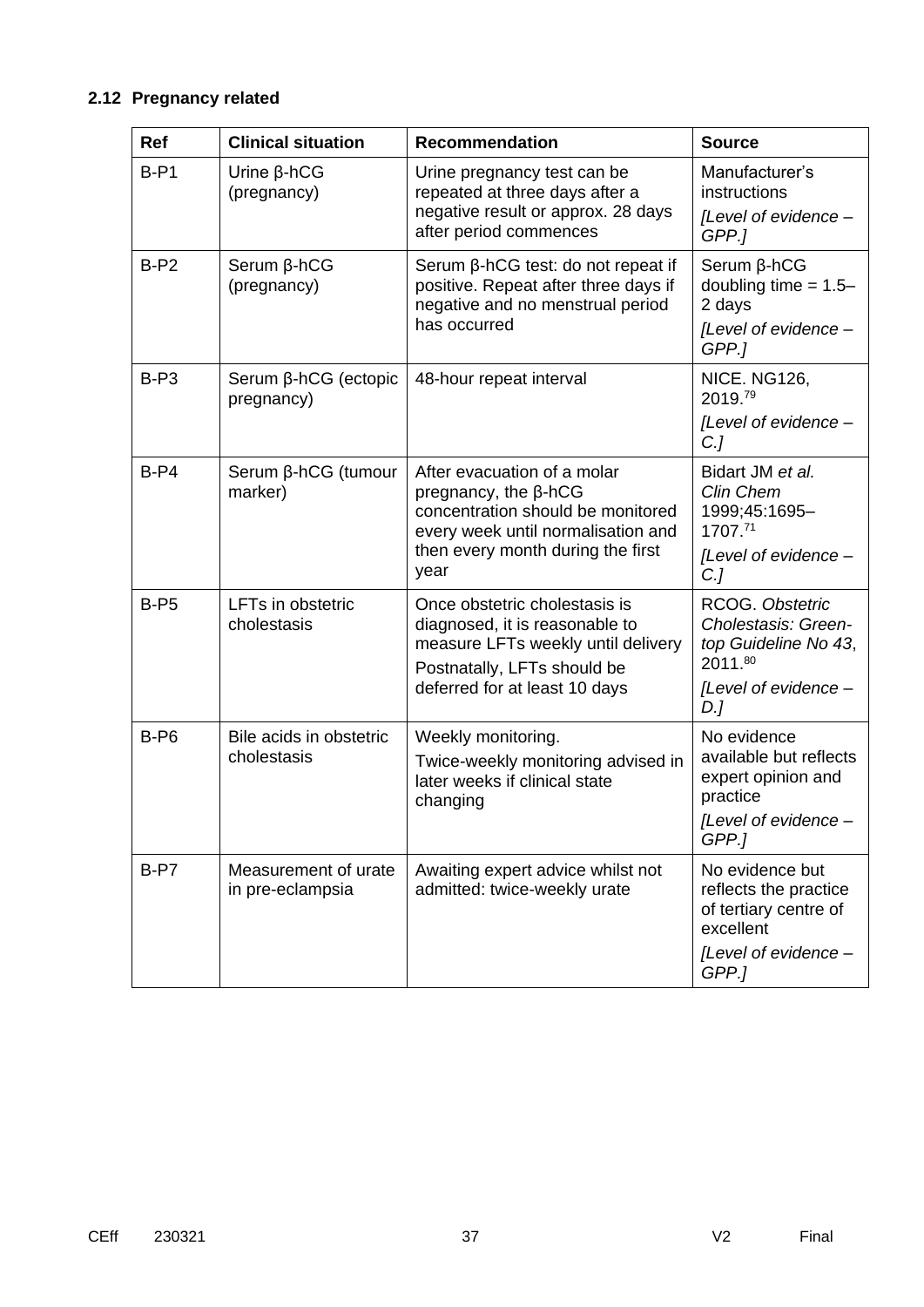### 2.12 Pregnancy related

| Ref | Clinical situation | Recommendation | Source |
|---|---|---|---|
| B-P1 | Urine β-hCG (pregnancy) | Urine pregnancy test can be repeated at three days after a negative result or approx. 28 days after period commences | Manufacturer's instructions<br>*[Level of evidence – GPP.]* |
| B-P2 | Serum β-hCG (pregnancy) | Serum β-hCG test: do not repeat if positive. Repeat after three days if negative and no menstrual period has occurred | Serum β-hCG doubling time = 1.5–2 days<br>*[Level of evidence – GPP.]* |
| B-P3 | Serum β-hCG (ectopic pregnancy) | 48-hour repeat interval | NICE. NG126, 2019.[79]<br>*[Level of evidence – C.]* |
| B-P4 | Serum β-hCG (tumour marker) | After evacuation of a molar pregnancy, the β-hCG concentration should be monitored every week until normalisation and then every month during the first year | Bidart JM *et al. Clin Chem* 1999;45:1695–1707.[71]<br>*[Level of evidence – C.]* |
| B-P5 | LFTs in obstetric cholestasis | Once obstetric cholestasis is diagnosed, it is reasonable to measure LFTs weekly until delivery<br>Postnatally, LFTs should be deferred for at least 10 days | RCOG. *Obstetric Cholestasis: Green-top Guideline No 43*, 2011.[80]<br>*[Level of evidence – D.]* |
| B-P6 | Bile acids in obstetric cholestasis | Weekly monitoring.<br>Twice-weekly monitoring advised in later weeks if clinical state changing | No evidence available but reflects expert opinion and practice<br>*[Level of evidence – GPP.]* |
| B-P7 | Measurement of urate in pre-eclampsia | Awaiting expert advice whilst not admitted: twice-weekly urate | No evidence but reflects the practice of tertiary centre of excellent<br>*[Level of evidence – GPP.]* |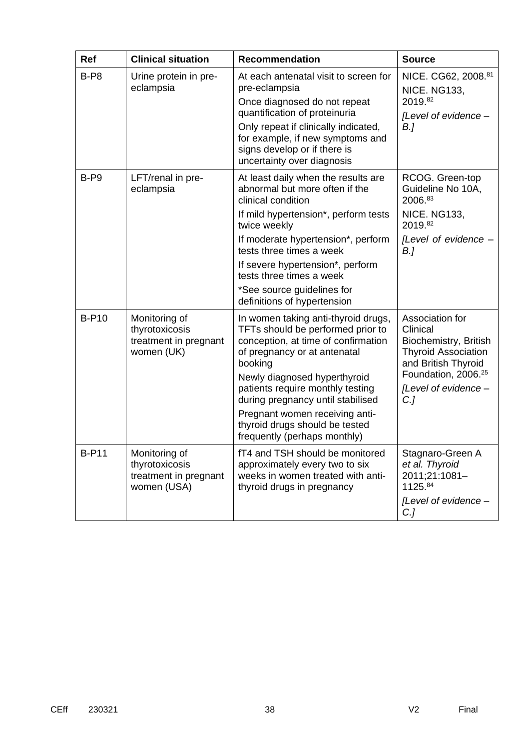| Ref | Clinical situation | Recommendation | Source |
|---|---|---|---|
| B-P8 | Urine protein in pre-eclampsia | At each antenatal visit to screen for pre-eclampsia<br>Once diagnosed do not repeat quantification of proteinuria<br>Only repeat if clinically indicated, for example, if new symptoms and signs develop or if there is uncertainty over diagnosis | NICE. CG62, 2008.[81]<br>NICE. NG133, 2019.[82]<br>*[Level of evidence – B.]* |
| B-P9 | LFT/renal in pre-eclampsia | At least daily when the results are abnormal but more often if the clinical condition<br>If mild hypertension*, perform tests twice weekly<br>If moderate hypertension*, perform tests three times a week<br>If severe hypertension*, perform tests three times a week<br>*See source guidelines for definitions of hypertension | RCOG. Green-top Guideline No 10A, 2006.[83]<br>NICE. NG133, 2019.[82]<br>*[Level of evidence – B.]* |
| B-P10 | Monitoring of thyrotoxicosis treatment in pregnant women (UK) | In women taking anti-thyroid drugs, TFTs should be performed prior to conception, at time of confirmation of pregnancy or at antenatal booking<br>Newly diagnosed hyperthyroid patients require monthly testing during pregnancy until stabilised<br>Pregnant women receiving anti-thyroid drugs should be tested frequently (perhaps monthly) | Association for Clinical Biochemistry, British Thyroid Association and British Thyroid Foundation, 2006.[25]<br>*[Level of evidence – C.]* |
| B-P11 | Monitoring of thyrotoxicosis treatment in pregnant women (USA) | fT4 and TSH should be monitored approximately every two to six weeks in women treated with anti-thyroid drugs in pregnancy | Stagnaro-Green A *et al. Thyroid* 2011;21:1081–1125.[84]<br>*[Level of evidence – C.]* |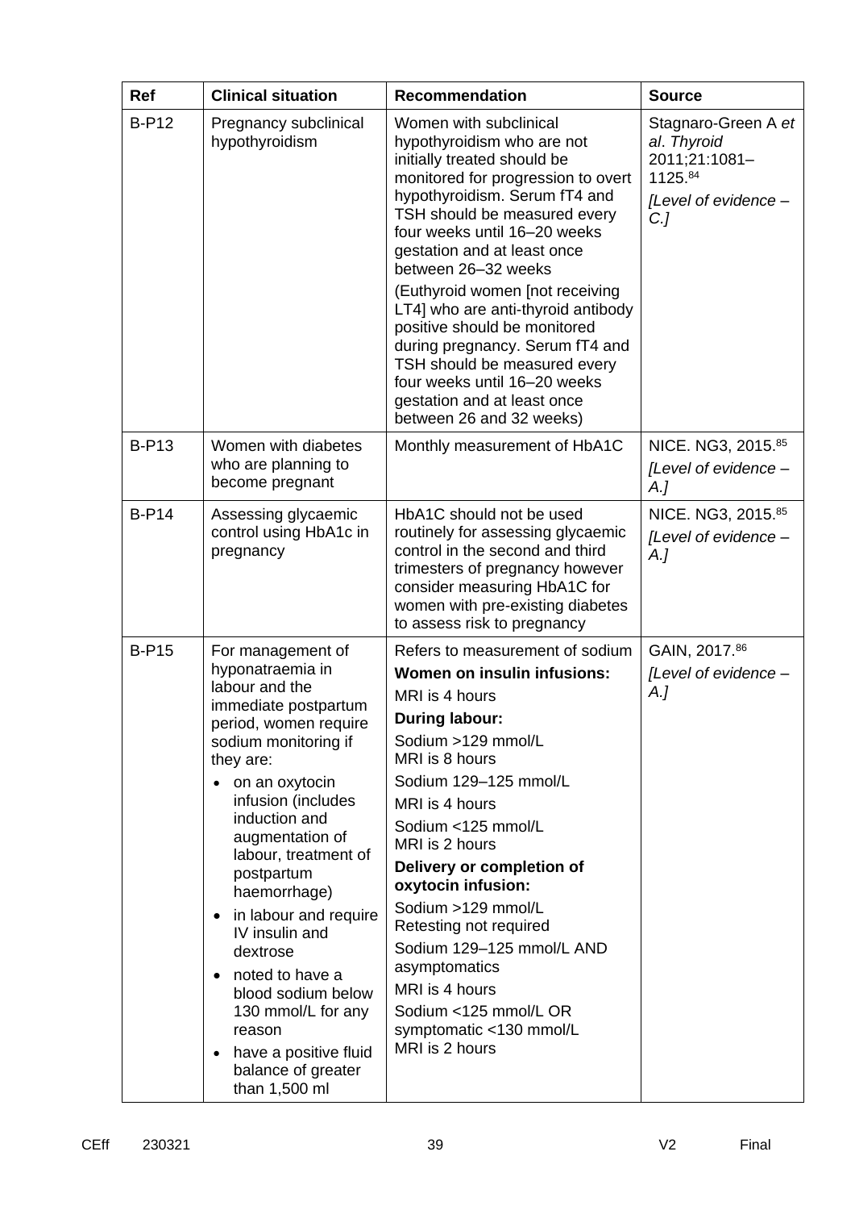| Ref | Clinical situation | Recommendation | Source |
|---|---|---|---|
| B-P12 | Pregnancy subclinical hypothyroidism | Women with subclinical hypothyroidism who are not initially treated should be monitored for progression to overt hypothyroidism. Serum fT4 and TSH should be measured every four weeks until 16–20 weeks gestation and at least once between 26–32 weeks<br><br>(Euthyroid women [not receiving LT4] who are anti-thyroid antibody positive should be monitored during pregnancy. Serum fT4 and TSH should be measured every four weeks until 16–20 weeks gestation and at least once between 26 and 32 weeks) | Stagnaro-Green A *et al*. *Thyroid* 2011;21:1081–1125.[84]<br><br>*[Level of evidence – C.]* |
| B-P13 | Women with diabetes who are planning to become pregnant | Monthly measurement of HbA1C | NICE. NG3, 2015.[85]<br><br>*[Level of evidence – A.]* |
| B-P14 | Assessing glycaemic control using HbA1c in pregnancy | HbA1C should not be used routinely for assessing glycaemic control in the second and third trimesters of pregnancy however consider measuring HbA1C for women with pre-existing diabetes to assess risk to pregnancy | NICE. NG3, 2015.[85]<br><br>*[Level of evidence – A.]* |
| B-P15 | For management of hyponatraemia in labour and the immediate postpartum period, women require sodium monitoring if they are:<br>• on an oxytocin infusion (includes induction and augmentation of labour, treatment of postpartum haemorrhage)<br>• in labour and require IV insulin and dextrose<br>• noted to have a blood sodium below 130 mmol/L for any reason<br>• have a positive fluid balance of greater than 1,500 ml | Refers to measurement of sodium<br>**Women on insulin infusions:**<br>MRI is 4 hours<br>**During labour:**<br>Sodium >129 mmol/L<br>MRI is 8 hours<br>Sodium 129–125 mmol/L<br>MRI is 4 hours<br>Sodium <125 mmol/L<br>MRI is 2 hours<br>**Delivery or completion of oxytocin infusion:**<br>Sodium >129 mmol/L<br>Retesting not required<br>Sodium 129–125 mmol/L AND asymptomatics<br>MRI is 4 hours<br>Sodium <125 mmol/L OR symptomatic <130 mmol/L<br>MRI is 2 hours | GAIN, 2017.[86]<br><br>*[Level of evidence – A.]* |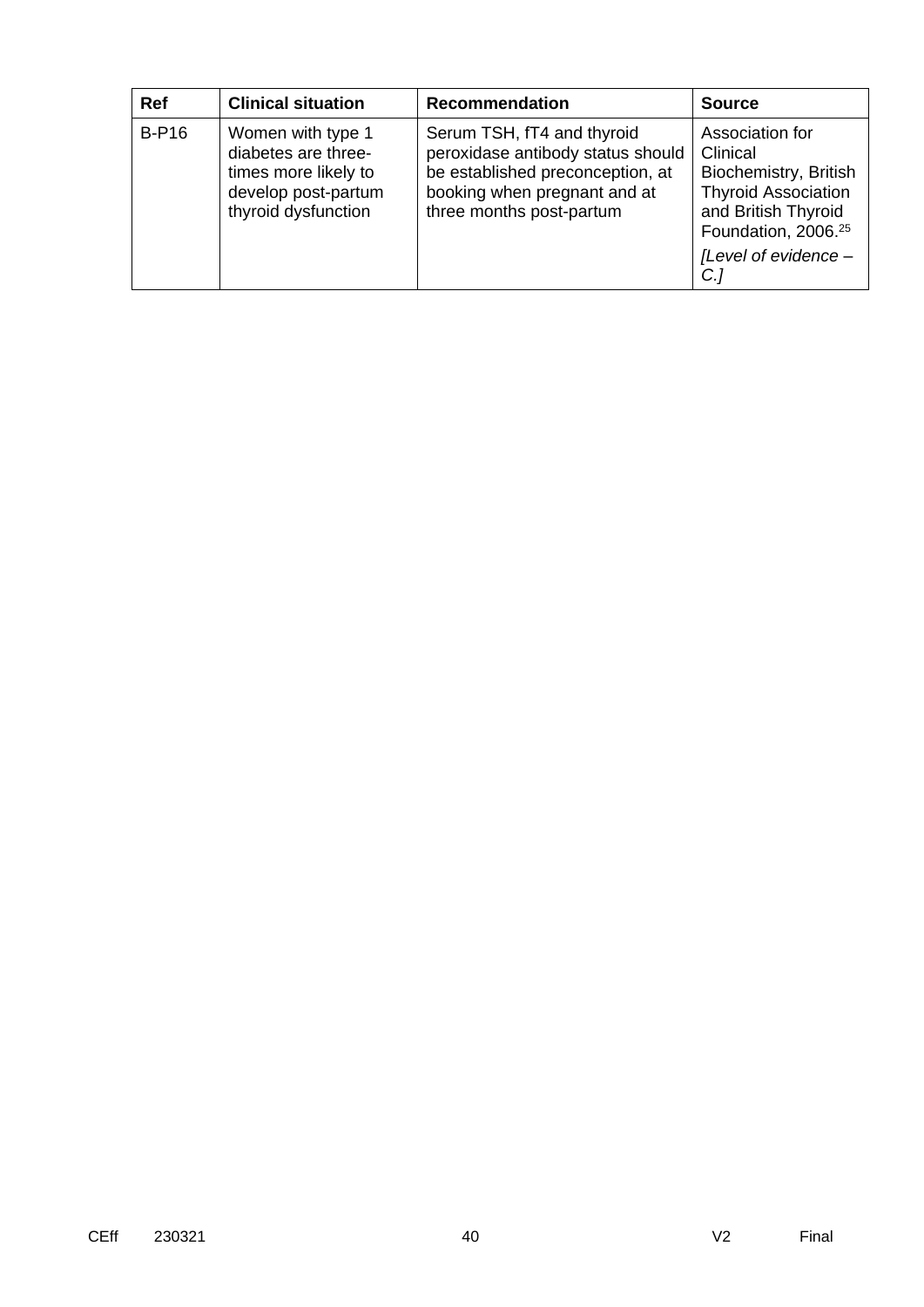| Ref | Clinical situation | Recommendation | Source |
| --- | --- | --- | --- |
| B-P16 | Women with type 1 diabetes are three-times more likely to develop post-partum thyroid dysfunction | Serum TSH, fT4 and thyroid peroxidase antibody status should be established preconception, at booking when pregnant and at three months post-partum | Association for Clinical Biochemistry, British Thyroid Association and British Thyroid Foundation, 2006.[25] *[Level of evidence – C.]* |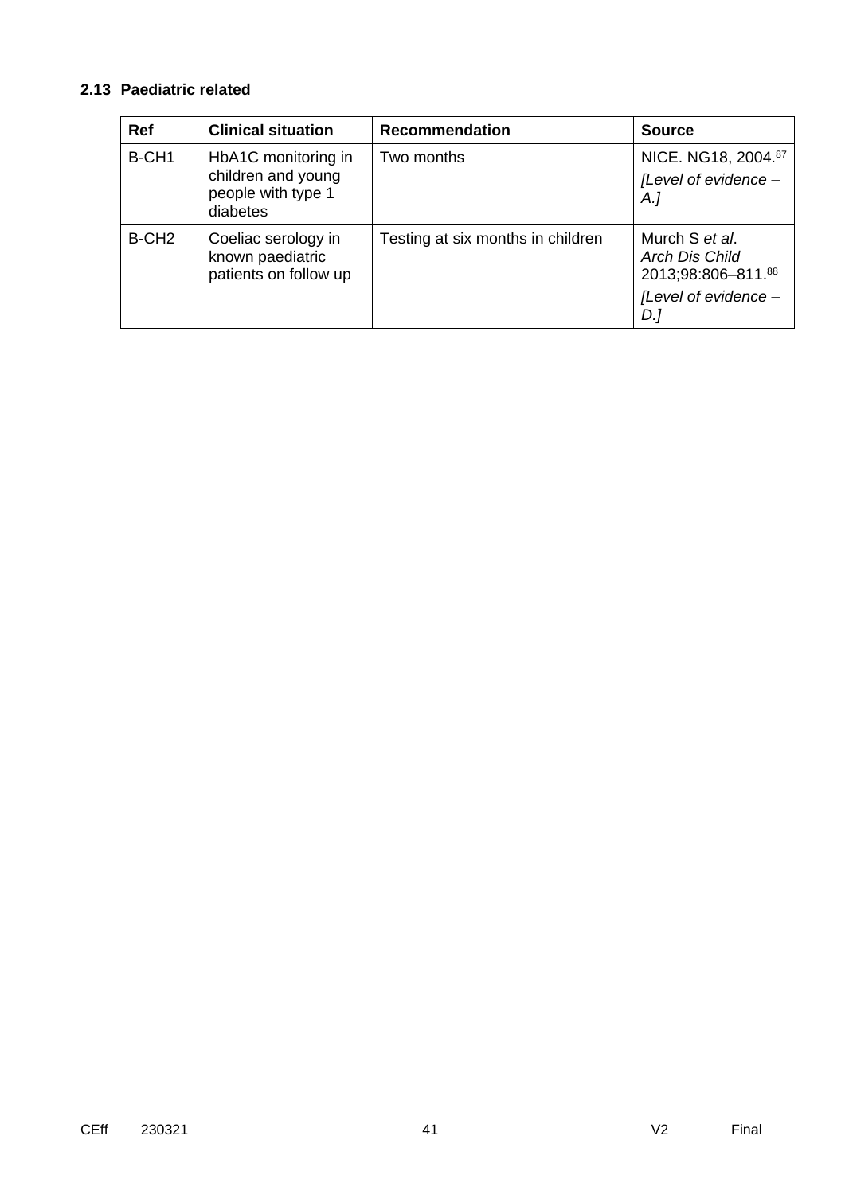### 2.13 Paediatric related

| Ref | Clinical situation | Recommendation | Source |
|---|---|---|---|
| B-CH1 | HbA1C monitoring in children and young people with type 1 diabetes | Two months | NICE. NG18, 2004.[87] *[Level of evidence – A.]* |
| B-CH2 | Coeliac serology in known paediatric patients on follow up | Testing at six months in children | Murch S *et al*. *Arch Dis Child* 2013;98:806–811.[88] *[Level of evidence – D.]* |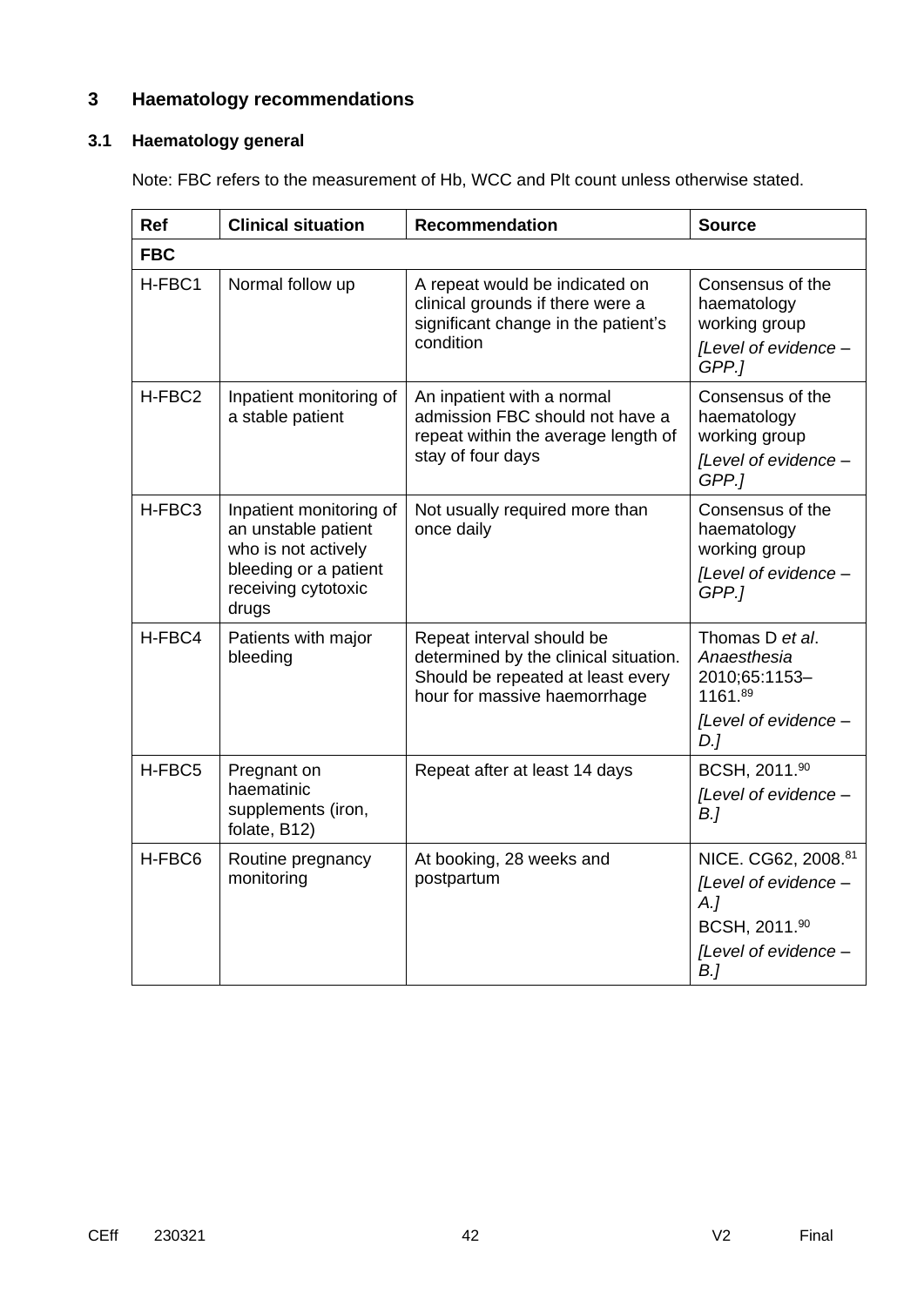## 3 Haematology recommendations

### 3.1 Haematology general

Note: FBC refers to the measurement of Hb, WCC and Plt count unless otherwise stated.

| Ref | Clinical situation | Recommendation | Source |
|---|---|---|---|
| **FBC** | | | |
| H-FBC1 | Normal follow up | A repeat would be indicated on clinical grounds if there were a significant change in the patient's condition | Consensus of the haematology working group *[Level of evidence – GPP.]* |
| H-FBC2 | Inpatient monitoring of a stable patient | An inpatient with a normal admission FBC should not have a repeat within the average length of stay of four days | Consensus of the haematology working group *[Level of evidence – GPP.]* |
| H-FBC3 | Inpatient monitoring of an unstable patient who is not actively bleeding or a patient receiving cytotoxic drugs | Not usually required more than once daily | Consensus of the haematology working group *[Level of evidence – GPP.]* |
| H-FBC4 | Patients with major bleeding | Repeat interval should be determined by the clinical situation. Should be repeated at least every hour for massive haemorrhage | Thomas D *et al*. *Anaesthesia* 2010;65:1153–1161.[89] *[Level of evidence – D.]* |
| H-FBC5 | Pregnant on haematinic supplements (iron, folate, B12) | Repeat after at least 14 days | BCSH, 2011.[90] *[Level of evidence – B.]* |
| H-FBC6 | Routine pregnancy monitoring | At booking, 28 weeks and postpartum | NICE. CG62, 2008.[81] *[Level of evidence – A.]* BCSH, 2011.[90] *[Level of evidence – B.]* |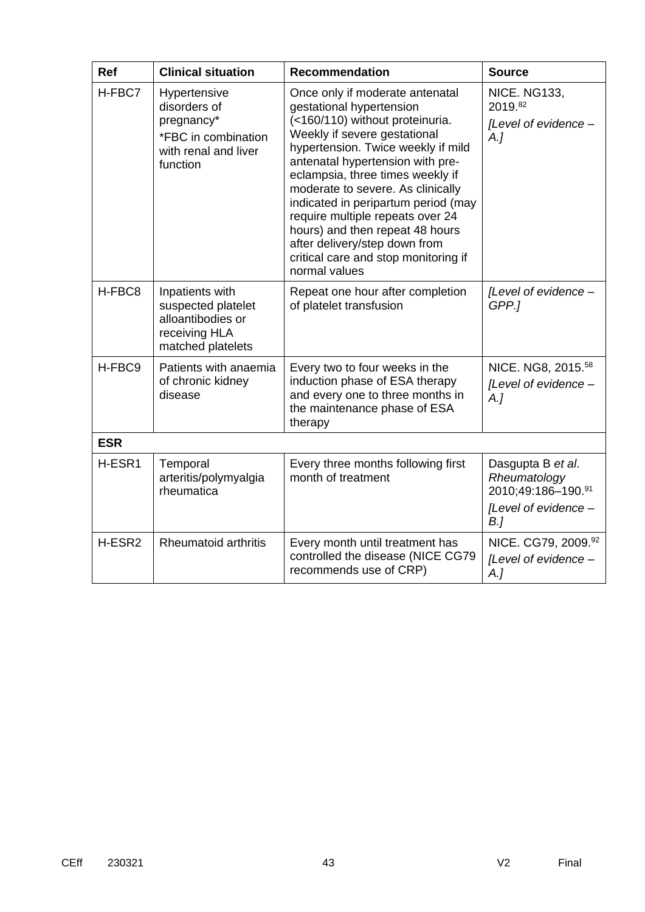| Ref | Clinical situation | Recommendation | Source |
|---|---|---|---|
| H-FBC7 | Hypertensive disorders of pregnancy*<br>*FBC in combination with renal and liver function | Once only if moderate antenatal gestational hypertension (<160/110) without proteinuria. Weekly if severe gestational hypertension. Twice weekly if mild antenatal hypertension with pre-eclampsia, three times weekly if moderate to severe. As clinically indicated in peripartum period (may require multiple repeats over 24 hours) and then repeat 48 hours after delivery/step down from critical care and stop monitoring if normal values | NICE. NG133, 2019.[82]<br>*[Level of evidence – A.]* |
| H-FBC8 | Inpatients with suspected platelet alloantibodies or receiving HLA matched platelets | Repeat one hour after completion of platelet transfusion | *[Level of evidence – GPP.]* |
| H-FBC9 | Patients with anaemia of chronic kidney disease | Every two to four weeks in the induction phase of ESA therapy and every one to three months in the maintenance phase of ESA therapy | NICE. NG8, 2015.[58]<br>*[Level of evidence – A.]* |
| **ESR** | | | |
| H-ESR1 | Temporal arteritis/polymyalgia rheumatica | Every three months following first month of treatment | Dasgupta B *et al*. *Rheumatology* 2010;49:186–190.[91]<br>*[Level of evidence – B.]* |
| H-ESR2 | Rheumatoid arthritis | Every month until treatment has controlled the disease (NICE CG79 recommends use of CRP) | NICE. CG79, 2009.[92]<br>*[Level of evidence – A.]* |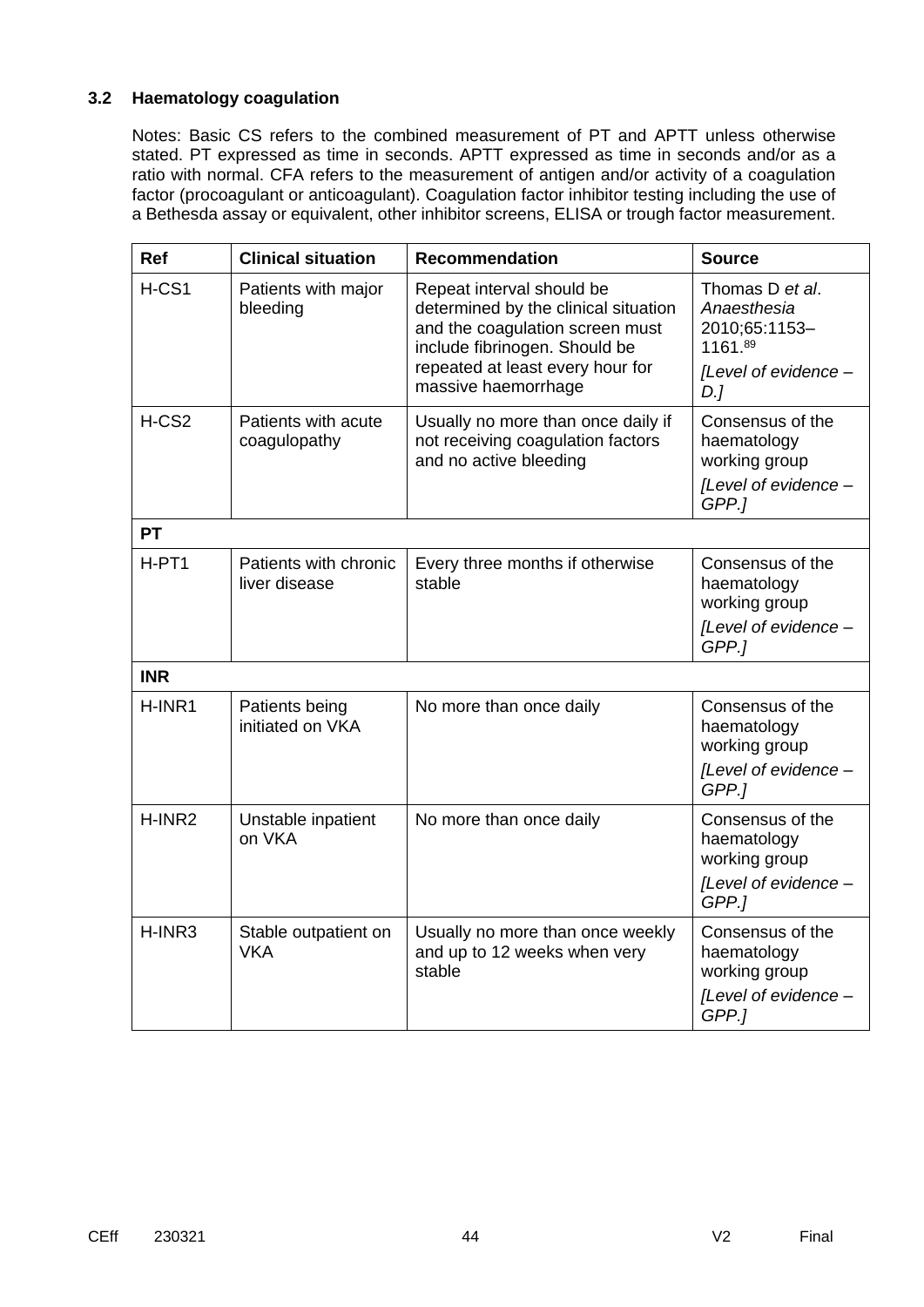### 3.2 Haematology coagulation

Notes: Basic CS refers to the combined measurement of PT and APTT unless otherwise stated. PT expressed as time in seconds. APTT expressed as time in seconds and/or as a ratio with normal. CFA refers to the measurement of antigen and/or activity of a coagulation factor (procoagulant or anticoagulant). Coagulation factor inhibitor testing including the use of a Bethesda assay or equivalent, other inhibitor screens, ELISA or trough factor measurement.

| Ref | Clinical situation | Recommendation | Source |
|---|---|---|---|
| H-CS1 | Patients with major bleeding | Repeat interval should be determined by the clinical situation and the coagulation screen must include fibrinogen. Should be repeated at least every hour for massive haemorrhage | Thomas D *et al*. *Anaesthesia* 2010;65:1153–1161.[89] *[Level of evidence – D.]* |
| H-CS2 | Patients with acute coagulopathy | Usually no more than once daily if not receiving coagulation factors and no active bleeding | Consensus of the haematology working group *[Level of evidence – GPP.]* |
| **PT** | | | |
| H-PT1 | Patients with chronic liver disease | Every three months if otherwise stable | Consensus of the haematology working group *[Level of evidence – GPP.]* |
| **INR** | | | |
| H-INR1 | Patients being initiated on VKA | No more than once daily | Consensus of the haematology working group *[Level of evidence – GPP.]* |
| H-INR2 | Unstable inpatient on VKA | No more than once daily | Consensus of the haematology working group *[Level of evidence – GPP.]* |
| H-INR3 | Stable outpatient on VKA | Usually no more than once weekly and up to 12 weeks when very stable | Consensus of the haematology working group *[Level of evidence – GPP.]* |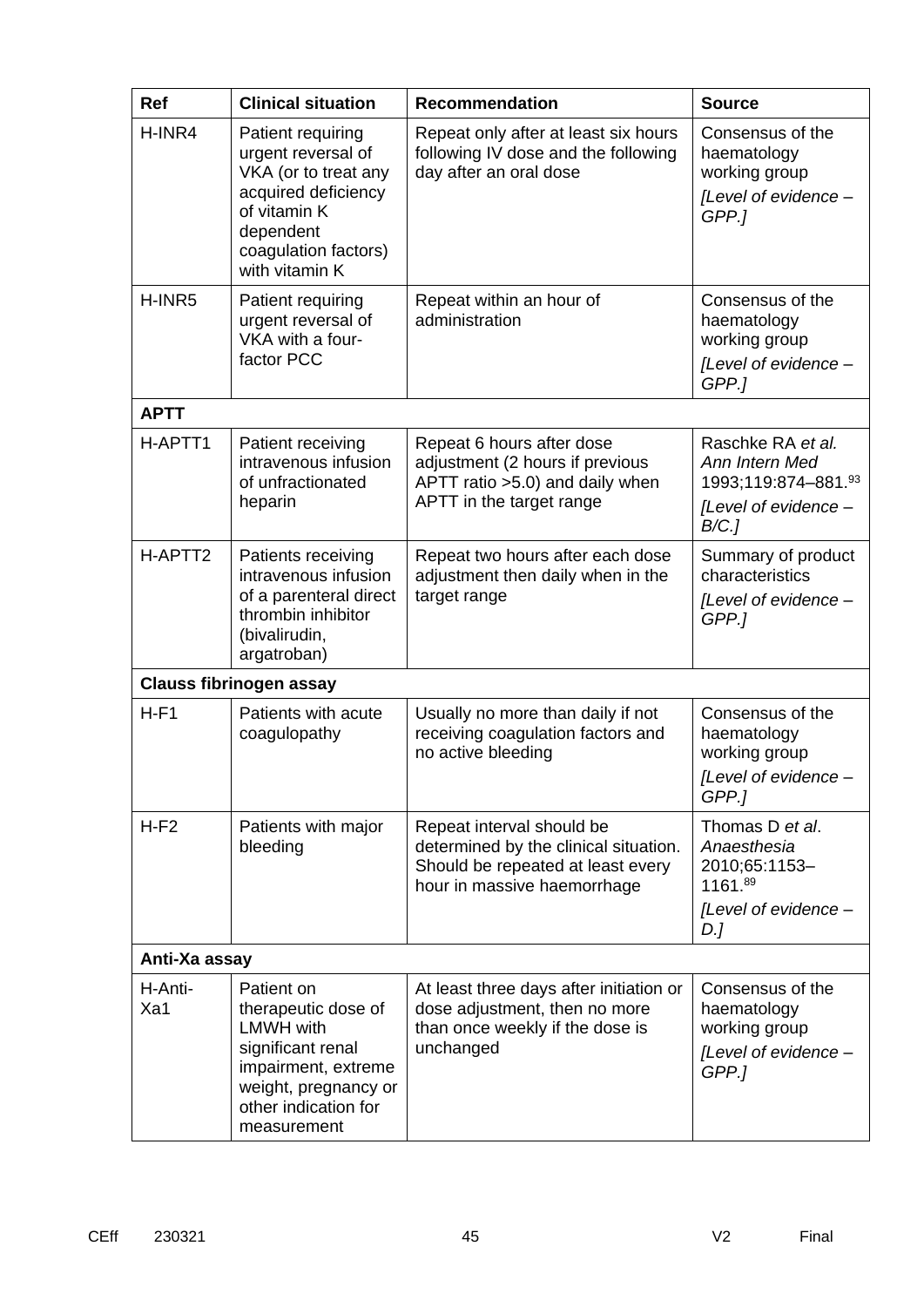| Ref | Clinical situation | Recommendation | Source |
|---|---|---|---|
| H-INR4 | Patient requiring urgent reversal of VKA (or to treat any acquired deficiency of vitamin K dependent coagulation factors) with vitamin K | Repeat only after at least six hours following IV dose and the following day after an oral dose | Consensus of the haematology working group *[Level of evidence – GPP.]* |
| H-INR5 | Patient requiring urgent reversal of VKA with a four-factor PCC | Repeat within an hour of administration | Consensus of the haematology working group *[Level of evidence – GPP.]* |
| **APTT** | | | |
| H-APTT1 | Patient receiving intravenous infusion of unfractionated heparin | Repeat 6 hours after dose adjustment (2 hours if previous APTT ratio >5.0) and daily when APTT in the target range | Raschke RA *et al. Ann Intern Med* 1993;119:874–881.[93] *[Level of evidence – B/C.]* |
| H-APTT2 | Patients receiving intravenous infusion of a parenteral direct thrombin inhibitor (bivalirudin, argatroban) | Repeat two hours after each dose adjustment then daily when in the target range | Summary of product characteristics *[Level of evidence – GPP.]* |
| **Clauss fibrinogen assay** | | | |
| H-F1 | Patients with acute coagulopathy | Usually no more than daily if not receiving coagulation factors and no active bleeding | Consensus of the haematology working group *[Level of evidence – GPP.]* |
| H-F2 | Patients with major bleeding | Repeat interval should be determined by the clinical situation. Should be repeated at least every hour in massive haemorrhage | Thomas D *et al*. *Anaesthesia* 2010;65:1153–1161.[89] *[Level of evidence – D.]* |
| **Anti-Xa assay** | | | |
| H-Anti-Xa1 | Patient on therapeutic dose of LMWH with significant renal impairment, extreme weight, pregnancy or other indication for measurement | At least three days after initiation or dose adjustment, then no more than once weekly if the dose is unchanged | Consensus of the haematology working group *[Level of evidence – GPP.]* |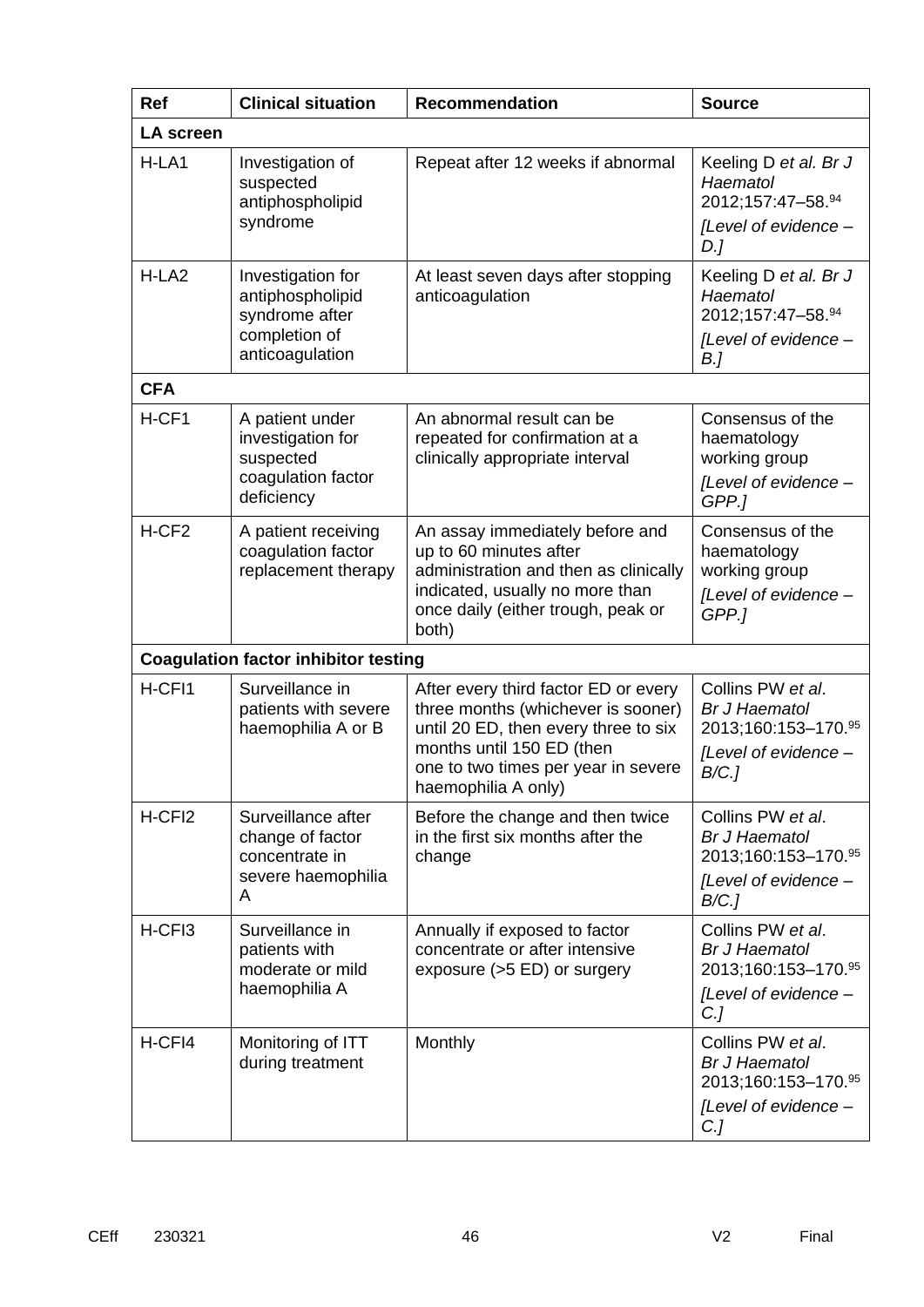| Ref | Clinical situation | Recommendation | Source |
|---|---|---|---|
| **LA screen** | | | |
| H-LA1 | Investigation of suspected antiphospholipid syndrome | Repeat after 12 weeks if abnormal | Keeling D *et al. Br J Haematol* 2012;157:47–58.[94] *[Level of evidence – D.]* |
| H-LA2 | Investigation for antiphospholipid syndrome after completion of anticoagulation | At least seven days after stopping anticoagulation | Keeling D *et al. Br J Haematol* 2012;157:47–58.[94] *[Level of evidence – B.]* |
| **CFA** | | | |
| H-CF1 | A patient under investigation for suspected coagulation factor deficiency | An abnormal result can be repeated for confirmation at a clinically appropriate interval | Consensus of the haematology working group *[Level of evidence – GPP.]* |
| H-CF2 | A patient receiving coagulation factor replacement therapy | An assay immediately before and up to 60 minutes after administration and then as clinically indicated, usually no more than once daily (either trough, peak or both) | Consensus of the haematology working group *[Level of evidence – GPP.]* |
| **Coagulation factor inhibitor testing** | | | |
| H-CFI1 | Surveillance in patients with severe haemophilia A or B | After every third factor ED or every three months (whichever is sooner) until 20 ED, then every three to six months until 150 ED (then one to two times per year in severe haemophilia A only) | Collins PW *et al*. *Br J Haematol* 2013;160:153–170.[95] *[Level of evidence – B/C.]* |
| H-CFI2 | Surveillance after change of factor concentrate in severe haemophilia A | Before the change and then twice in the first six months after the change | Collins PW *et al*. *Br J Haematol* 2013;160:153–170.[95] *[Level of evidence – B/C.]* |
| H-CFI3 | Surveillance in patients with moderate or mild haemophilia A | Annually if exposed to factor concentrate or after intensive exposure (>5 ED) or surgery | Collins PW *et al*. *Br J Haematol* 2013;160:153–170.[95] *[Level of evidence – C.]* |
| H-CFI4 | Monitoring of ITT during treatment | Monthly | Collins PW *et al*. *Br J Haematol* 2013;160:153–170.[95] *[Level of evidence – C.]* |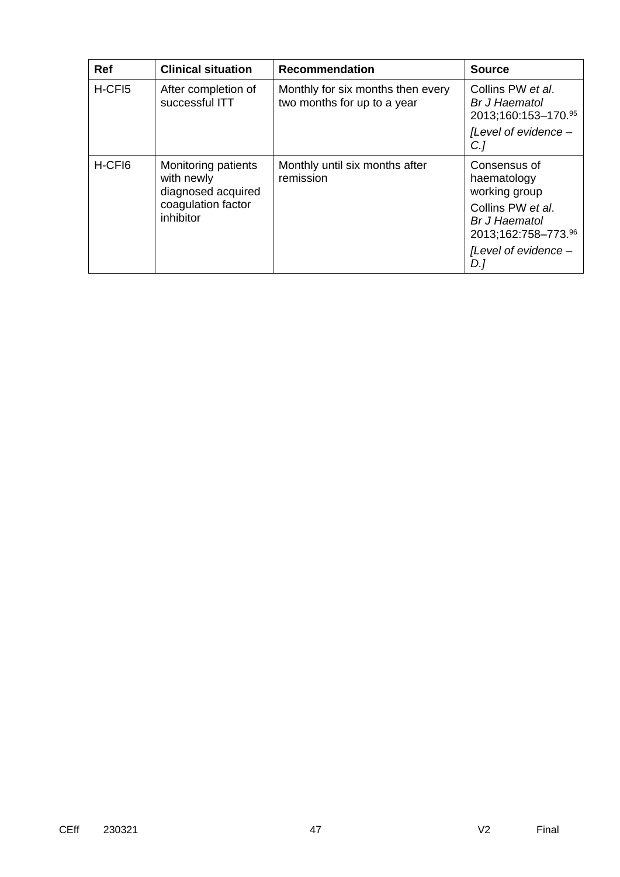| Ref | Clinical situation | Recommendation | Source |
| --- | --- | --- | --- |
| H-CFI5 | After completion of successful ITT | Monthly for six months then every two months for up to a year | Collins PW *et al*. *Br J Haematol* 2013;160:153–170.[95] *[Level of evidence – C.]* |
| H-CFI6 | Monitoring patients with newly diagnosed acquired coagulation factor inhibitor | Monthly until six months after remission | Consensus of haematology working group Collins PW *et al*. *Br J Haematol* 2013;162:758–773.[96] *[Level of evidence – D.]* |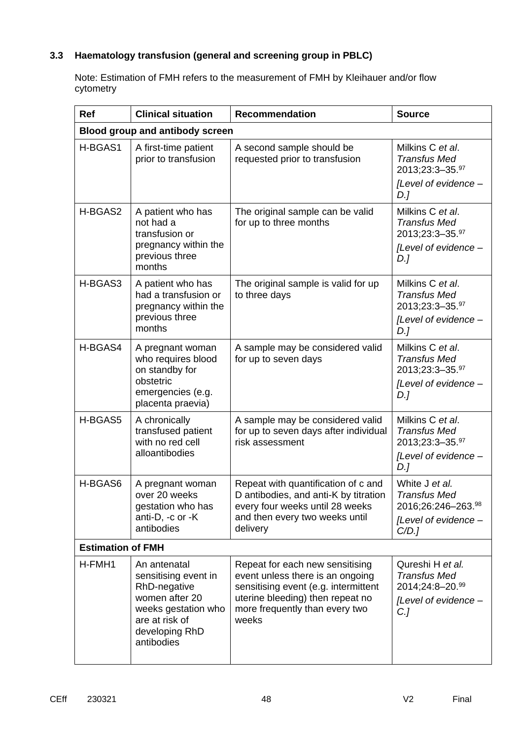### 3.3 Haematology transfusion (general and screening group in PBLC)

Note: Estimation of FMH refers to the measurement of FMH by Kleihauer and/or flow cytometry

| Ref | Clinical situation | Recommendation | Source |
|---|---|---|---|
| **Blood group and antibody screen** | | | |
| H-BGAS1 | A first-time patient prior to transfusion | A second sample should be requested prior to transfusion | Milkins C *et al*. *Transfus Med* 2013;23:3–35.[97] *[Level of evidence – D.]* |
| H-BGAS2 | A patient who has not had a transfusion or pregnancy within the previous three months | The original sample can be valid for up to three months | Milkins C *et al*. *Transfus Med* 2013;23:3–35.[97] *[Level of evidence – D.]* |
| H-BGAS3 | A patient who has had a transfusion or pregnancy within the previous three months | The original sample is valid for up to three days | Milkins C *et al*. *Transfus Med* 2013;23:3–35.[97] *[Level of evidence – D.]* |
| H-BGAS4 | A pregnant woman who requires blood on standby for obstetric emergencies (e.g. placenta praevia) | A sample may be considered valid for up to seven days | Milkins C *et al*. *Transfus Med* 2013;23:3–35.[97] *[Level of evidence – D.]* |
| H-BGAS5 | A chronically transfused patient with no red cell alloantibodies | A sample may be considered valid for up to seven days after individual risk assessment | Milkins C *et al*. *Transfus Med* 2013;23:3–35.[97] *[Level of evidence – D.]* |
| H-BGAS6 | A pregnant woman over 20 weeks gestation who has anti-D, -c or -K antibodies | Repeat with quantification of c and D antibodies, and anti-K by titration every four weeks until 28 weeks and then every two weeks until delivery | White J *et al. Transfus Med* 2016;26:246–263.[98] *[Level of evidence – C/D.]* |
| **Estimation of FMH** | | | |
| H-FMH1 | An antenatal sensitising event in RhD-negative women after 20 weeks gestation who are at risk of developing RhD antibodies | Repeat for each new sensitising event unless there is an ongoing sensitising event (e.g. intermittent uterine bleeding) then repeat no more frequently than every two weeks | Qureshi H *et al. Transfus Med* 2014;24:8–20.[99] *[Level of evidence – C.]* |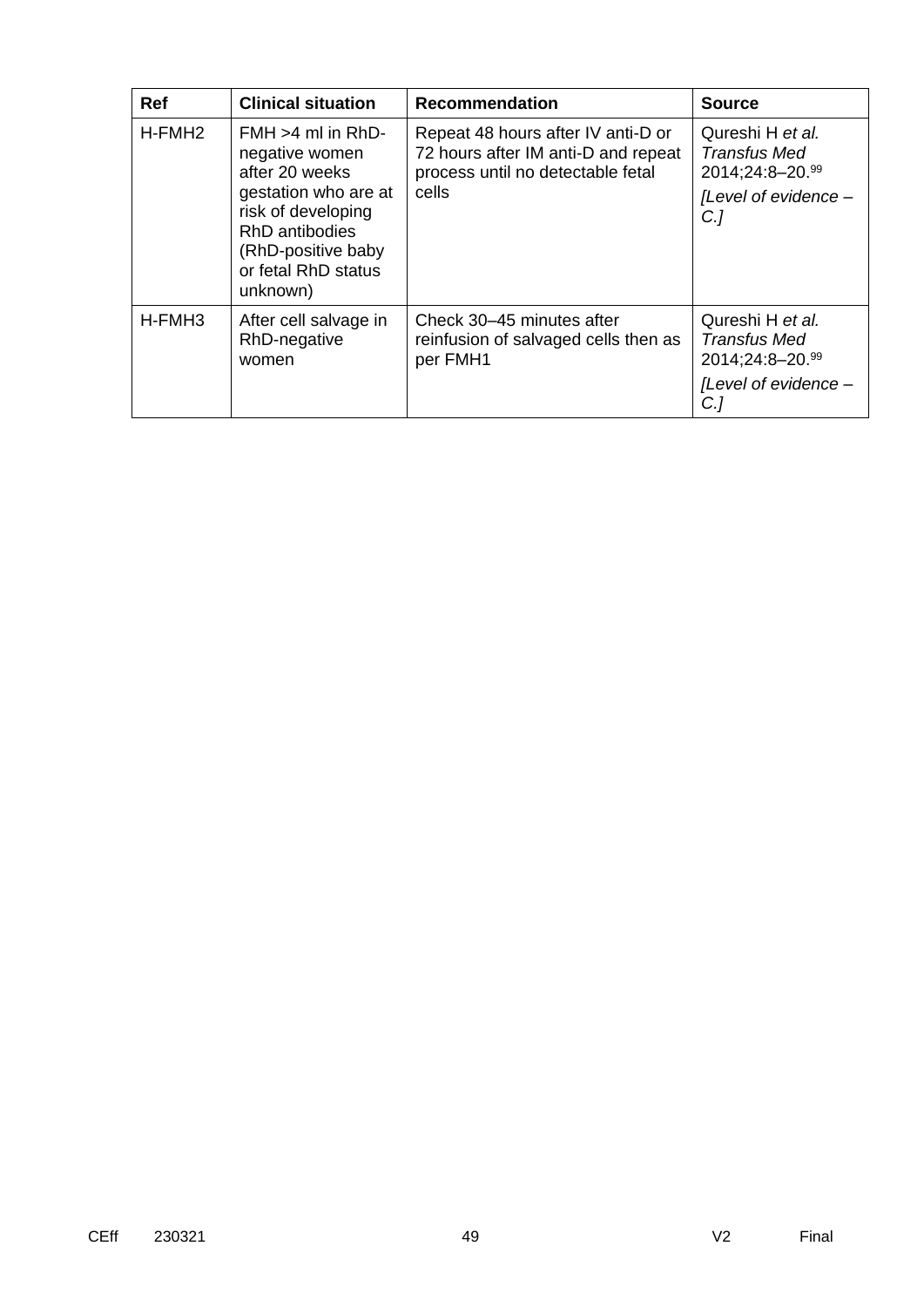| Ref | Clinical situation | Recommendation | Source |
|---|---|---|---|
| H-FMH2 | FMH >4 ml in RhD-negative women after 20 weeks gestation who are at risk of developing RhD antibodies (RhD-positive baby or fetal RhD status unknown) | Repeat 48 hours after IV anti-D or 72 hours after IM anti-D and repeat process until no detectable fetal cells | Qureshi H *et al.* *Transfus Med* 2014;24:8–20.[99] *[Level of evidence – C.]* |
| H-FMH3 | After cell salvage in RhD-negative women | Check 30–45 minutes after reinfusion of salvaged cells then as per FMH1 | Qureshi H *et al.* *Transfus Med* 2014;24:8–20.[99] *[Level of evidence – C.]* |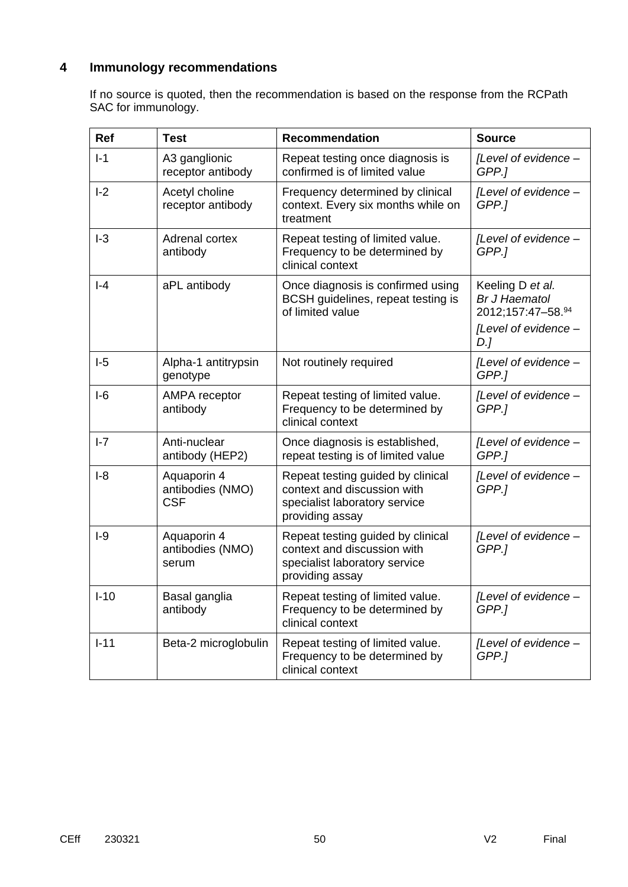## 4 Immunology recommendations

If no source is quoted, then the recommendation is based on the response from the RCPath SAC for immunology.

| Ref | Test | Recommendation | Source |
|---|---|---|---|
| I-1 | A3 ganglionic receptor antibody | Repeat testing once diagnosis is confirmed is of limited value | *[Level of evidence – GPP.]* |
| I-2 | Acetyl choline receptor antibody | Frequency determined by clinical context. Every six months while on treatment | *[Level of evidence – GPP.]* |
| I-3 | Adrenal cortex antibody | Repeat testing of limited value. Frequency to be determined by clinical context | *[Level of evidence – GPP.]* |
| I-4 | aPL antibody | Once diagnosis is confirmed using BCSH guidelines, repeat testing is of limited value | Keeling D *et al. Br J Haematol* 2012;157:47–58.[94] *[Level of evidence – D.]* |
| I-5 | Alpha-1 antitrypsin genotype | Not routinely required | *[Level of evidence – GPP.]* |
| I-6 | AMPA receptor antibody | Repeat testing of limited value. Frequency to be determined by clinical context | *[Level of evidence – GPP.]* |
| I-7 | Anti-nuclear antibody (HEP2) | Once diagnosis is established, repeat testing is of limited value | *[Level of evidence – GPP.]* |
| I-8 | Aquaporin 4 antibodies (NMO) CSF | Repeat testing guided by clinical context and discussion with specialist laboratory service providing assay | *[Level of evidence – GPP.]* |
| I-9 | Aquaporin 4 antibodies (NMO) serum | Repeat testing guided by clinical context and discussion with specialist laboratory service providing assay | *[Level of evidence – GPP.]* |
| I-10 | Basal ganglia antibody | Repeat testing of limited value. Frequency to be determined by clinical context | *[Level of evidence – GPP.]* |
| I-11 | Beta-2 microglobulin | Repeat testing of limited value. Frequency to be determined by clinical context | *[Level of evidence – GPP.]* |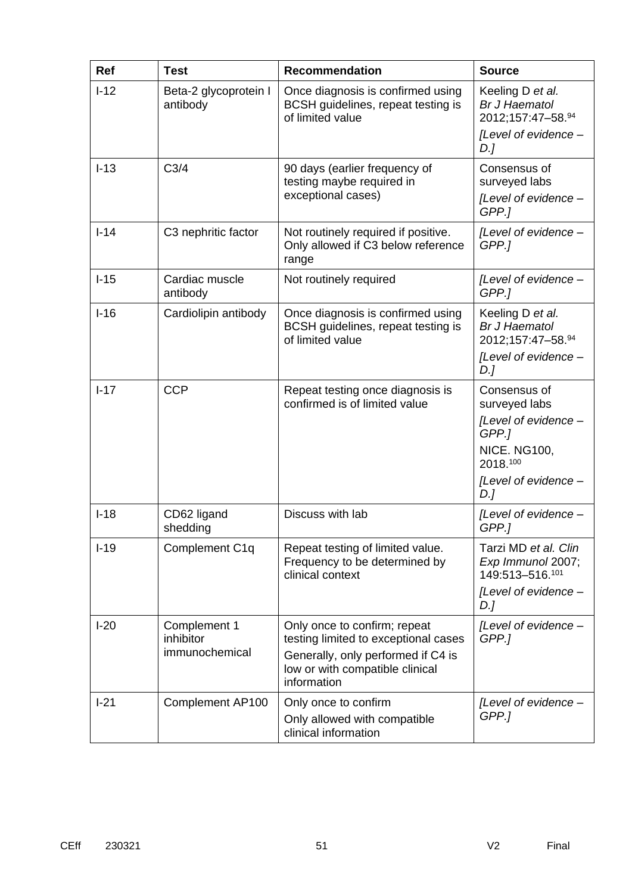| Ref | Test | Recommendation | Source |
|---|---|---|---|
| I-12 | Beta-2 glycoprotein I antibody | Once diagnosis is confirmed using BCSH guidelines, repeat testing is of limited value | Keeling D *et al.* *Br J Haematol* 2012;157:47–58.[94] *[Level of evidence – D.]* |
| I-13 | C3/4 | 90 days (earlier frequency of testing maybe required in exceptional cases) | Consensus of surveyed labs *[Level of evidence – GPP.]* |
| I-14 | C3 nephritic factor | Not routinely required if positive. Only allowed if C3 below reference range | *[Level of evidence – GPP.]* |
| I-15 | Cardiac muscle antibody | Not routinely required | *[Level of evidence – GPP.]* |
| I-16 | Cardiolipin antibody | Once diagnosis is confirmed using BCSH guidelines, repeat testing is of limited value | Keeling D *et al.* *Br J Haematol* 2012;157:47–58.[94] *[Level of evidence – D.]* |
| I-17 | CCP | Repeat testing once diagnosis is confirmed is of limited value | Consensus of surveyed labs *[Level of evidence – GPP.]* NICE. NG100, 2018.[100] *[Level of evidence – D.]* |
| I-18 | CD62 ligand shedding | Discuss with lab | *[Level of evidence – GPP.]* |
| I-19 | Complement C1q | Repeat testing of limited value. Frequency to be determined by clinical context | Tarzi MD *et al. Clin Exp Immunol* 2007; 149:513–516.[101] *[Level of evidence – D.]* |
| I-20 | Complement 1 inhibitor immunochemical | Only once to confirm; repeat testing limited to exceptional cases Generally, only performed if C4 is low or with compatible clinical information | *[Level of evidence – GPP.]* |
| I-21 | Complement AP100 | Only once to confirm Only allowed with compatible clinical information | *[Level of evidence – GPP.]* |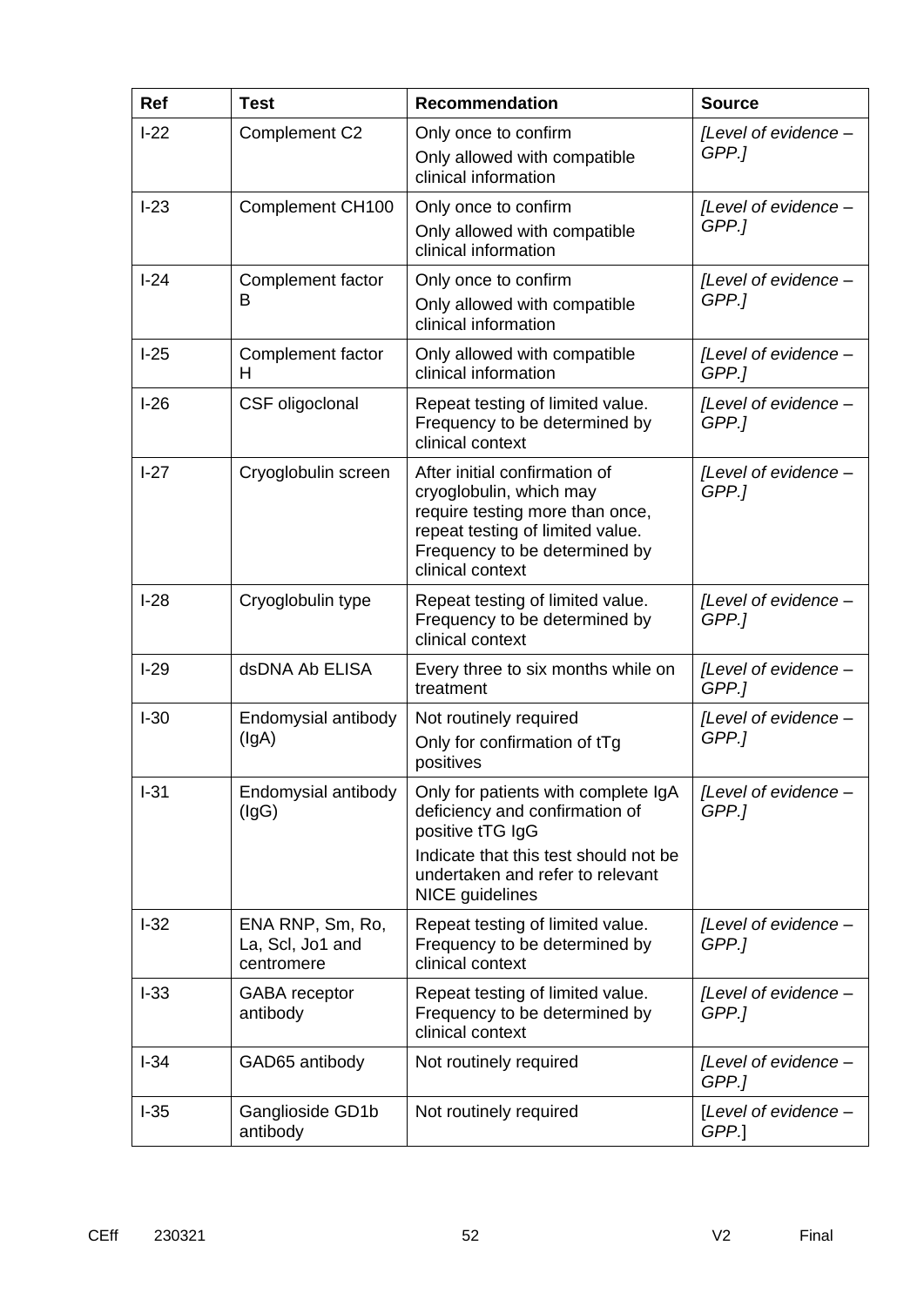| Ref | Test | Recommendation | Source |
|---|---|---|---|
| I-22 | Complement C2 | Only once to confirm<br>Only allowed with compatible clinical information | *[Level of evidence – GPP.]* |
| I-23 | Complement CH100 | Only once to confirm<br>Only allowed with compatible clinical information | *[Level of evidence – GPP.]* |
| I-24 | Complement factor B | Only once to confirm<br>Only allowed with compatible clinical information | *[Level of evidence – GPP.]* |
| I-25 | Complement factor H | Only allowed with compatible clinical information | *[Level of evidence – GPP.]* |
| I-26 | CSF oligoclonal | Repeat testing of limited value. Frequency to be determined by clinical context | *[Level of evidence – GPP.]* |
| I-27 | Cryoglobulin screen | After initial confirmation of cryoglobulin, which may require testing more than once, repeat testing of limited value. Frequency to be determined by clinical context | *[Level of evidence – GPP.]* |
| I-28 | Cryoglobulin type | Repeat testing of limited value. Frequency to be determined by clinical context | *[Level of evidence – GPP.]* |
| I-29 | dsDNA Ab ELISA | Every three to six months while on treatment | *[Level of evidence – GPP.]* |
| I-30 | Endomysial antibody (IgA) | Not routinely required<br>Only for confirmation of tTg positives | *[Level of evidence – GPP.]* |
| I-31 | Endomysial antibody (IgG) | Only for patients with complete IgA deficiency and confirmation of positive tTG IgG<br>Indicate that this test should not be undertaken and refer to relevant NICE guidelines | *[Level of evidence – GPP.]* |
| I-32 | ENA RNP, Sm, Ro, La, Scl, Jo1 and centromere | Repeat testing of limited value. Frequency to be determined by clinical context | *[Level of evidence – GPP.]* |
| I-33 | GABA receptor antibody | Repeat testing of limited value. Frequency to be determined by clinical context | *[Level of evidence – GPP.]* |
| I-34 | GAD65 antibody | Not routinely required | *[Level of evidence – GPP.]* |
| I-35 | Ganglioside GD1b antibody | Not routinely required | [*Level of evidence – GPP.*] |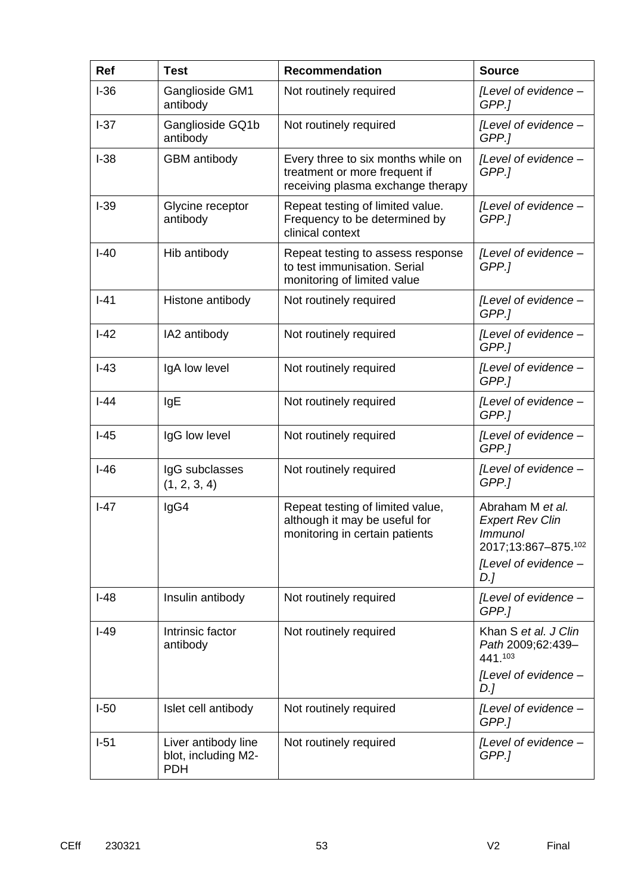| Ref | Test | Recommendation | Source |
|---|---|---|---|
| I-36 | Ganglioside GM1 antibody | Not routinely required | *[Level of evidence – GPP.]* |
| I-37 | Ganglioside GQ1b antibody | Not routinely required | *[Level of evidence – GPP.]* |
| I-38 | GBM antibody | Every three to six months while on treatment or more frequent if receiving plasma exchange therapy | *[Level of evidence – GPP.]* |
| I-39 | Glycine receptor antibody | Repeat testing of limited value. Frequency to be determined by clinical context | *[Level of evidence – GPP.]* |
| I-40 | Hib antibody | Repeat testing to assess response to test immunisation. Serial monitoring of limited value | *[Level of evidence – GPP.]* |
| I-41 | Histone antibody | Not routinely required | *[Level of evidence – GPP.]* |
| I-42 | IA2 antibody | Not routinely required | *[Level of evidence – GPP.]* |
| I-43 | IgA low level | Not routinely required | *[Level of evidence – GPP.]* |
| I-44 | IgE | Not routinely required | *[Level of evidence – GPP.]* |
| I-45 | IgG low level | Not routinely required | *[Level of evidence – GPP.]* |
| I-46 | IgG subclasses (1, 2, 3, 4) | Not routinely required | *[Level of evidence – GPP.]* |
| I-47 | IgG4 | Repeat testing of limited value, although it may be useful for monitoring in certain patients | Abraham M *et al. Expert Rev Clin Immunol* 2017;13:867–875.[102] *[Level of evidence – D.]* |
| I-48 | Insulin antibody | Not routinely required | *[Level of evidence – GPP.]* |
| I-49 | Intrinsic factor antibody | Not routinely required | Khan S *et al. J Clin Path* 2009;62:439–441.[103] *[Level of evidence – D.]* |
| I-50 | Islet cell antibody | Not routinely required | *[Level of evidence – GPP.]* |
| I-51 | Liver antibody line blot, including M2-PDH | Not routinely required | *[Level of evidence – GPP.]* |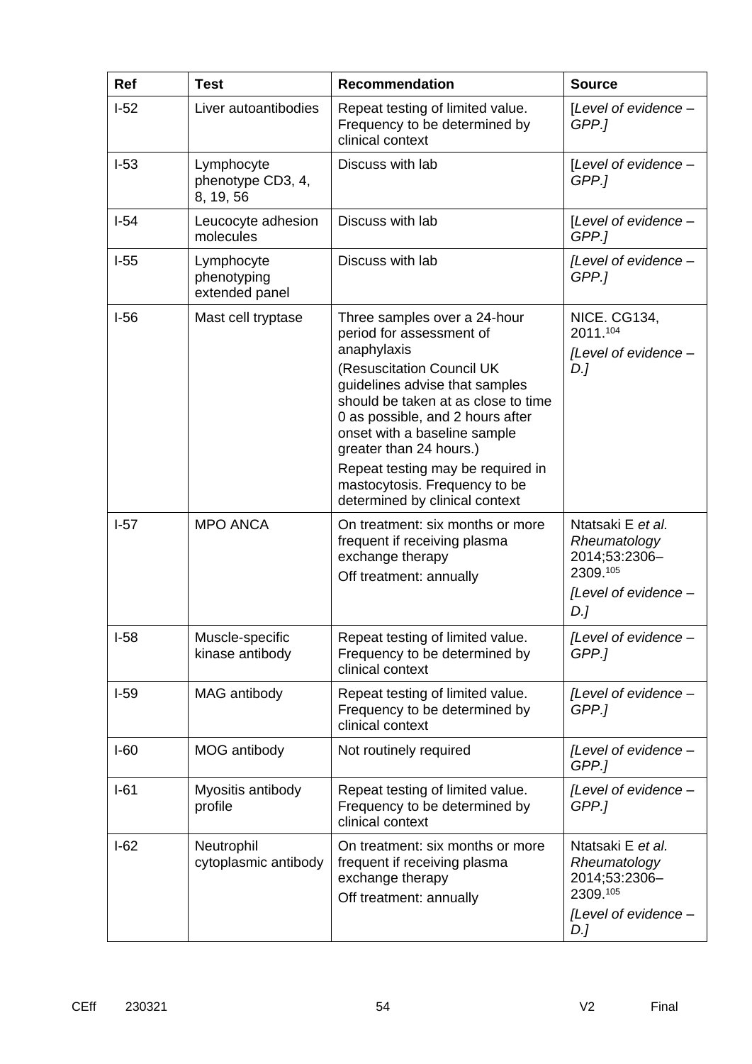| Ref | Test | Recommendation | Source |
|---|---|---|---|
| I-52 | Liver autoantibodies | Repeat testing of limited value. Frequency to be determined by clinical context | [*Level of evidence – GPP.]* |
| I-53 | Lymphocyte phenotype CD3, 4, 8, 19, 56 | Discuss with lab | [*Level of evidence – GPP.]* |
| I-54 | Leucocyte adhesion molecules | Discuss with lab | [*Level of evidence – GPP.]* |
| I-55 | Lymphocyte phenotyping extended panel | Discuss with lab | *[Level of evidence – GPP.]* |
| I-56 | Mast cell tryptase | Three samples over a 24-hour period for assessment of anaphylaxis<br>(Resuscitation Council UK guidelines advise that samples should be taken at as close to time 0 as possible, and 2 hours after onset with a baseline sample greater than 24 hours.)<br>Repeat testing may be required in mastocytosis. Frequency to be determined by clinical context | NICE. CG134, 2011.[104]<br>*[Level of evidence – D.]* |
| I-57 | MPO ANCA | On treatment: six months or more frequent if receiving plasma exchange therapy<br>Off treatment: annually | Ntatsaki E *et al. Rheumatology* 2014;53:2306–2309.[105]<br>*[Level of evidence – D.]* |
| I-58 | Muscle-specific kinase antibody | Repeat testing of limited value. Frequency to be determined by clinical context | *[Level of evidence – GPP.]* |
| I-59 | MAG antibody | Repeat testing of limited value. Frequency to be determined by clinical context | *[Level of evidence – GPP.]* |
| I-60 | MOG antibody | Not routinely required | *[Level of evidence – GPP.]* |
| I-61 | Myositis antibody profile | Repeat testing of limited value. Frequency to be determined by clinical context | *[Level of evidence – GPP.]* |
| I-62 | Neutrophil cytoplasmic antibody | On treatment: six months or more frequent if receiving plasma exchange therapy<br>Off treatment: annually | Ntatsaki E *et al. Rheumatology* 2014;53:2306–2309.[105]<br>*[Level of evidence – D.]* |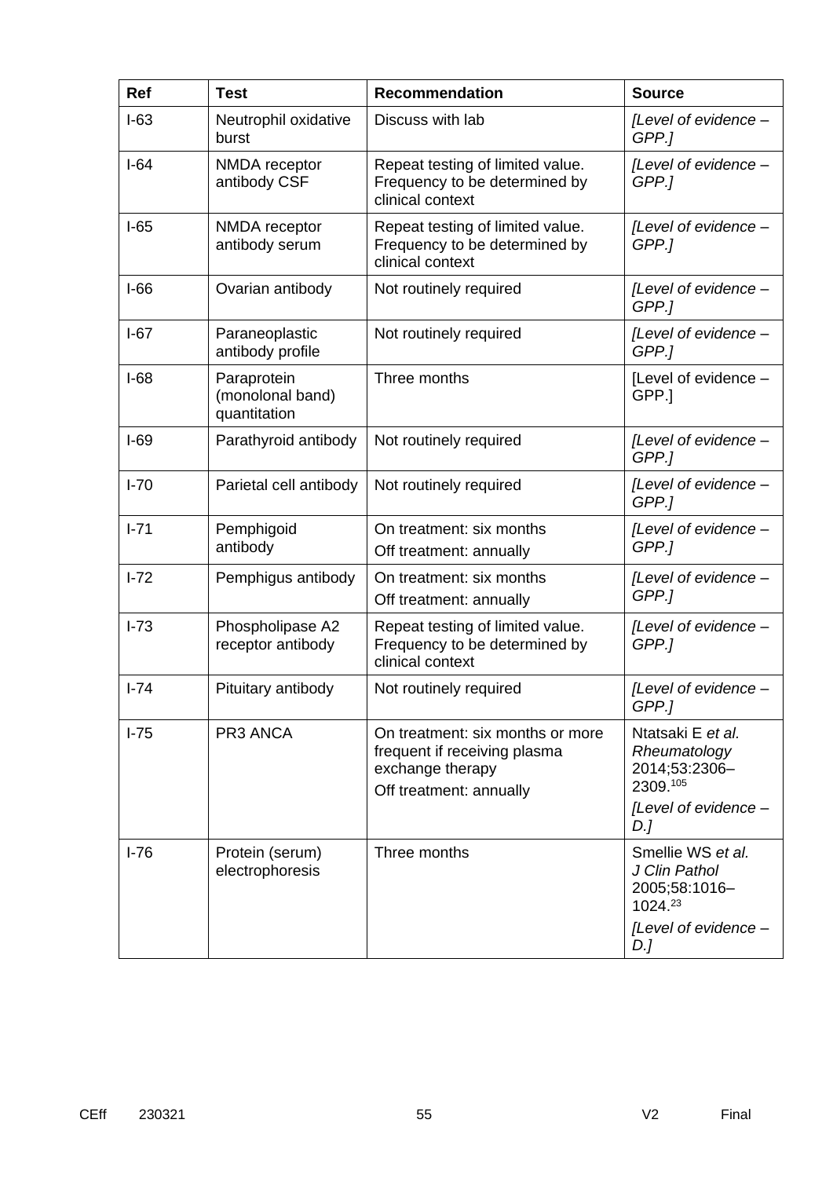| Ref | Test | Recommendation | Source |
|---|---|---|---|
| I-63 | Neutrophil oxidative burst | Discuss with lab | *[Level of evidence – GPP.]* |
| I-64 | NMDA receptor antibody CSF | Repeat testing of limited value. Frequency to be determined by clinical context | *[Level of evidence – GPP.]* |
| I-65 | NMDA receptor antibody serum | Repeat testing of limited value. Frequency to be determined by clinical context | *[Level of evidence – GPP.]* |
| I-66 | Ovarian antibody | Not routinely required | *[Level of evidence – GPP.]* |
| I-67 | Paraneoplastic antibody profile | Not routinely required | *[Level of evidence – GPP.]* |
| I-68 | Paraprotein (monolonal band) quantitation | Three months | [Level of evidence – GPP.] |
| I-69 | Parathyroid antibody | Not routinely required | *[Level of evidence – GPP.]* |
| I-70 | Parietal cell antibody | Not routinely required | *[Level of evidence – GPP.]* |
| I-71 | Pemphigoid antibody | On treatment: six months<br>Off treatment: annually | *[Level of evidence – GPP.]* |
| I-72 | Pemphigus antibody | On treatment: six months<br>Off treatment: annually | *[Level of evidence – GPP.]* |
| I-73 | Phospholipase A2 receptor antibody | Repeat testing of limited value. Frequency to be determined by clinical context | *[Level of evidence – GPP.]* |
| I-74 | Pituitary antibody | Not routinely required | *[Level of evidence – GPP.]* |
| I-75 | PR3 ANCA | On treatment: six months or more frequent if receiving plasma exchange therapy<br>Off treatment: annually | Ntatsaki E *et al. Rheumatology* 2014;53:2306–2309.[105]<br>*[Level of evidence – D.]* |
| I-76 | Protein (serum) electrophoresis | Three months | Smellie WS *et al. J Clin Pathol* 2005;58:1016–1024.[23]<br>*[Level of evidence – D.]* |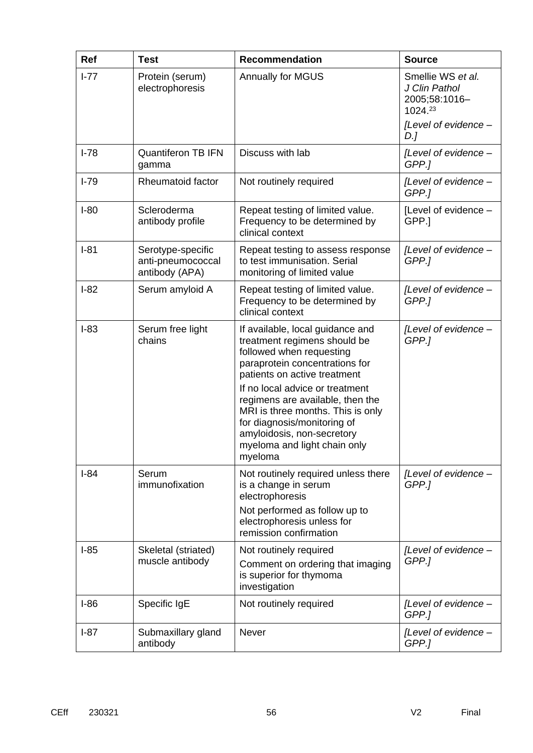| Ref | Test | Recommendation | Source |
|---|---|---|---|
| I-77 | Protein (serum) electrophoresis | Annually for MGUS | Smellie WS *et al. J Clin Pathol* 2005;58:1016–1024.[23] *[Level of evidence – D.]* |
| I-78 | Quantiferon TB IFN gamma | Discuss with lab | *[Level of evidence – GPP.]* |
| I-79 | Rheumatoid factor | Not routinely required | *[Level of evidence – GPP.]* |
| I-80 | Scleroderma antibody profile | Repeat testing of limited value. Frequency to be determined by clinical context | [Level of evidence – GPP.] |
| I-81 | Serotype-specific anti-pneumococcal antibody (APA) | Repeat testing to assess response to test immunisation. Serial monitoring of limited value | *[Level of evidence – GPP.]* |
| I-82 | Serum amyloid A | Repeat testing of limited value. Frequency to be determined by clinical context | *[Level of evidence – GPP.]* |
| I-83 | Serum free light chains | If available, local guidance and treatment regimens should be followed when requesting paraprotein concentrations for patients on active treatment<br>If no local advice or treatment regimens are available, then the MRI is three months. This is only for diagnosis/monitoring of amyloidosis, non-secretory myeloma and light chain only myeloma | *[Level of evidence – GPP.]* |
| I-84 | Serum immunofixation | Not routinely required unless there is a change in serum electrophoresis<br>Not performed as follow up to electrophoresis unless for remission confirmation | *[Level of evidence – GPP.]* |
| I-85 | Skeletal (striated) muscle antibody | Not routinely required<br>Comment on ordering that imaging is superior for thymoma investigation | *[Level of evidence – GPP.]* |
| I-86 | Specific IgE | Not routinely required | *[Level of evidence – GPP.]* |
| I-87 | Submaxillary gland antibody | Never | *[Level of evidence – GPP.]* |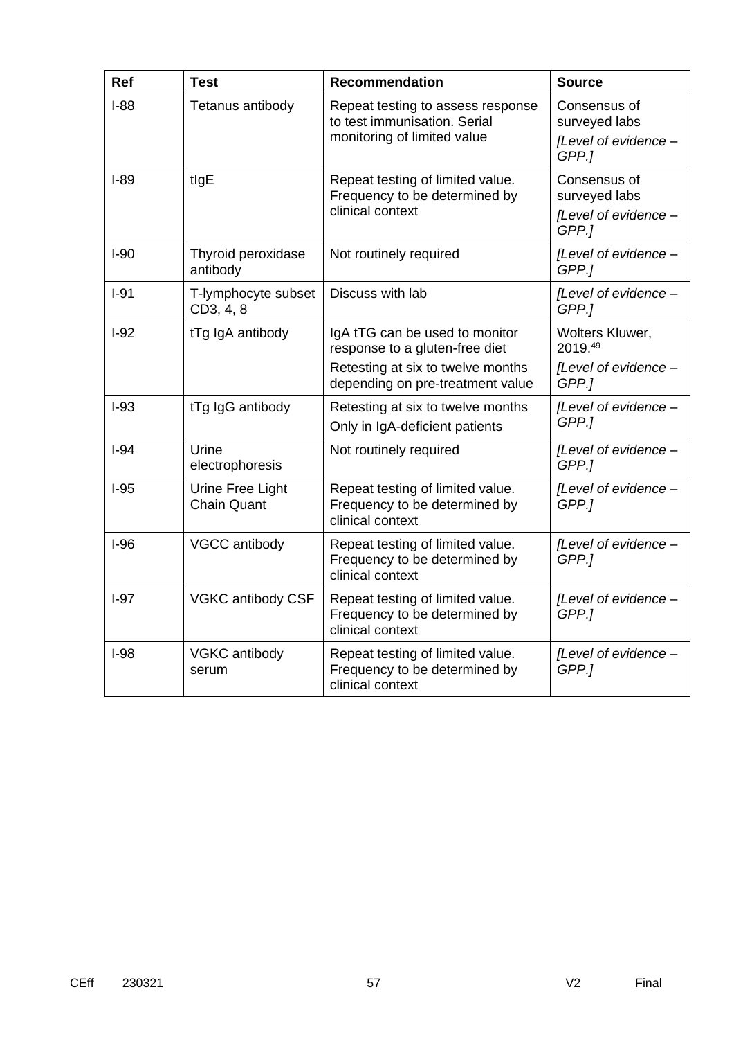| Ref | Test | Recommendation | Source |
|---|---|---|---|
| I-88 | Tetanus antibody | Repeat testing to assess response to test immunisation. Serial monitoring of limited value | Consensus of surveyed labs<br>*[Level of evidence – GPP.]* |
| I-89 | tIgE | Repeat testing of limited value. Frequency to be determined by clinical context | Consensus of surveyed labs<br>*[Level of evidence – GPP.]* |
| I-90 | Thyroid peroxidase antibody | Not routinely required | *[Level of evidence – GPP.]* |
| I-91 | T-lymphocyte subset CD3, 4, 8 | Discuss with lab | *[Level of evidence – GPP.]* |
| I-92 | tTg IgA antibody | IgA tTG can be used to monitor response to a gluten-free diet<br>Retesting at six to twelve months depending on pre-treatment value | Wolters Kluwer, 2019.[49]<br>*[Level of evidence – GPP.]* |
| I-93 | tTg IgG antibody | Retesting at six to twelve months<br>Only in IgA-deficient patients | *[Level of evidence – GPP.]* |
| I-94 | Urine electrophoresis | Not routinely required | *[Level of evidence – GPP.]* |
| I-95 | Urine Free Light Chain Quant | Repeat testing of limited value. Frequency to be determined by clinical context | *[Level of evidence – GPP.]* |
| I-96 | VGCC antibody | Repeat testing of limited value. Frequency to be determined by clinical context | *[Level of evidence – GPP.]* |
| I-97 | VGKC antibody CSF | Repeat testing of limited value. Frequency to be determined by clinical context | *[Level of evidence – GPP.]* |
| I-98 | VGKC antibody serum | Repeat testing of limited value. Frequency to be determined by clinical context | *[Level of evidence – GPP.]* |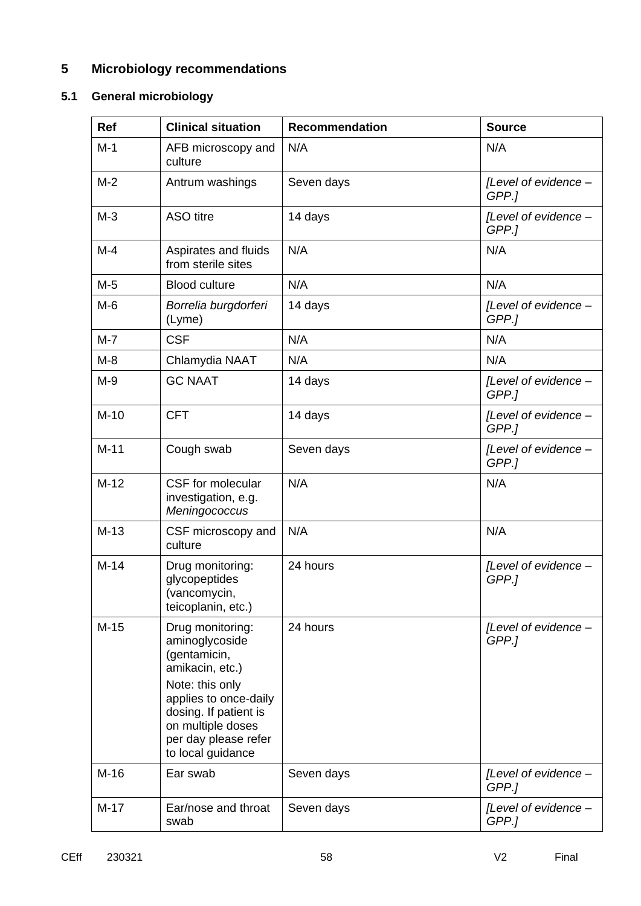# 5 Microbiology recommendations

## 5.1 General microbiology

| Ref | Clinical situation | Recommendation | Source |
|---|---|---|---|
| M-1 | AFB microscopy and culture | N/A | N/A |
| M-2 | Antrum washings | Seven days | *[Level of evidence – GPP.]* |
| M-3 | ASO titre | 14 days | *[Level of evidence – GPP.]* |
| M-4 | Aspirates and fluids from sterile sites | N/A | N/A |
| M-5 | Blood culture | N/A | N/A |
| M-6 | *Borrelia burgdorferi* (Lyme) | 14 days | *[Level of evidence – GPP.]* |
| M-7 | CSF | N/A | N/A |
| M-8 | Chlamydia NAAT | N/A | N/A |
| M-9 | GC NAAT | 14 days | *[Level of evidence – GPP.]* |
| M-10 | CFT | 14 days | *[Level of evidence – GPP.]* |
| M-11 | Cough swab | Seven days | *[Level of evidence – GPP.]* |
| M-12 | CSF for molecular investigation, e.g. *Meningococcus* | N/A | N/A |
| M-13 | CSF microscopy and culture | N/A | N/A |
| M-14 | Drug monitoring: glycopeptides (vancomycin, teicoplanin, etc.) | 24 hours | *[Level of evidence – GPP.]* |
| M-15 | Drug monitoring: aminoglycoside (gentamicin, amikacin, etc.) Note: this only applies to once-daily dosing. If patient is on multiple doses per day please refer to local guidance | 24 hours | *[Level of evidence – GPP.]* |
| M-16 | Ear swab | Seven days | *[Level of evidence – GPP.]* |
| M-17 | Ear/nose and throat swab | Seven days | *[Level of evidence – GPP.]* |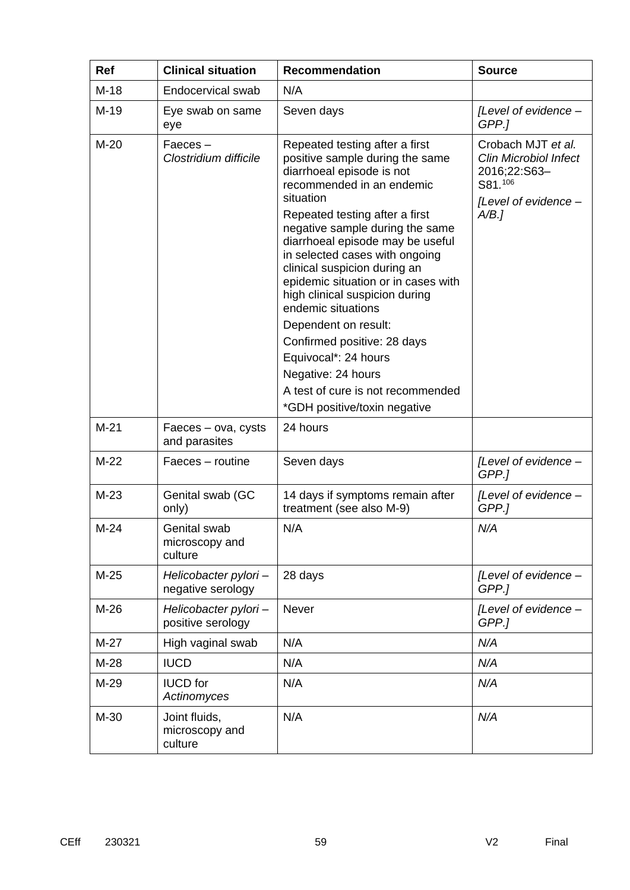| Ref | Clinical situation | Recommendation | Source |
|---|---|---|---|
| M-18 | Endocervical swab | N/A | |
| M-19 | Eye swab on same eye | Seven days | *[Level of evidence – GPP.]* |
| M-20 | Faeces – *Clostridium difficile* | Repeated testing after a first positive sample during the same diarrhoeal episode is not recommended in an endemic situation<br>Repeated testing after a first negative sample during the same diarrhoeal episode may be useful in selected cases with ongoing clinical suspicion during an epidemic situation or in cases with high clinical suspicion during endemic situations<br>Dependent on result:<br>Confirmed positive: 28 days<br>Equivocal*: 24 hours<br>Negative: 24 hours<br>A test of cure is not recommended<br>*GDH positive/toxin negative | Crobach MJT *et al. Clin Microbiol Infect* 2016;22:S63–S81.[106]<br>*[Level of evidence – A/B.]* |
| M-21 | Faeces – ova, cysts and parasites | 24 hours | |
| M-22 | Faeces – routine | Seven days | *[Level of evidence – GPP.]* |
| M-23 | Genital swab (GC only) | 14 days if symptoms remain after treatment (see also M-9) | *[Level of evidence – GPP.]* |
| M-24 | Genital swab microscopy and culture | N/A | *N/A* |
| M-25 | *Helicobacter pylori* – negative serology | 28 days | *[Level of evidence – GPP.]* |
| M-26 | *Helicobacter pylori* – positive serology | Never | *[Level of evidence – GPP.]* |
| M-27 | High vaginal swab | N/A | *N/A* |
| M-28 | IUCD | N/A | *N/A* |
| M-29 | IUCD for *Actinomyces* | N/A | *N/A* |
| M-30 | Joint fluids, microscopy and culture | N/A | *N/A* |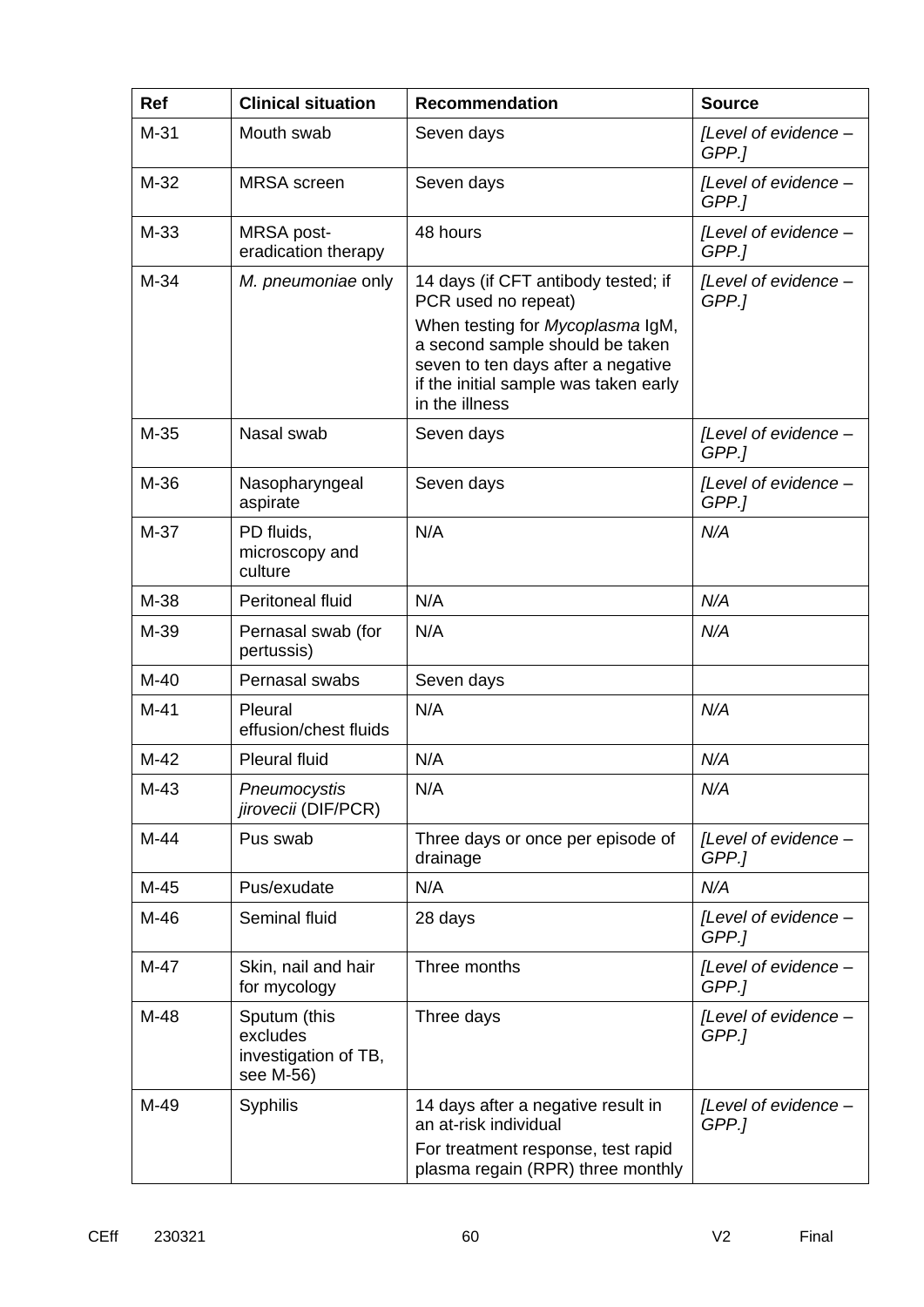| Ref | Clinical situation | Recommendation | Source |
|---|---|---|---|
| M-31 | Mouth swab | Seven days | *[Level of evidence – GPP.]* |
| M-32 | MRSA screen | Seven days | *[Level of evidence – GPP.]* |
| M-33 | MRSA post-eradication therapy | 48 hours | *[Level of evidence – GPP.]* |
| M-34 | *M. pneumoniae* only | 14 days (if CFT antibody tested; if PCR used no repeat)<br>When testing for *Mycoplasma* IgM, a second sample should be taken seven to ten days after a negative if the initial sample was taken early in the illness | *[Level of evidence – GPP.]* |
| M-35 | Nasal swab | Seven days | *[Level of evidence – GPP.]* |
| M-36 | Nasopharyngeal aspirate | Seven days | *[Level of evidence – GPP.]* |
| M-37 | PD fluids, microscopy and culture | N/A | *N/A* |
| M-38 | Peritoneal fluid | N/A | *N/A* |
| M-39 | Pernasal swab (for pertussis) | N/A | *N/A* |
| M-40 | Pernasal swabs | Seven days | |
| M-41 | Pleural effusion/chest fluids | N/A | *N/A* |
| M-42 | Pleural fluid | N/A | *N/A* |
| M-43 | *Pneumocystis jirovecii* (DIF/PCR) | N/A | *N/A* |
| M-44 | Pus swab | Three days or once per episode of drainage | *[Level of evidence – GPP.]* |
| M-45 | Pus/exudate | N/A | *N/A* |
| M-46 | Seminal fluid | 28 days | *[Level of evidence – GPP.]* |
| M-47 | Skin, nail and hair for mycology | Three months | *[Level of evidence – GPP.]* |
| M-48 | Sputum (this excludes investigation of TB, see M-56) | Three days | *[Level of evidence – GPP.]* |
| M-49 | Syphilis | 14 days after a negative result in an at-risk individual<br>For treatment response, test rapid plasma regain (RPR) three monthly | *[Level of evidence – GPP.]* |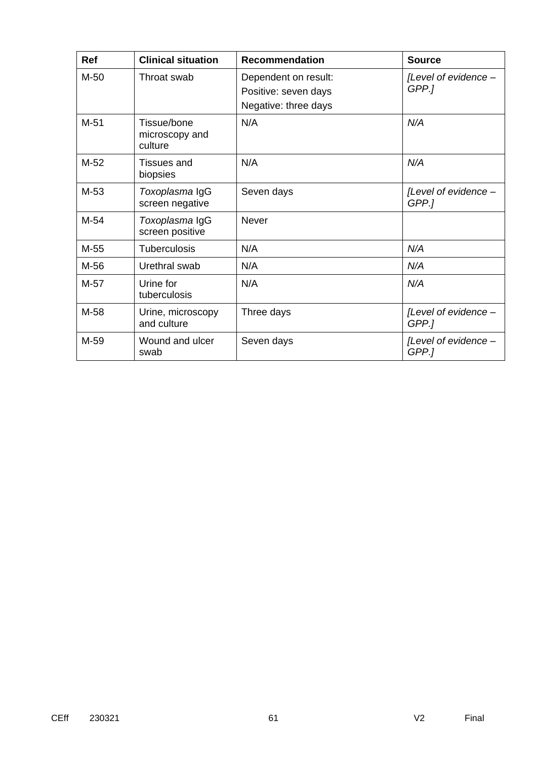| Ref | Clinical situation | Recommendation | Source |
|---|---|---|---|
| M-50 | Throat swab | Dependent on result:<br>Positive: seven days<br>Negative: three days | *[Level of evidence – GPP.]* |
| M-51 | Tissue/bone microscopy and culture | N/A | *N/A* |
| M-52 | Tissues and biopsies | N/A | *N/A* |
| M-53 | *Toxoplasma* IgG screen negative | Seven days | *[Level of evidence – GPP.]* |
| M-54 | *Toxoplasma* IgG screen positive | Never | |
| M-55 | Tuberculosis | N/A | *N/A* |
| M-56 | Urethral swab | N/A | *N/A* |
| M-57 | Urine for tuberculosis | N/A | *N/A* |
| M-58 | Urine, microscopy and culture | Three days | *[Level of evidence – GPP.]* |
| M-59 | Wound and ulcer swab | Seven days | *[Level of evidence – GPP.]* |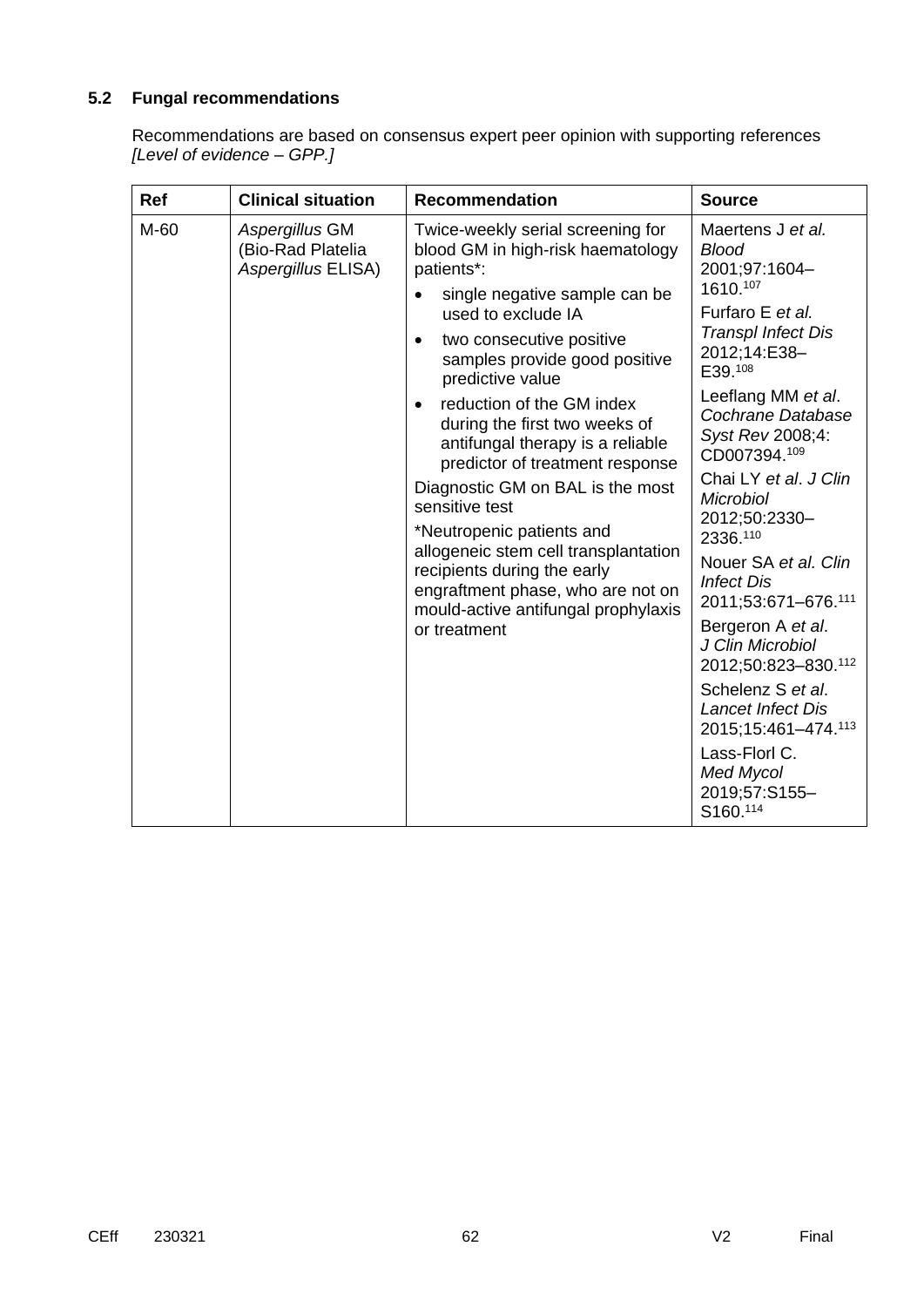## 5.2 Fungal recommendations

Recommendations are based on consensus expert peer opinion with supporting references *[Level of evidence – GPP.]*

| Ref | Clinical situation | Recommendation | Source |
|---|---|---|---|
| M-60 | *Aspergillus* GM (Bio-Rad Platelia *Aspergillus* ELISA) | Twice-weekly serial screening for blood GM in high-risk haematology patients*: <br>• single negative sample can be used to exclude IA <br>• two consecutive positive samples provide good positive predictive value <br>• reduction of the GM index during the first two weeks of antifungal therapy is a reliable predictor of treatment response <br>Diagnostic GM on BAL is the most sensitive test <br>*Neutropenic patients and allogeneic stem cell transplantation recipients during the early engraftment phase, who are not on mould-active antifungal prophylaxis or treatment | Maertens J *et al. Blood* 2001;97:1604–1610.[107] <br>Furfaro E *et al. Transpl Infect Dis* 2012;14:E38–E39.[108] <br>Leeflang MM *et al*. *Cochrane Database Syst Rev* 2008;4: CD007394.[109] <br>Chai LY *et al*. *J Clin Microbiol* 2012;50:2330–2336.[110] <br>Nouer SA *et al. Clin Infect Dis* 2011;53:671–676.[111] <br>Bergeron A *et al*. *J Clin Microbiol* 2012;50:823–830.[112] <br>Schelenz S *et al*. *Lancet Infect Dis* 2015;15:461–474.[113] <br>Lass-Florl C. *Med Mycol* 2019;57:S155–S160.[114] |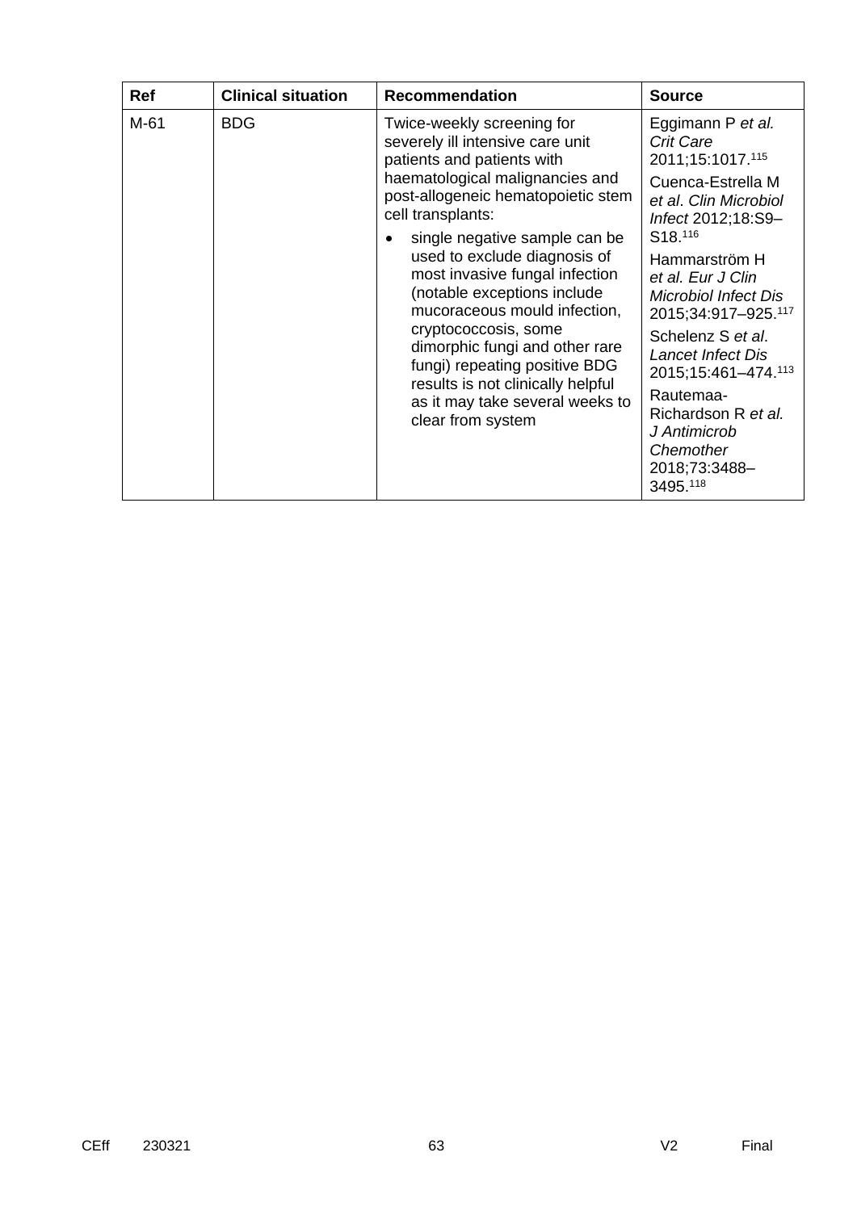| Ref | Clinical situation | Recommendation | Source |
|---|---|---|---|
| M-61 | BDG | Twice-weekly screening for severely ill intensive care unit patients and patients with haematological malignancies and post-allogeneic hematopoietic stem cell transplants:<br>• single negative sample can be used to exclude diagnosis of most invasive fungal infection (notable exceptions include mucoraceous mould infection, cryptococcosis, some dimorphic fungi and other rare fungi) repeating positive BDG results is not clinically helpful as it may take several weeks to clear from system | Eggimann P *et al. Crit Care* 2011;15:1017.[115]<br>Cuenca-Estrella M *et al*. *Clin Microbiol Infect* 2012;18:S9–S18.[116]<br>Hammarström H *et al. Eur J Clin Microbiol Infect Dis* 2015;34:917–925.[117]<br>Schelenz S *et al*. *Lancet Infect Dis* 2015;15:461–474.[113]<br>Rautemaa-Richardson R *et al. J Antimicrob Chemother* 2018;73:3488–3495.[118] |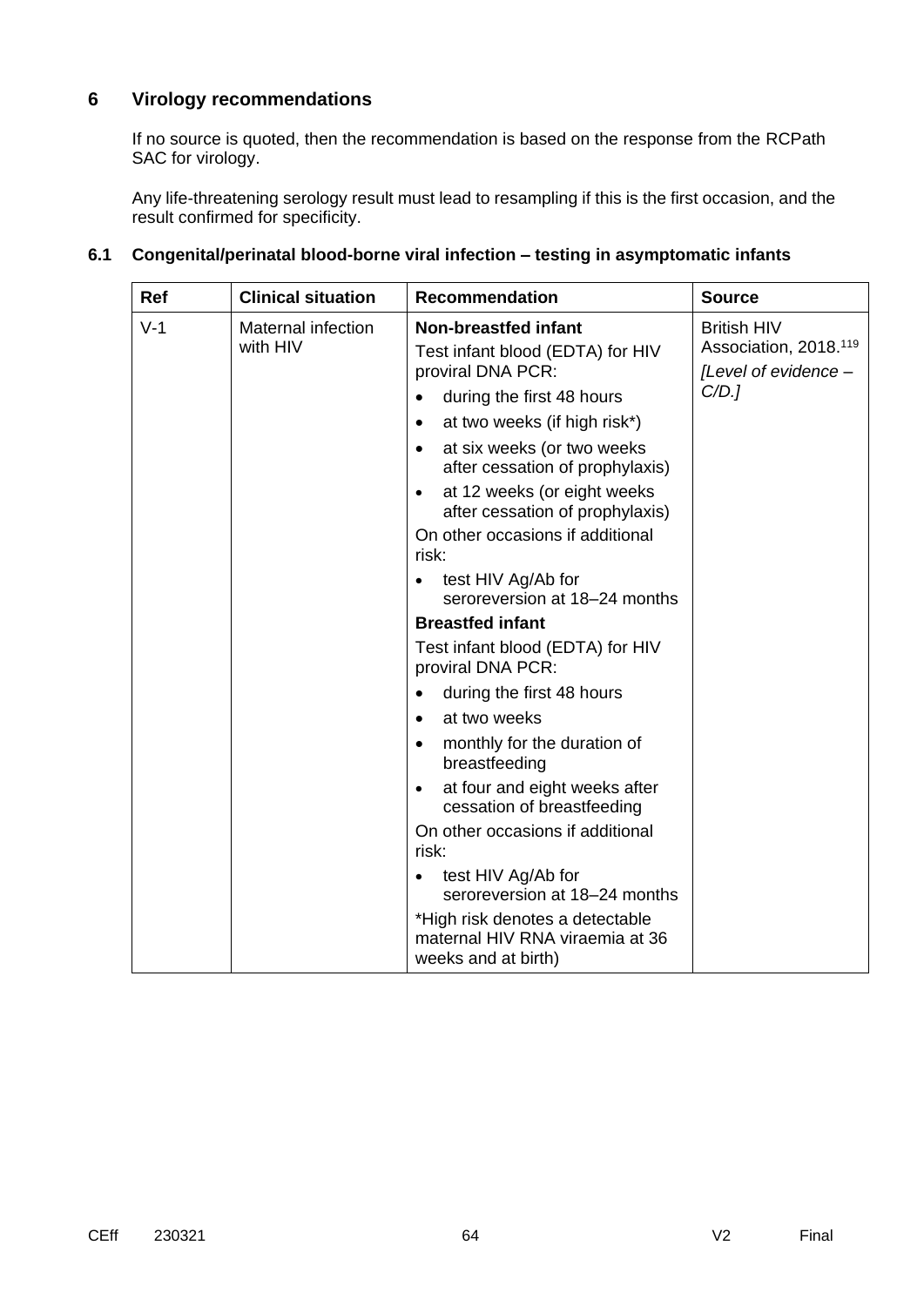## 6 Virology recommendations

If no source is quoted, then the recommendation is based on the response from the RCPath SAC for virology.

Any life-threatening serology result must lead to resampling if this is the first occasion, and the result confirmed for specificity.

### 6.1 Congenital/perinatal blood-borne viral infection – testing in asymptomatic infants

| Ref | Clinical situation | Recommendation | Source |
|---|---|---|---|
| V-1 | Maternal infection with HIV | **Non-breastfed infant**<br>Test infant blood (EDTA) for HIV proviral DNA PCR:<br>• during the first 48 hours<br>• at two weeks (if high risk*)<br>• at six weeks (or two weeks after cessation of prophylaxis)<br>• at 12 weeks (or eight weeks after cessation of prophylaxis)<br>On other occasions if additional risk:<br>• test HIV Ag/Ab for seroreversion at 18–24 months<br>**Breastfed infant**<br>Test infant blood (EDTA) for HIV proviral DNA PCR:<br>• during the first 48 hours<br>• at two weeks<br>• monthly for the duration of breastfeeding<br>• at four and eight weeks after cessation of breastfeeding<br>On other occasions if additional risk:<br>• test HIV Ag/Ab for seroreversion at 18–24 months<br>*High risk denotes a detectable maternal HIV RNA viraemia at 36 weeks and at birth) | British HIV Association, 2018.[119]<br>*[Level of evidence – C/D.]* |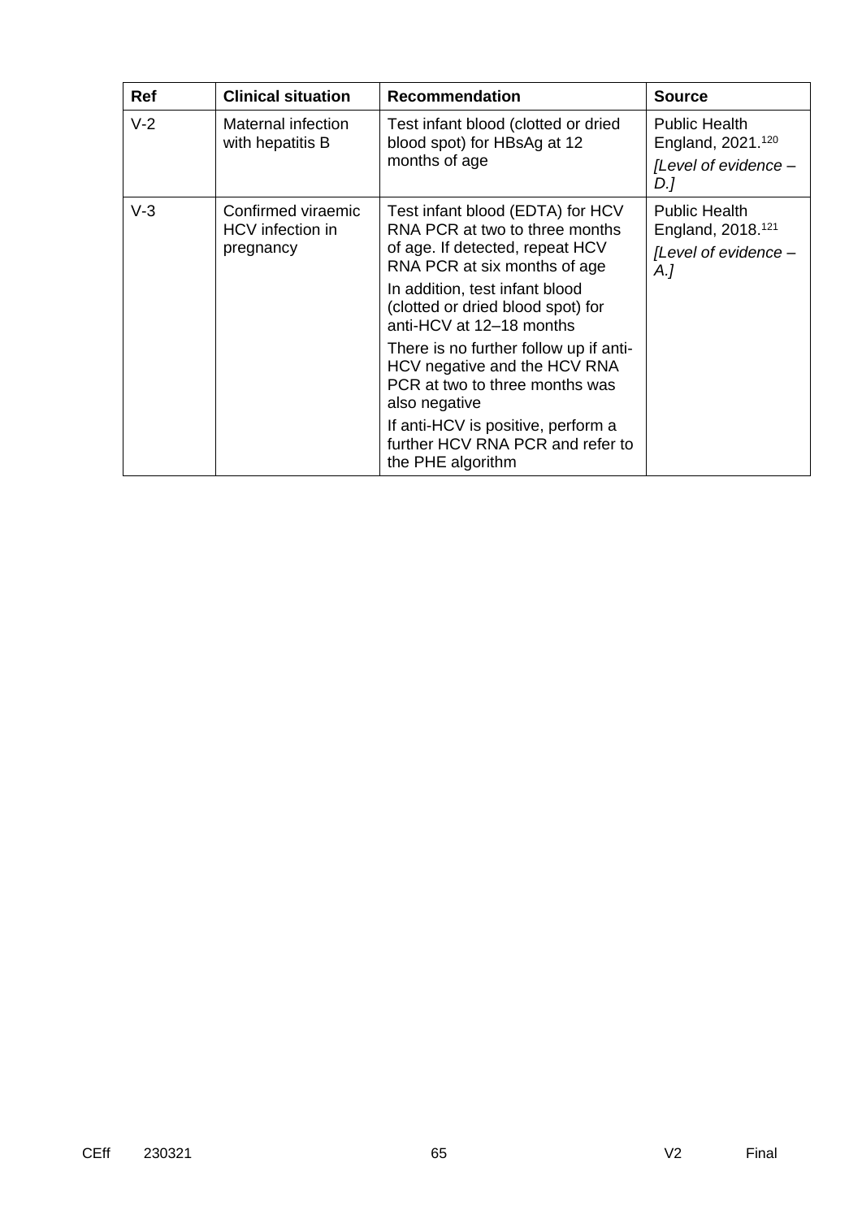| Ref | Clinical situation | Recommendation | Source |
| --- | --- | --- | --- |
| V-2 | Maternal infection with hepatitis B | Test infant blood (clotted or dried blood spot) for HBsAg at 12 months of age | Public Health England, 2021.[120] *[Level of evidence – D.]* |
| V-3 | Confirmed viraemic HCV infection in pregnancy | Test infant blood (EDTA) for HCV RNA PCR at two to three months of age. If detected, repeat HCV RNA PCR at six months of age<br>In addition, test infant blood (clotted or dried blood spot) for anti-HCV at 12–18 months<br>There is no further follow up if anti-HCV negative and the HCV RNA PCR at two to three months was also negative<br>If anti-HCV is positive, perform a further HCV RNA PCR and refer to the PHE algorithm | Public Health England, 2018.[121] *[Level of evidence – A.]* |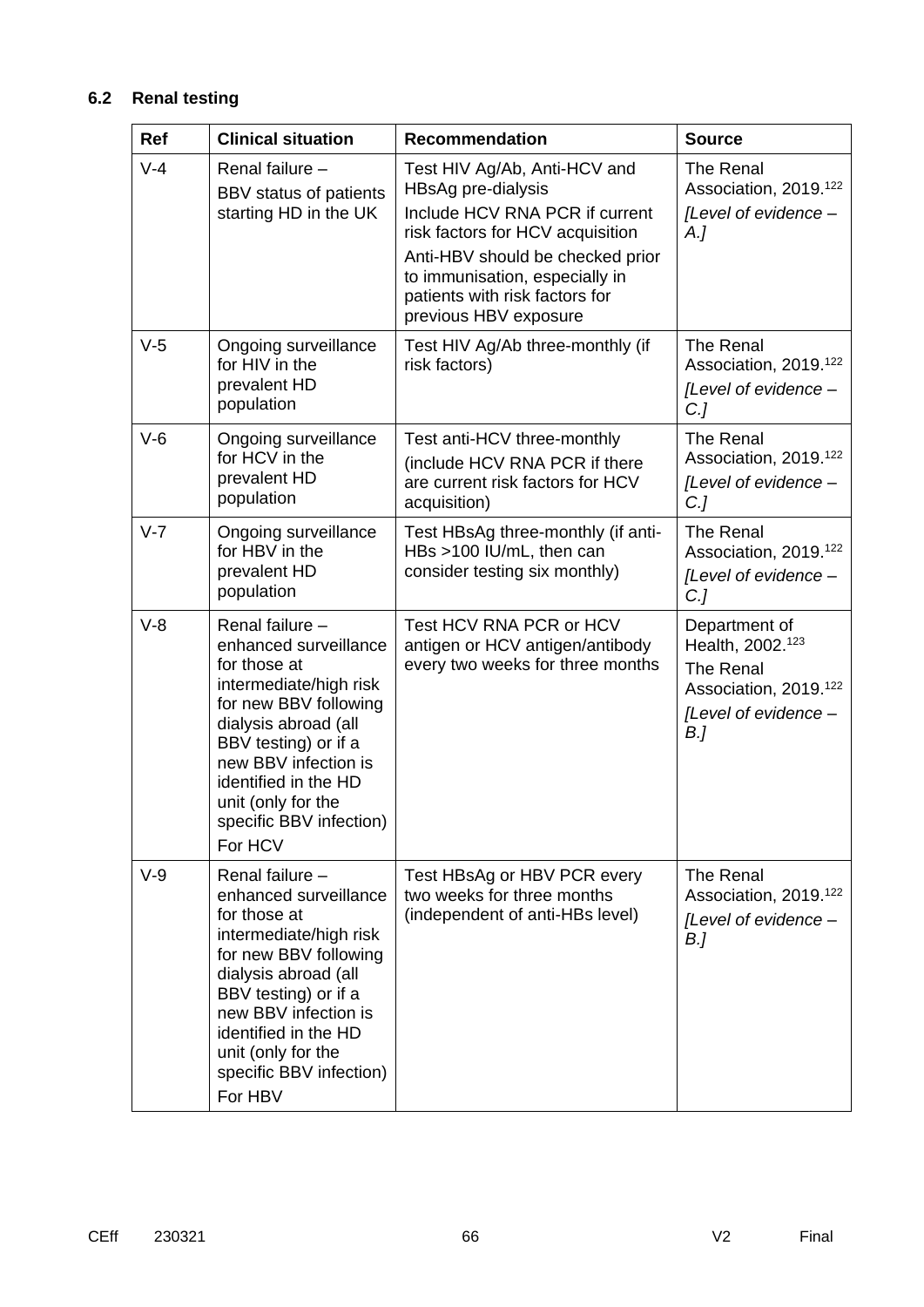### 6.2 Renal testing

| Ref | Clinical situation | Recommendation | Source |
|---|---|---|---|
| V-4 | Renal failure – BBV status of patients starting HD in the UK | Test HIV Ag/Ab, Anti-HCV and HBsAg pre-dialysis<br>Include HCV RNA PCR if current risk factors for HCV acquisition<br>Anti-HBV should be checked prior to immunisation, especially in patients with risk factors for previous HBV exposure | The Renal Association, 2019.[122]<br>*[Level of evidence – A.]* |
| V-5 | Ongoing surveillance for HIV in the prevalent HD population | Test HIV Ag/Ab three-monthly (if risk factors) | The Renal Association, 2019.[122]<br>*[Level of evidence – C.]* |
| V-6 | Ongoing surveillance for HCV in the prevalent HD population | Test anti-HCV three-monthly (include HCV RNA PCR if there are current risk factors for HCV acquisition) | The Renal Association, 2019.[122]<br>*[Level of evidence – C.]* |
| V-7 | Ongoing surveillance for HBV in the prevalent HD population | Test HBsAg three-monthly (if anti-HBs >100 IU/mL, then can consider testing six monthly) | The Renal Association, 2019.[122]<br>*[Level of evidence – C.]* |
| V-8 | Renal failure – enhanced surveillance for those at intermediate/high risk for new BBV following dialysis abroad (all BBV testing) or if a new BBV infection is identified in the HD unit (only for the specific BBV infection)<br>For HCV | Test HCV RNA PCR or HCV antigen or HCV antigen/antibody every two weeks for three months | Department of Health, 2002.[123]<br>The Renal Association, 2019.[122]<br>*[Level of evidence – B.]* |
| V-9 | Renal failure – enhanced surveillance for those at intermediate/high risk for new BBV following dialysis abroad (all BBV testing) or if a new BBV infection is identified in the HD unit (only for the specific BBV infection)<br>For HBV | Test HBsAg or HBV PCR every two weeks for three months (independent of anti-HBs level) | The Renal Association, 2019.[122]<br>*[Level of evidence – B.]* |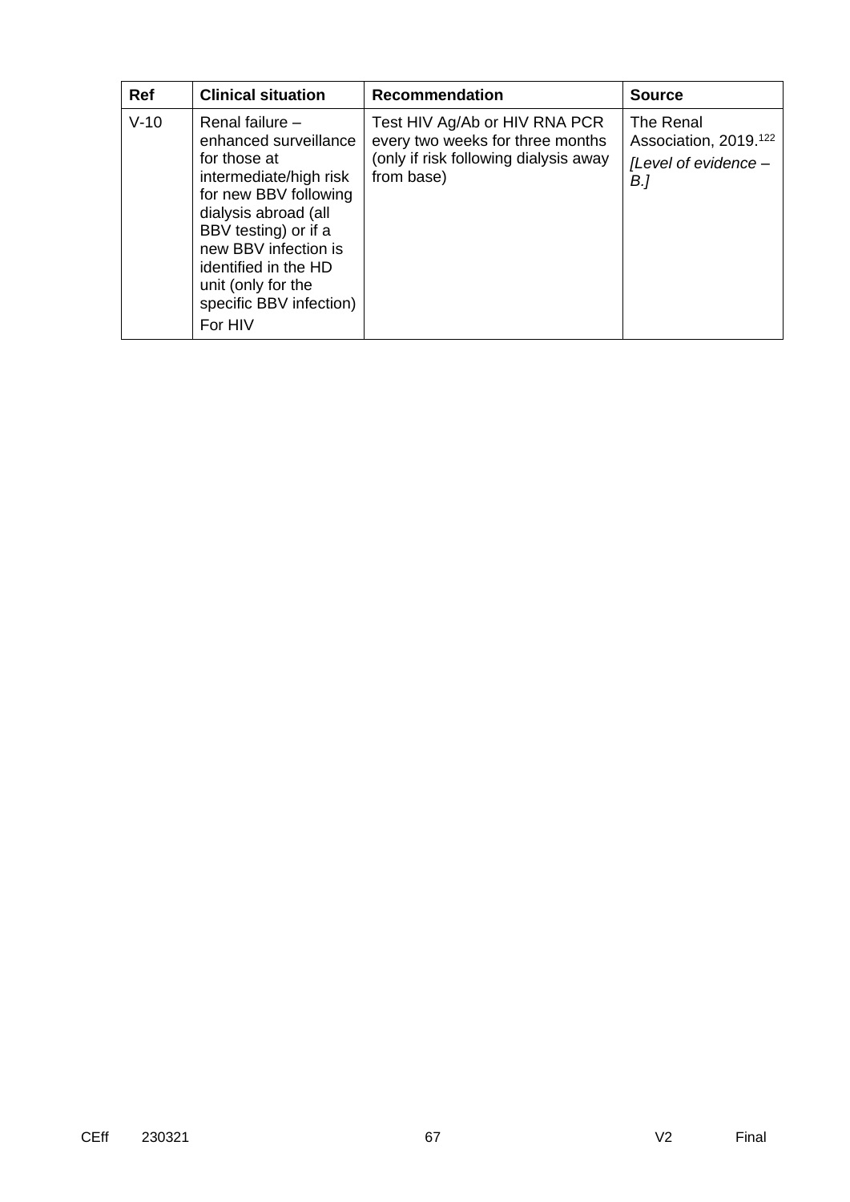| Ref | Clinical situation | Recommendation | Source |
|---|---|---|---|
| V-10 | Renal failure – enhanced surveillance for those at intermediate/high risk for new BBV following dialysis abroad (all BBV testing) or if a new BBV infection is identified in the HD unit (only for the specific BBV infection) For HIV | Test HIV Ag/Ab or HIV RNA PCR every two weeks for three months (only if risk following dialysis away from base) | The Renal Association, 2019.[122] *[Level of evidence – B.]* |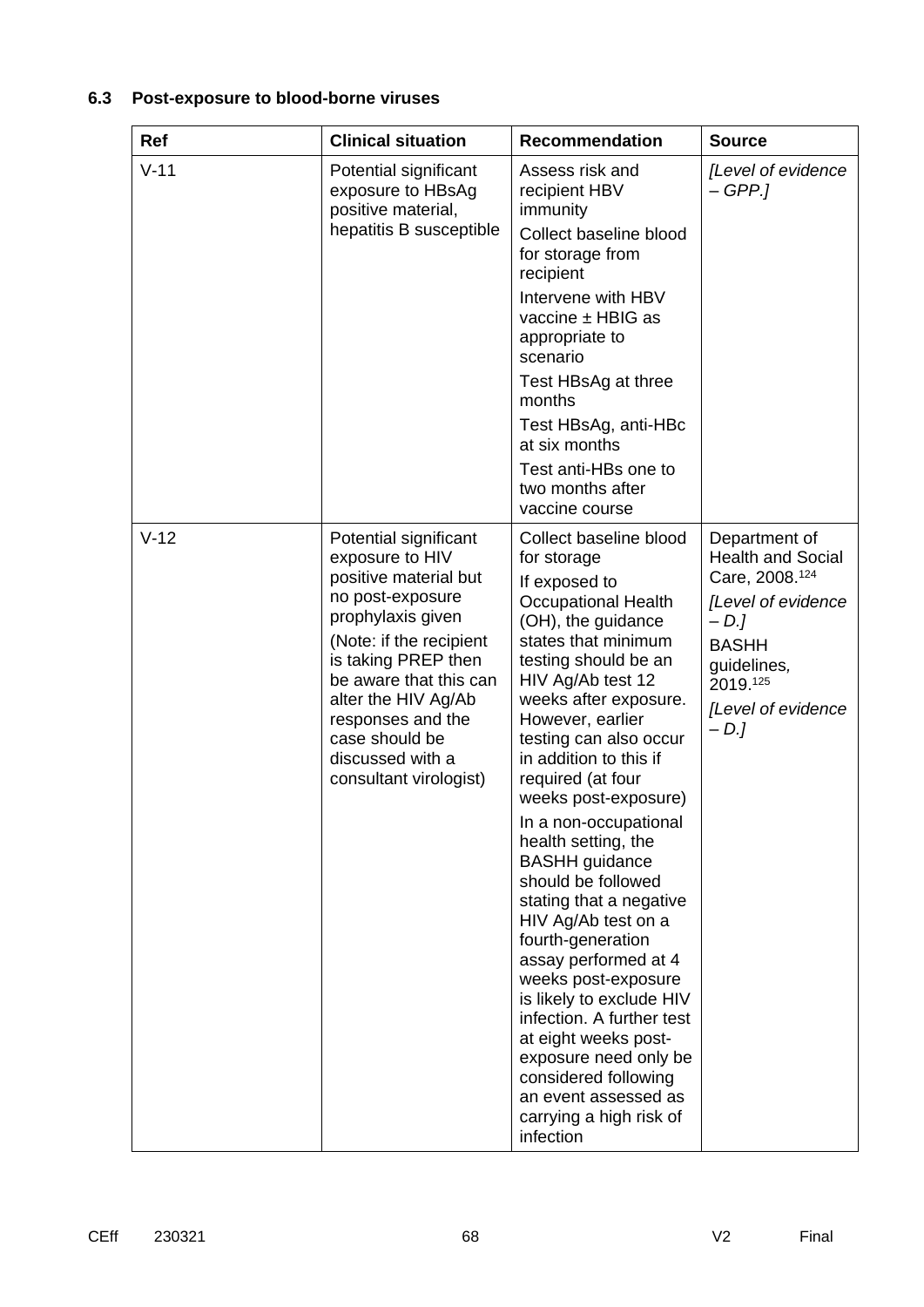### 6.3 Post-exposure to blood-borne viruses

| Ref | Clinical situation | Recommendation | Source |
|---|---|---|---|
| V-11 | Potential significant exposure to HBsAg positive material, hepatitis B susceptible | Assess risk and recipient HBV immunity<br>Collect baseline blood for storage from recipient<br>Intervene with HBV vaccine ± HBIG as appropriate to scenario<br>Test HBsAg at three months<br>Test HBsAg, anti-HBc at six months<br>Test anti-HBs one to two months after vaccine course | *[Level of evidence – GPP.]* |
| V-12 | Potential significant exposure to HIV positive material but no post-exposure prophylaxis given<br>(Note: if the recipient is taking PREP then be aware that this can alter the HIV Ag/Ab responses and the case should be discussed with a consultant virologist) | Collect baseline blood for storage<br>If exposed to Occupational Health (OH), the guidance states that minimum testing should be an HIV Ag/Ab test 12 weeks after exposure. However, earlier testing can also occur in addition to this if required (at four weeks post-exposure)<br>In a non-occupational health setting, the BASHH guidance should be followed stating that a negative HIV Ag/Ab test on a fourth-generation assay performed at 4 weeks post-exposure is likely to exclude HIV infection. A further test at eight weeks post-exposure need only be considered following an event assessed as carrying a high risk of infection | Department of Health and Social Care, 2008.[124]<br>*[Level of evidence – D.]*<br>BASHH guidelines, 2019.[125]<br>*[Level of evidence – D.]* |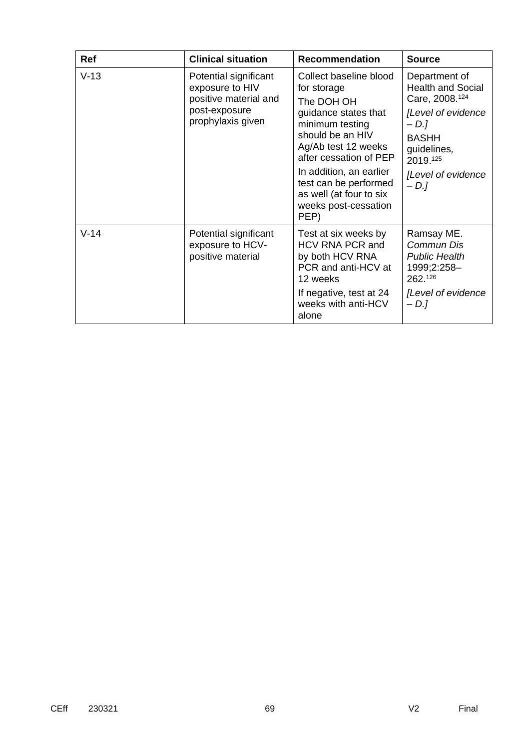| Ref | Clinical situation | Recommendation | Source |
|---|---|---|---|
| V-13 | Potential significant exposure to HIV positive material and post-exposure prophylaxis given | Collect baseline blood for storage<br>The DOH OH guidance states that minimum testing should be an HIV Ag/Ab test 12 weeks after cessation of PEP<br>In addition, an earlier test can be performed as well (at four to six weeks post-cessation PEP) | Department of Health and Social Care, 2008.[124]<br>*[Level of evidence – D.]*<br>BASHH guidelines*,* 2019.[125]<br>*[Level of evidence – D.]* |
| V-14 | Potential significant exposure to HCV-positive material | Test at six weeks by HCV RNA PCR and by both HCV RNA PCR and anti-HCV at 12 weeks<br>If negative, test at 24 weeks with anti-HCV alone | Ramsay ME. *Commun Dis Public Health* 1999;2:258–262.[126]<br>*[Level of evidence – D.]* |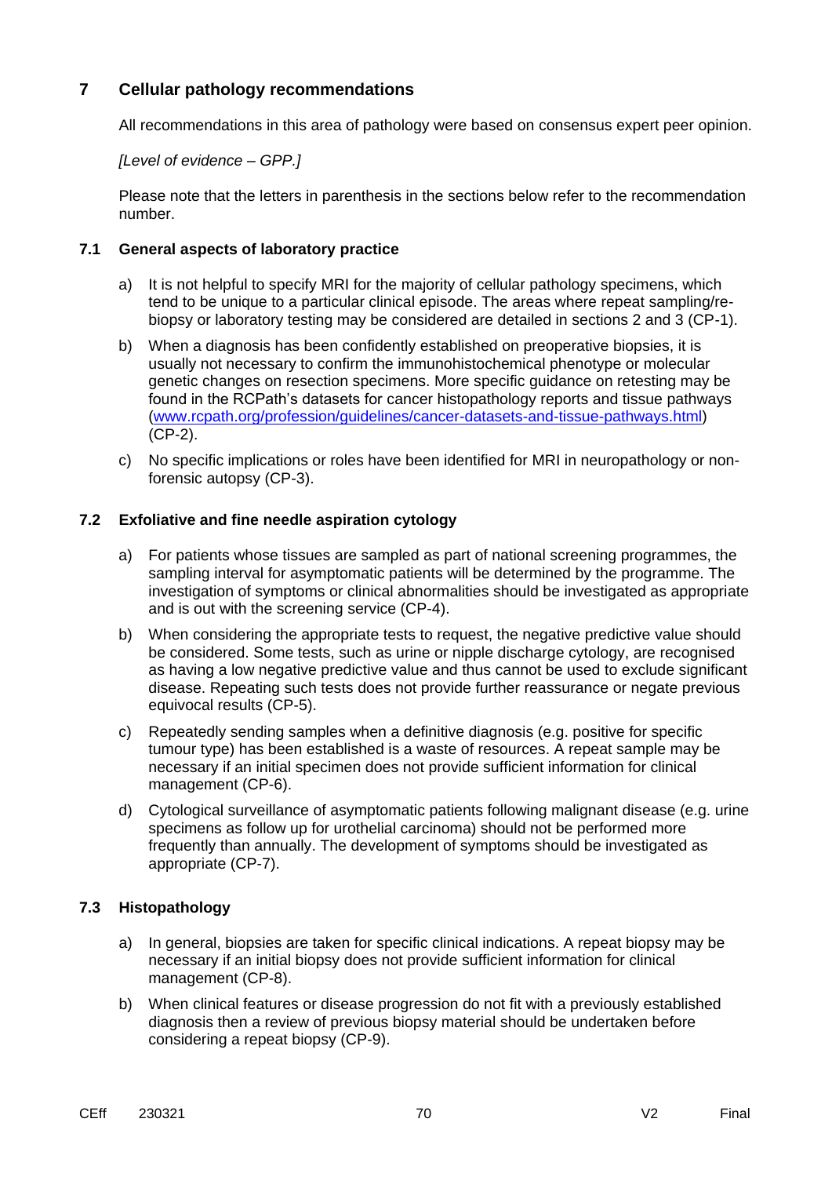# 7 Cellular pathology recommendations

All recommendations in this area of pathology were based on consensus expert peer opinion.

*[Level of evidence – GPP.]*

Please note that the letters in parenthesis in the sections below refer to the recommendation number.

## 7.1 General aspects of laboratory practice

a) It is not helpful to specify MRI for the majority of cellular pathology specimens, which tend to be unique to a particular clinical episode. The areas where repeat sampling/re-biopsy or laboratory testing may be considered are detailed in sections 2 and 3 (CP-1).

b) When a diagnosis has been confidently established on preoperative biopsies, it is usually not necessary to confirm the immunohistochemical phenotype or molecular genetic changes on resection specimens. More specific guidance on retesting may be found in the RCPath's datasets for cancer histopathology reports and tissue pathways (www.rcpath.org/profession/guidelines/cancer-datasets-and-tissue-pathways.html) (CP-2).

c) No specific implications or roles have been identified for MRI in neuropathology or non-forensic autopsy (CP-3).

## 7.2 Exfoliative and fine needle aspiration cytology

a) For patients whose tissues are sampled as part of national screening programmes, the sampling interval for asymptomatic patients will be determined by the programme. The investigation of symptoms or clinical abnormalities should be investigated as appropriate and is out with the screening service (CP-4).

b) When considering the appropriate tests to request, the negative predictive value should be considered. Some tests, such as urine or nipple discharge cytology, are recognised as having a low negative predictive value and thus cannot be used to exclude significant disease. Repeating such tests does not provide further reassurance or negate previous equivocal results (CP-5).

c) Repeatedly sending samples when a definitive diagnosis (e.g. positive for specific tumour type) has been established is a waste of resources. A repeat sample may be necessary if an initial specimen does not provide sufficient information for clinical management (CP-6).

d) Cytological surveillance of asymptomatic patients following malignant disease (e.g. urine specimens as follow up for urothelial carcinoma) should not be performed more frequently than annually. The development of symptoms should be investigated as appropriate (CP-7).

## 7.3 Histopathology

a) In general, biopsies are taken for specific clinical indications. A repeat biopsy may be necessary if an initial biopsy does not provide sufficient information for clinical management (CP-8).

b) When clinical features or disease progression do not fit with a previously established diagnosis then a review of previous biopsy material should be undertaken before considering a repeat biopsy (CP-9).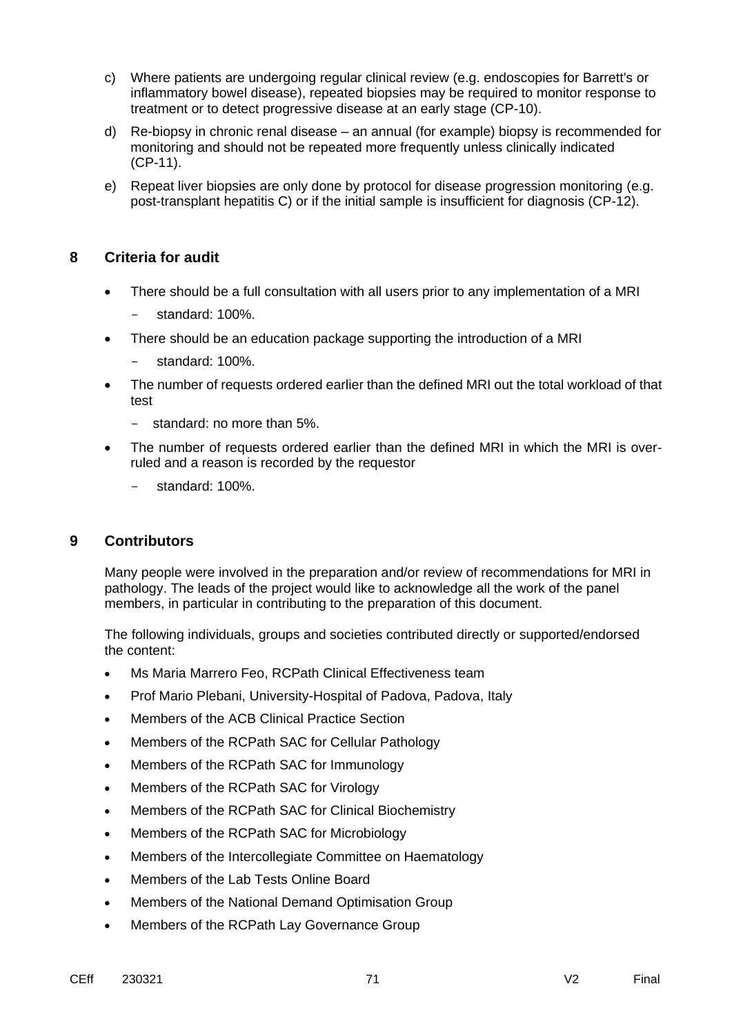c) Where patients are undergoing regular clinical review (e.g. endoscopies for Barrett's or inflammatory bowel disease), repeated biopsies may be required to monitor response to treatment or to detect progressive disease at an early stage (CP-10).

d) Re-biopsy in chronic renal disease – an annual (for example) biopsy is recommended for monitoring and should not be repeated more frequently unless clinically indicated (CP-11).

e) Repeat liver biopsies are only done by protocol for disease progression monitoring (e.g. post-transplant hepatitis C) or if the initial sample is insufficient for diagnosis (CP-12).

## 8 Criteria for audit

- There should be a full consultation with all users prior to any implementation of a MRI
  - standard: 100%.
- There should be an education package supporting the introduction of a MRI
  - standard: 100%.
- The number of requests ordered earlier than the defined MRI out the total workload of that test
  - standard: no more than 5%.
- The number of requests ordered earlier than the defined MRI in which the MRI is over-ruled and a reason is recorded by the requestor
  - standard: 100%.

## 9 Contributors

Many people were involved in the preparation and/or review of recommendations for MRI in pathology. The leads of the project would like to acknowledge all the work of the panel members, in particular in contributing to the preparation of this document.

The following individuals, groups and societies contributed directly or supported/endorsed the content:

- Ms Maria Marrero Feo, RCPath Clinical Effectiveness team
- Prof Mario Plebani, University-Hospital of Padova, Padova, Italy
- Members of the ACB Clinical Practice Section
- Members of the RCPath SAC for Cellular Pathology
- Members of the RCPath SAC for Immunology
- Members of the RCPath SAC for Virology
- Members of the RCPath SAC for Clinical Biochemistry
- Members of the RCPath SAC for Microbiology
- Members of the Intercollegiate Committee on Haematology
- Members of the Lab Tests Online Board
- Members of the National Demand Optimisation Group
- Members of the RCPath Lay Governance Group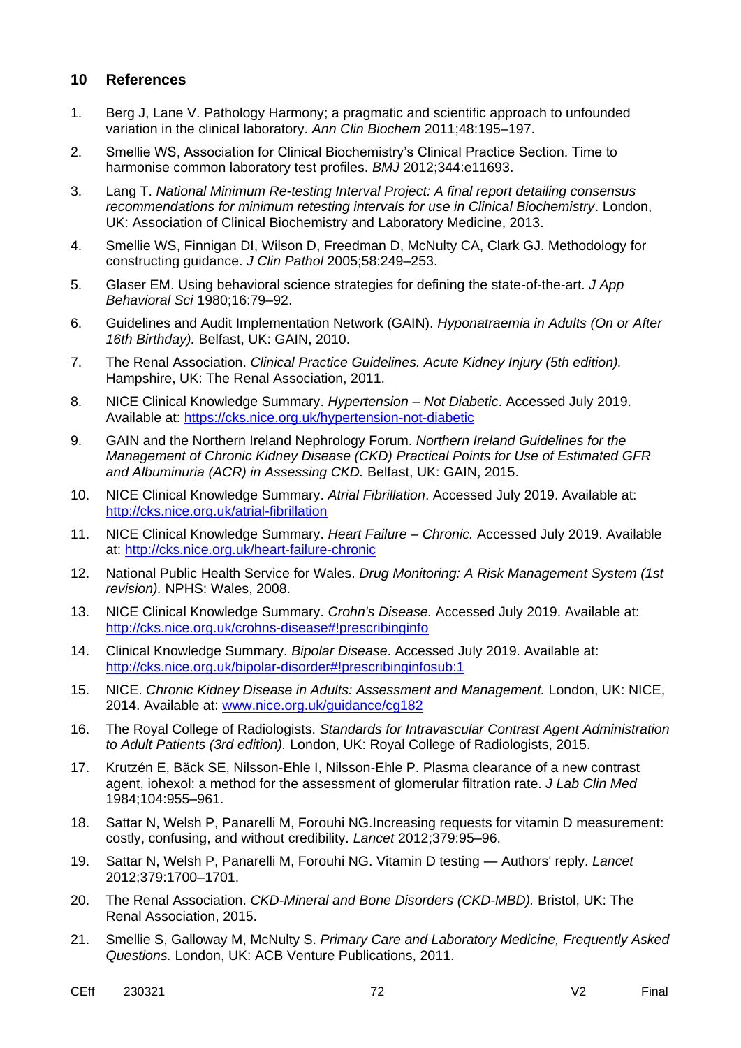## 10 References

1. Berg J, Lane V. Pathology Harmony; a pragmatic and scientific approach to unfounded variation in the clinical laboratory. *Ann Clin Biochem* 2011;48:195–197.
2. Smellie WS, Association for Clinical Biochemistry's Clinical Practice Section. Time to harmonise common laboratory test profiles. *BMJ* 2012;344:e11693.
3. Lang T. *National Minimum Re-testing Interval Project: A final report detailing consensus recommendations for minimum retesting intervals for use in Clinical Biochemistry*. London, UK: Association of Clinical Biochemistry and Laboratory Medicine, 2013.
4. Smellie WS, Finnigan DI, Wilson D, Freedman D, McNulty CA, Clark GJ. Methodology for constructing guidance. *J Clin Pathol* 2005;58:249–253.
5. Glaser EM. Using behavioral science strategies for defining the state-of-the-art. *J App Behavioral Sci* 1980;16:79–92.
6. Guidelines and Audit Implementation Network (GAIN). *Hyponatraemia in Adults (On or After 16th Birthday).* Belfast, UK: GAIN, 2010.
7. The Renal Association. *Clinical Practice Guidelines. Acute Kidney Injury (5th edition).* Hampshire, UK: The Renal Association, 2011.
8. NICE Clinical Knowledge Summary. *Hypertension – Not Diabetic*. Accessed July 2019. Available at: https://cks.nice.org.uk/hypertension-not-diabetic
9. GAIN and the Northern Ireland Nephrology Forum. *Northern Ireland Guidelines for the Management of Chronic Kidney Disease (CKD) Practical Points for Use of Estimated GFR and Albuminuria (ACR) in Assessing CKD.* Belfast, UK: GAIN, 2015.
10. NICE Clinical Knowledge Summary. *Atrial Fibrillation*. Accessed July 2019. Available at: http://cks.nice.org.uk/atrial-fibrillation
11. NICE Clinical Knowledge Summary. *Heart Failure – Chronic.* Accessed July 2019. Available at: http://cks.nice.org.uk/heart-failure-chronic
12. National Public Health Service for Wales. *Drug Monitoring: A Risk Management System (1st revision).* NPHS: Wales, 2008.
13. NICE Clinical Knowledge Summary. *Crohn's Disease.* Accessed July 2019. Available at: http://cks.nice.org.uk/crohns-disease#!prescribinginfo
14. Clinical Knowledge Summary. *Bipolar Disease*. Accessed July 2019. Available at: http://cks.nice.org.uk/bipolar-disorder#!prescribinginfosub:1
15. NICE. *Chronic Kidney Disease in Adults: Assessment and Management.* London, UK: NICE, 2014. Available at: www.nice.org.uk/guidance/cg182
16. The Royal College of Radiologists. *Standards for Intravascular Contrast Agent Administration to Adult Patients (3rd edition).* London, UK: Royal College of Radiologists, 2015.
17. Krutzén E, Bäck SE, Nilsson-Ehle I, Nilsson-Ehle P. Plasma clearance of a new contrast agent, iohexol: a method for the assessment of glomerular filtration rate. *J Lab Clin Med* 1984;104:955–961.
18. Sattar N, Welsh P, Panarelli M, Forouhi NG.Increasing requests for vitamin D measurement: costly, confusing, and without credibility. *Lancet* 2012;379:95–96.
19. Sattar N, Welsh P, Panarelli M, Forouhi NG. Vitamin D testing — Authors' reply. *Lancet* 2012;379:1700–1701.
20. The Renal Association. *CKD-Mineral and Bone Disorders (CKD-MBD).* Bristol, UK: The Renal Association, 2015.
21. Smellie S, Galloway M, McNulty S. *Primary Care and Laboratory Medicine, Frequently Asked Questions.* London, UK: ACB Venture Publications, 2011.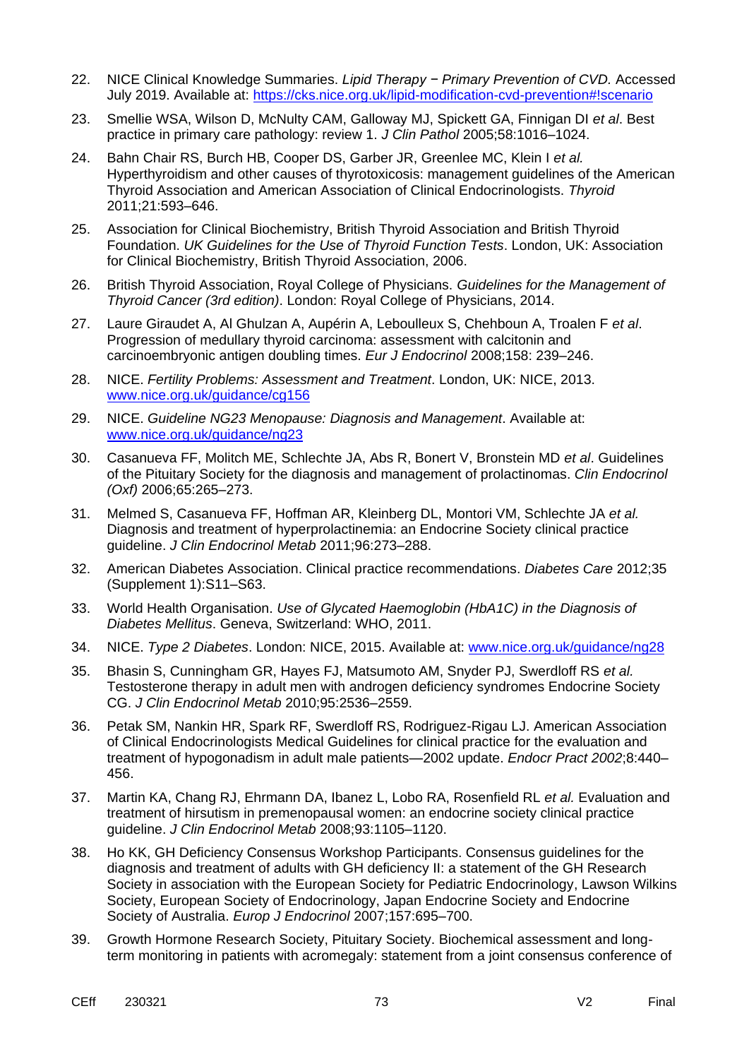22. NICE Clinical Knowledge Summaries. *Lipid Therapy − Primary Prevention of CVD.* Accessed July 2019. Available at: https://cks.nice.org.uk/lipid-modification-cvd-prevention#!scenario

23. Smellie WSA, Wilson D, McNulty CAM, Galloway MJ, Spickett GA, Finnigan DI *et al*. Best practice in primary care pathology: review 1. *J Clin Pathol* 2005;58:1016–1024.

24. Bahn Chair RS, Burch HB, Cooper DS, Garber JR, Greenlee MC, Klein I *et al.* Hyperthyroidism and other causes of thyrotoxicosis: management guidelines of the American Thyroid Association and American Association of Clinical Endocrinologists. *Thyroid* 2011;21:593–646.

25. Association for Clinical Biochemistry, British Thyroid Association and British Thyroid Foundation. *UK Guidelines for the Use of Thyroid Function Tests*. London, UK: Association for Clinical Biochemistry, British Thyroid Association, 2006.

26. British Thyroid Association, Royal College of Physicians. *Guidelines for the Management of Thyroid Cancer (3rd edition)*. London: Royal College of Physicians, 2014.

27. Laure Giraudet A, Al Ghulzan A, Aupérin A, Leboulleux S, Chehboun A, Troalen F *et al*. Progression of medullary thyroid carcinoma: assessment with calcitonin and carcinoembryonic antigen doubling times. *Eur J Endocrinol* 2008;158: 239–246.

28. NICE. *Fertility Problems: Assessment and Treatment*. London, UK: NICE, 2013. www.nice.org.uk/guidance/cg156

29. NICE. *Guideline NG23 Menopause: Diagnosis and Management*. Available at: www.nice.org.uk/guidance/ng23

30. Casanueva FF, Molitch ME, Schlechte JA, Abs R, Bonert V, Bronstein MD *et al*. Guidelines of the Pituitary Society for the diagnosis and management of prolactinomas. *Clin Endocrinol (Oxf)* 2006;65:265–273.

31. Melmed S, Casanueva FF, Hoffman AR, Kleinberg DL, Montori VM, Schlechte JA *et al.* Diagnosis and treatment of hyperprolactinemia: an Endocrine Society clinical practice guideline. *J Clin Endocrinol Metab* 2011;96:273–288.

32. American Diabetes Association. Clinical practice recommendations. *Diabetes Care* 2012;35 (Supplement 1):S11–S63.

33. World Health Organisation. *Use of Glycated Haemoglobin (HbA1C) in the Diagnosis of Diabetes Mellitus*. Geneva, Switzerland: WHO, 2011.

34. NICE. *Type 2 Diabetes*. London: NICE, 2015. Available at: www.nice.org.uk/guidance/ng28

35. Bhasin S, Cunningham GR, Hayes FJ, Matsumoto AM, Snyder PJ, Swerdloff RS *et al.* Testosterone therapy in adult men with androgen deficiency syndromes Endocrine Society CG. *J Clin Endocrinol Metab* 2010;95:2536–2559.

36. Petak SM, Nankin HR, Spark RF, Swerdloff RS, Rodriguez-Rigau LJ. American Association of Clinical Endocrinologists Medical Guidelines for clinical practice for the evaluation and treatment of hypogonadism in adult male patients—2002 update. *Endocr Pract 2002*;8:440–456.

37. Martin KA, Chang RJ, Ehrmann DA, Ibanez L, Lobo RA, Rosenfield RL *et al.* Evaluation and treatment of hirsutism in premenopausal women: an endocrine society clinical practice guideline. *J Clin Endocrinol Metab* 2008;93:1105–1120.

38. Ho KK, GH Deficiency Consensus Workshop Participants. Consensus guidelines for the diagnosis and treatment of adults with GH deficiency II: a statement of the GH Research Society in association with the European Society for Pediatric Endocrinology, Lawson Wilkins Society, European Society of Endocrinology, Japan Endocrine Society and Endocrine Society of Australia. *Europ J Endocrinol* 2007;157:695–700.

39. Growth Hormone Research Society, Pituitary Society. Biochemical assessment and long-term monitoring in patients with acromegaly: statement from a joint consensus conference of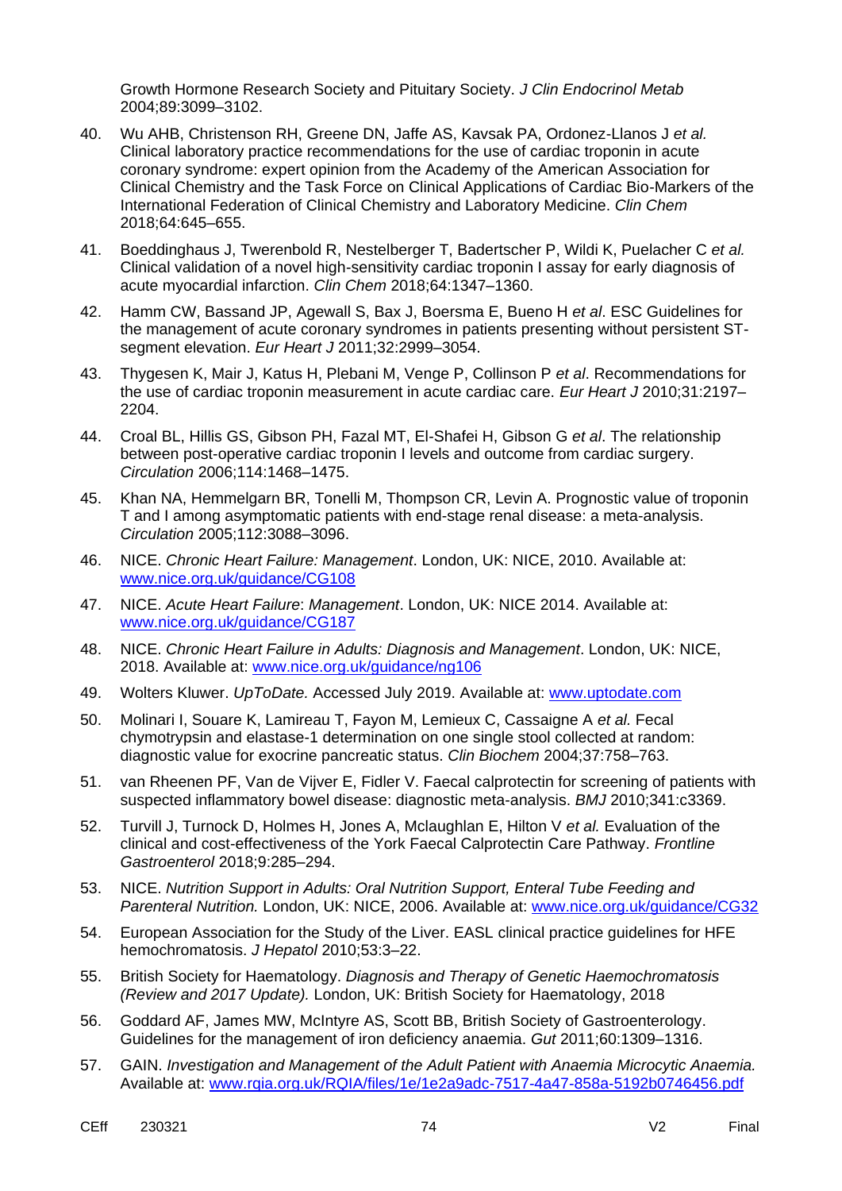Growth Hormone Research Society and Pituitary Society. *J Clin Endocrinol Metab* 2004;89:3099–3102.

40. Wu AHB, Christenson RH, Greene DN, Jaffe AS, Kavsak PA, Ordonez-Llanos J *et al.* Clinical laboratory practice recommendations for the use of cardiac troponin in acute coronary syndrome: expert opinion from the Academy of the American Association for Clinical Chemistry and the Task Force on Clinical Applications of Cardiac Bio-Markers of the International Federation of Clinical Chemistry and Laboratory Medicine. *Clin Chem* 2018;64:645–655.

41. Boeddinghaus J, Twerenbold R, Nestelberger T, Badertscher P, Wildi K, Puelacher C *et al.* Clinical validation of a novel high-sensitivity cardiac troponin I assay for early diagnosis of acute myocardial infarction. *Clin Chem* 2018;64:1347–1360.

42. Hamm CW, Bassand JP, Agewall S, Bax J, Boersma E, Bueno H *et al*. ESC Guidelines for the management of acute coronary syndromes in patients presenting without persistent ST-segment elevation. *Eur Heart J* 2011;32:2999–3054.

43. Thygesen K, Mair J, Katus H, Plebani M, Venge P, Collinson P *et al*. Recommendations for the use of cardiac troponin measurement in acute cardiac care. *Eur Heart J* 2010;31:2197–2204.

44. Croal BL, Hillis GS, Gibson PH, Fazal MT, El-Shafei H, Gibson G *et al*. The relationship between post-operative cardiac troponin I levels and outcome from cardiac surgery. *Circulation* 2006;114:1468–1475.

45. Khan NA, Hemmelgarn BR, Tonelli M, Thompson CR, Levin A. Prognostic value of troponin T and I among asymptomatic patients with end-stage renal disease: a meta-analysis. *Circulation* 2005;112:3088–3096.

46. NICE. *Chronic Heart Failure: Management*. London, UK: NICE, 2010. Available at: www.nice.org.uk/guidance/CG108

47. NICE. *Acute Heart Failure*: *Management*. London, UK: NICE 2014. Available at: www.nice.org.uk/guidance/CG187

48. NICE. *Chronic Heart Failure in Adults: Diagnosis and Management*. London, UK: NICE, 2018. Available at: www.nice.org.uk/guidance/ng106

49. Wolters Kluwer. *UpToDate.* Accessed July 2019. Available at: www.uptodate.com

50. Molinari I, Souare K, Lamireau T, Fayon M, Lemieux C, Cassaigne A *et al.* Fecal chymotrypsin and elastase-1 determination on one single stool collected at random: diagnostic value for exocrine pancreatic status. *Clin Biochem* 2004;37:758–763.

51. van Rheenen PF, Van de Vijver E, Fidler V. Faecal calprotectin for screening of patients with suspected inflammatory bowel disease: diagnostic meta-analysis. *BMJ* 2010;341:c3369.

52. Turvill J, Turnock D, Holmes H, Jones A, Mclaughlan E, Hilton V *et al.* Evaluation of the clinical and cost-effectiveness of the York Faecal Calprotectin Care Pathway. *Frontline Gastroenterol* 2018;9:285–294.

53. NICE. *Nutrition Support in Adults: Oral Nutrition Support, Enteral Tube Feeding and Parenteral Nutrition.* London, UK: NICE, 2006. Available at: www.nice.org.uk/guidance/CG32

54. European Association for the Study of the Liver. EASL clinical practice guidelines for HFE hemochromatosis. *J Hepatol* 2010;53:3–22.

55. British Society for Haematology. *Diagnosis and Therapy of Genetic Haemochromatosis (Review and 2017 Update).* London, UK: British Society for Haematology, 2018

56. Goddard AF, James MW, McIntyre AS, Scott BB, British Society of Gastroenterology. Guidelines for the management of iron deficiency anaemia. *Gut* 2011;60:1309–1316.

57. GAIN. *Investigation and Management of the Adult Patient with Anaemia Microcytic Anaemia.* Available at: www.rqia.org.uk/RQIA/files/1e/1e2a9adc-7517-4a47-858a-5192b0746456.pdf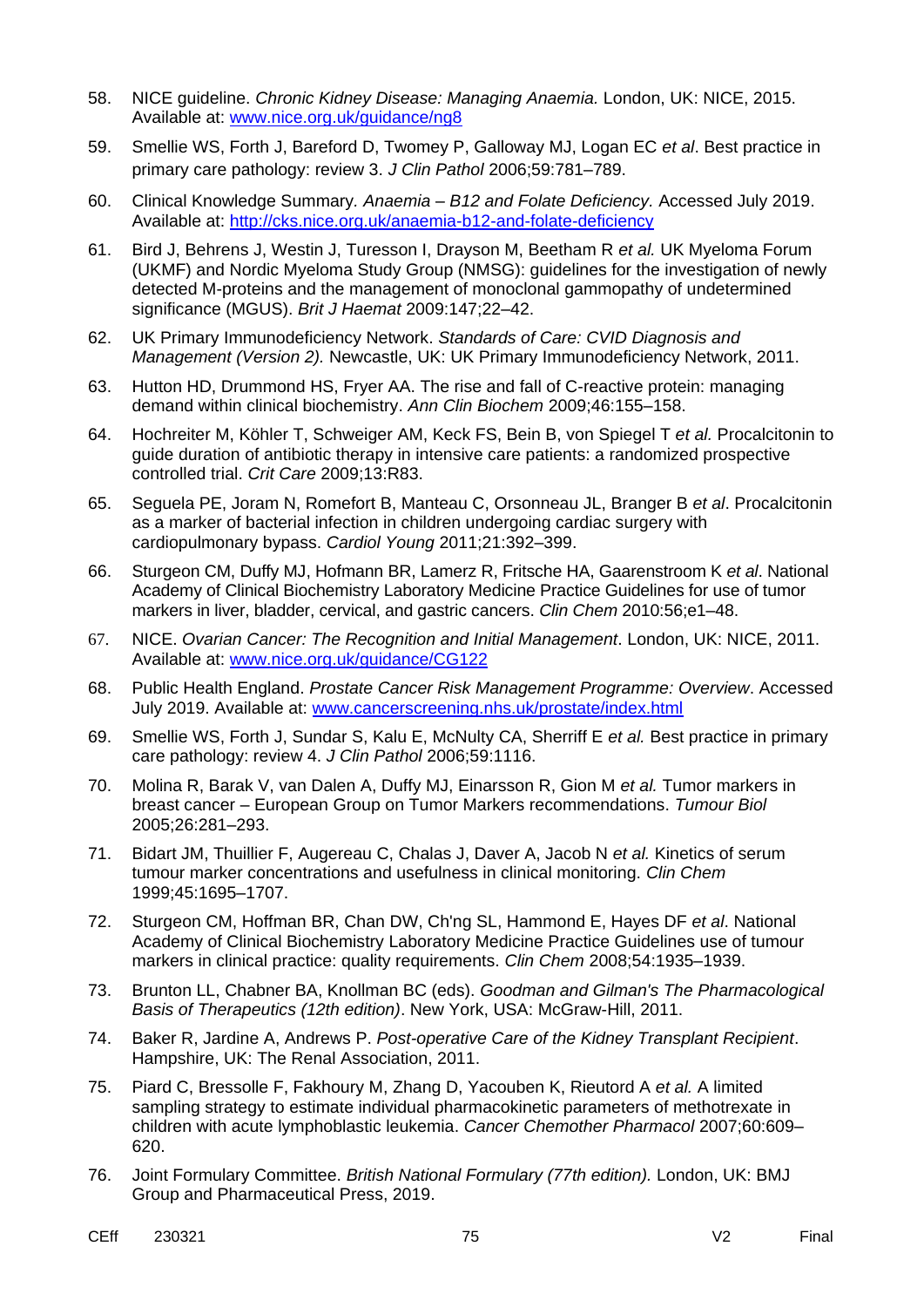58. NICE guideline. *Chronic Kidney Disease: Managing Anaemia.* London, UK: NICE, 2015. Available at: www.nice.org.uk/guidance/ng8

59. Smellie WS, Forth J, Bareford D, Twomey P, Galloway MJ, Logan EC *et al*. Best practice in primary care pathology: review 3. *J Clin Pathol* 2006;59:781–789.

60. Clinical Knowledge Summary. *Anaemia – B12 and Folate Deficiency.* Accessed July 2019. Available at: http://cks.nice.org.uk/anaemia-b12-and-folate-deficiency

61. Bird J, Behrens J, Westin J, Turesson I, Drayson M, Beetham R *et al.* UK Myeloma Forum (UKMF) and Nordic Myeloma Study Group (NMSG): guidelines for the investigation of newly detected M-proteins and the management of monoclonal gammopathy of undetermined significance (MGUS). *Brit J Haemat* 2009:147;22–42.

62. UK Primary Immunodeficiency Network. *Standards of Care: CVID Diagnosis and Management (Version 2).* Newcastle, UK: UK Primary Immunodeficiency Network, 2011.

63. Hutton HD, Drummond HS, Fryer AA. The rise and fall of C-reactive protein: managing demand within clinical biochemistry. *Ann Clin Biochem* 2009;46:155–158.

64. Hochreiter M, Köhler T, Schweiger AM, Keck FS, Bein B, von Spiegel T *et al.* Procalcitonin to guide duration of antibiotic therapy in intensive care patients: a randomized prospective controlled trial. *Crit Care* 2009;13:R83.

65. Seguela PE, Joram N, Romefort B, Manteau C, Orsonneau JL, Branger B *et al*. Procalcitonin as a marker of bacterial infection in children undergoing cardiac surgery with cardiopulmonary bypass. *Cardiol Young* 2011;21:392–399.

66. Sturgeon CM, Duffy MJ, Hofmann BR, Lamerz R, Fritsche HA, Gaarenstroom K *et al*. National Academy of Clinical Biochemistry Laboratory Medicine Practice Guidelines for use of tumor markers in liver, bladder, cervical, and gastric cancers. *Clin Chem* 2010:56;e1–48.

67. NICE. *Ovarian Cancer: The Recognition and Initial Management*. London, UK: NICE, 2011. Available at: www.nice.org.uk/guidance/CG122

68. Public Health England. *Prostate Cancer Risk Management Programme: Overview*. Accessed July 2019. Available at: www.cancerscreening.nhs.uk/prostate/index.html

69. Smellie WS, Forth J, Sundar S, Kalu E, McNulty CA, Sherriff E *et al.* Best practice in primary care pathology: review 4. *J Clin Pathol* 2006;59:1116.

70. Molina R, Barak V, van Dalen A, Duffy MJ, Einarsson R, Gion M *et al.* Tumor markers in breast cancer – European Group on Tumor Markers recommendations. *Tumour Biol* 2005;26:281–293.

71. Bidart JM, Thuillier F, Augereau C, Chalas J, Daver A, Jacob N *et al.* Kinetics of serum tumour marker concentrations and usefulness in clinical monitoring. *Clin Chem* 1999;45:1695–1707.

72. Sturgeon CM, Hoffman BR, Chan DW, Ch'ng SL, Hammond E, Hayes DF *et al*. National Academy of Clinical Biochemistry Laboratory Medicine Practice Guidelines use of tumour markers in clinical practice: quality requirements. *Clin Chem* 2008;54:1935–1939.

73. Brunton LL, Chabner BA, Knollman BC (eds). *Goodman and Gilman's The Pharmacological Basis of Therapeutics (12th edition)*. New York, USA: McGraw-Hill, 2011.

74. Baker R, Jardine A, Andrews P. *Post-operative Care of the Kidney Transplant Recipient*. Hampshire, UK: The Renal Association, 2011.

75. Piard C, Bressolle F, Fakhoury M, Zhang D, Yacouben K, Rieutord A *et al.* A limited sampling strategy to estimate individual pharmacokinetic parameters of methotrexate in children with acute lymphoblastic leukemia. *Cancer Chemother Pharmacol* 2007;60:609–620.

76. Joint Formulary Committee. *British National Formulary (77th edition).* London, UK: BMJ Group and Pharmaceutical Press, 2019.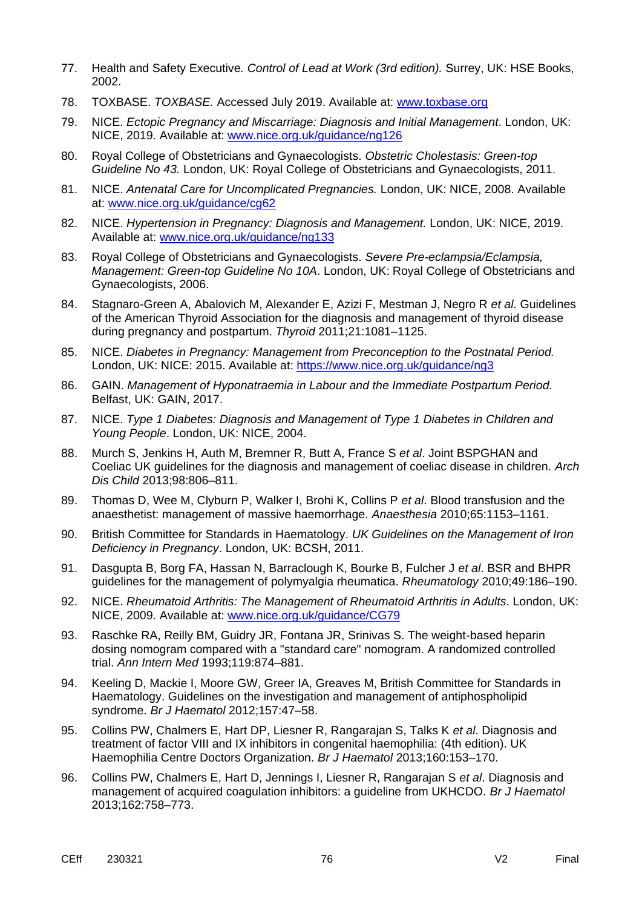77. Health and Safety Executive. *Control of Lead at Work (3rd edition).* Surrey, UK: HSE Books, 2002.

78. TOXBASE. *TOXBASE.* Accessed July 2019. Available at: [www.toxbase.org](http://www.toxbase.org)

79. NICE. *Ectopic Pregnancy and Miscarriage: Diagnosis and Initial Management*. London, UK: NICE, 2019. Available at: [www.nice.org.uk/guidance/ng126](http://www.nice.org.uk/guidance/ng126)

80. Royal College of Obstetricians and Gynaecologists. *Obstetric Cholestasis: Green-top Guideline No 43.* London, UK: Royal College of Obstetricians and Gynaecologists, 2011.

81. NICE. *Antenatal Care for Uncomplicated Pregnancies.* London, UK: NICE, 2008. Available at: [www.nice.org.uk/guidance/cg62](http://www.nice.org.uk/guidance/cg62)

82. NICE. *Hypertension in Pregnancy: Diagnosis and Management.* London, UK: NICE, 2019. Available at: [www.nice.org.uk/guidance/ng133](http://www.nice.org.uk/guidance/ng133)

83. Royal College of Obstetricians and Gynaecologists. *Severe Pre-eclampsia/Eclampsia, Management: Green-top Guideline No 10A*. London, UK: Royal College of Obstetricians and Gynaecologists, 2006.

84. Stagnaro-Green A, Abalovich M, Alexander E, Azizi F, Mestman J, Negro R *et al.* Guidelines of the American Thyroid Association for the diagnosis and management of thyroid disease during pregnancy and postpartum. *Thyroid* 2011;21:1081–1125.

85. NICE. *Diabetes in Pregnancy: Management from Preconception to the Postnatal Period.* London, UK: NICE: 2015. Available at: [https://www.nice.org.uk/guidance/ng3](https://www.nice.org.uk/guidance/ng3)

86. GAIN. *Management of Hyponatraemia in Labour and the Immediate Postpartum Period.* Belfast, UK: GAIN, 2017.

87. NICE. *Type 1 Diabetes: Diagnosis and Management of Type 1 Diabetes in Children and Young People*. London, UK: NICE, 2004.

88. Murch S, Jenkins H, Auth M, Bremner R, Butt A, France S *et al*. Joint BSPGHAN and Coeliac UK guidelines for the diagnosis and management of coeliac disease in children. *Arch Dis Child* 2013;98:806–811.

89. Thomas D, Wee M, Clyburn P, Walker I, Brohi K, Collins P *et al*. Blood transfusion and the anaesthetist: management of massive haemorrhage. *Anaesthesia* 2010;65:1153–1161.

90. British Committee for Standards in Haematology. *UK Guidelines on the Management of Iron Deficiency in Pregnancy*. London, UK: BCSH, 2011.

91. Dasgupta B, Borg FA, Hassan N, Barraclough K, Bourke B, Fulcher J *et al*. BSR and BHPR guidelines for the management of polymyalgia rheumatica. *Rheumatology* 2010;49:186–190.

92. NICE. *Rheumatoid Arthritis: The Management of Rheumatoid Arthritis in Adults*. London, UK: NICE, 2009. Available at: [www.nice.org.uk/guidance/CG79](http://www.nice.org.uk/guidance/CG79)

93. Raschke RA, Reilly BM, Guidry JR, Fontana JR, Srinivas S. The weight-based heparin dosing nomogram compared with a "standard care" nomogram. A randomized controlled trial. *Ann Intern Med* 1993;119:874–881.

94. Keeling D, Mackie I, Moore GW, Greer IA, Greaves M, British Committee for Standards in Haematology. Guidelines on the investigation and management of antiphospholipid syndrome. *Br J Haematol* 2012;157:47–58.

95. Collins PW, Chalmers E, Hart DP, Liesner R, Rangarajan S, Talks K *et al*. Diagnosis and treatment of factor VIII and IX inhibitors in congenital haemophilia: (4th edition). UK Haemophilia Centre Doctors Organization. *Br J Haematol* 2013;160:153–170.

96. Collins PW, Chalmers E, Hart D, Jennings I, Liesner R, Rangarajan S *et al*. Diagnosis and management of acquired coagulation inhibitors: a guideline from UKHCDO. *Br J Haematol* 2013;162:758–773.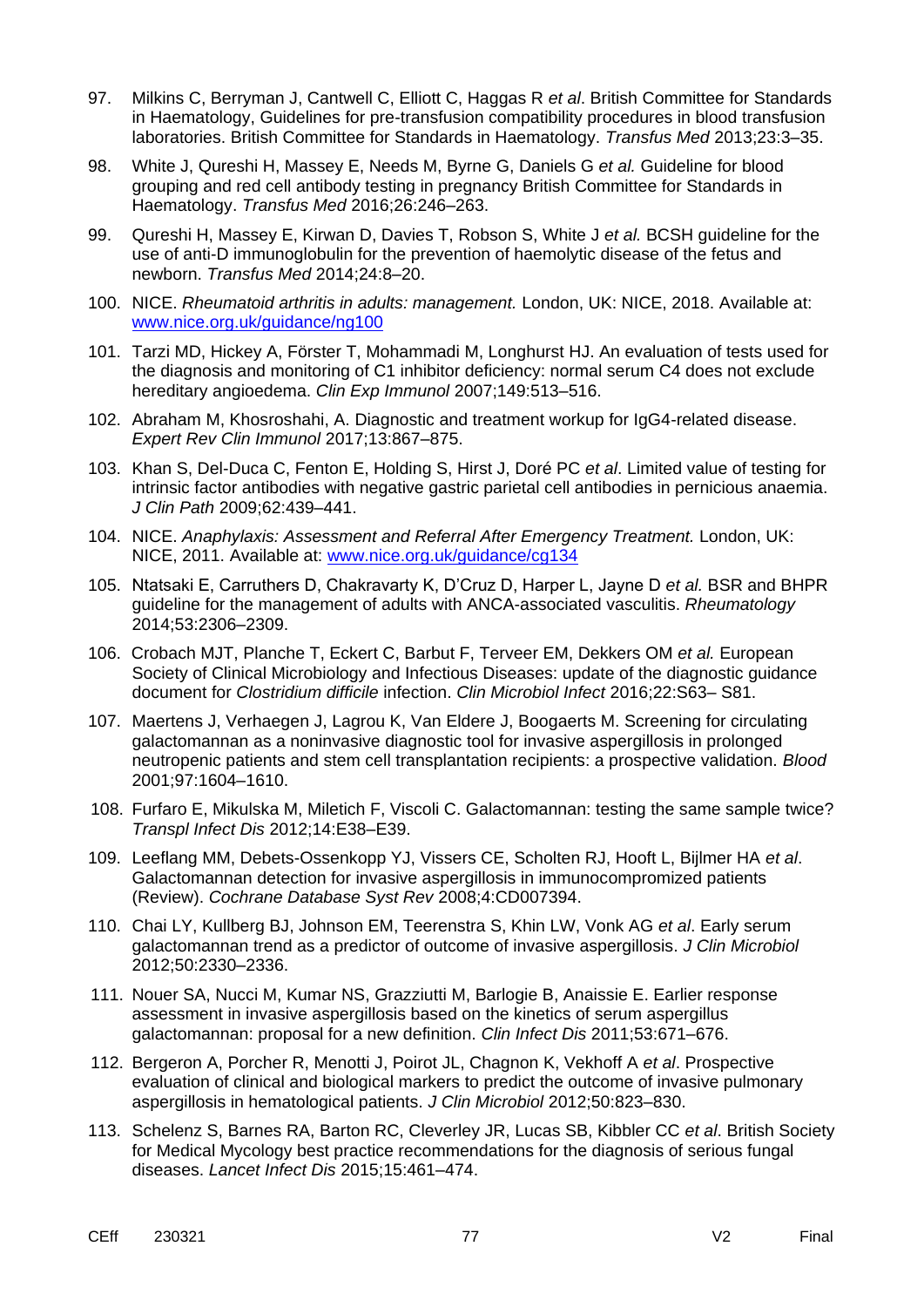97. Milkins C, Berryman J, Cantwell C, Elliott C, Haggas R *et al*. British Committee for Standards in Haematology, Guidelines for pre-transfusion compatibility procedures in blood transfusion laboratories. British Committee for Standards in Haematology. *Transfus Med* 2013;23:3–35.

98. White J, Qureshi H, Massey E, Needs M, Byrne G, Daniels G *et al.* Guideline for blood grouping and red cell antibody testing in pregnancy British Committee for Standards in Haematology. *Transfus Med* 2016;26:246–263.

99. Qureshi H, Massey E, Kirwan D, Davies T, Robson S, White J *et al.* BCSH guideline for the use of anti-D immunoglobulin for the prevention of haemolytic disease of the fetus and newborn. *Transfus Med* 2014;24:8–20.

100. NICE. *Rheumatoid arthritis in adults: management.* London, UK: NICE, 2018. Available at: [www.nice.org.uk/guidance/ng100](www.nice.org.uk/guidance/ng100)

101. Tarzi MD, Hickey A, Förster T, Mohammadi M, Longhurst HJ. An evaluation of tests used for the diagnosis and monitoring of C1 inhibitor deficiency: normal serum C4 does not exclude hereditary angioedema. *Clin Exp Immunol* 2007;149:513–516.

102. Abraham M, Khosroshahi, A. Diagnostic and treatment workup for IgG4-related disease. *Expert Rev Clin Immunol* 2017;13:867–875.

103. Khan S, Del-Duca C, Fenton E, Holding S, Hirst J, Doré PC *et al*. Limited value of testing for intrinsic factor antibodies with negative gastric parietal cell antibodies in pernicious anaemia. *J Clin Path* 2009;62:439–441.

104. NICE. *Anaphylaxis: Assessment and Referral After Emergency Treatment.* London, UK: NICE, 2011. Available at: [www.nice.org.uk/guidance/cg134](www.nice.org.uk/guidance/cg134)

105. Ntatsaki E, Carruthers D, Chakravarty K, D'Cruz D, Harper L, Jayne D *et al.* BSR and BHPR guideline for the management of adults with ANCA-associated vasculitis. *Rheumatology* 2014;53:2306–2309.

106. Crobach MJT, Planche T, Eckert C, Barbut F, Terveer EM, Dekkers OM *et al.* European Society of Clinical Microbiology and Infectious Diseases: update of the diagnostic guidance document for *Clostridium difficile* infection. *Clin Microbiol Infect* 2016;22:S63– S81.

107. Maertens J, Verhaegen J, Lagrou K, Van Eldere J, Boogaerts M. Screening for circulating galactomannan as a noninvasive diagnostic tool for invasive aspergillosis in prolonged neutropenic patients and stem cell transplantation recipients: a prospective validation. *Blood* 2001;97:1604–1610.

108. Furfaro E, Mikulska M, Miletich F, Viscoli C. Galactomannan: testing the same sample twice? *Transpl Infect Dis* 2012;14:E38–E39.

109. Leeflang MM, Debets-Ossenkopp YJ, Vissers CE, Scholten RJ, Hooft L, Bijlmer HA *et al*. Galactomannan detection for invasive aspergillosis in immunocompromized patients (Review). *Cochrane Database Syst Rev* 2008;4:CD007394.

110. Chai LY, Kullberg BJ, Johnson EM, Teerenstra S, Khin LW, Vonk AG *et al*. Early serum galactomannan trend as a predictor of outcome of invasive aspergillosis. *J Clin Microbiol* 2012;50:2330–2336.

111. Nouer SA, Nucci M, Kumar NS, Grazziutti M, Barlogie B, Anaissie E. Earlier response assessment in invasive aspergillosis based on the kinetics of serum aspergillus galactomannan: proposal for a new definition. *Clin Infect Dis* 2011;53:671–676.

112. Bergeron A, Porcher R, Menotti J, Poirot JL, Chagnon K, Vekhoff A *et al*. Prospective evaluation of clinical and biological markers to predict the outcome of invasive pulmonary aspergillosis in hematological patients. *J Clin Microbiol* 2012;50:823–830.

113. Schelenz S, Barnes RA, Barton RC, Cleverley JR, Lucas SB, Kibbler CC *et al*. British Society for Medical Mycology best practice recommendations for the diagnosis of serious fungal diseases. *Lancet Infect Dis* 2015;15:461–474.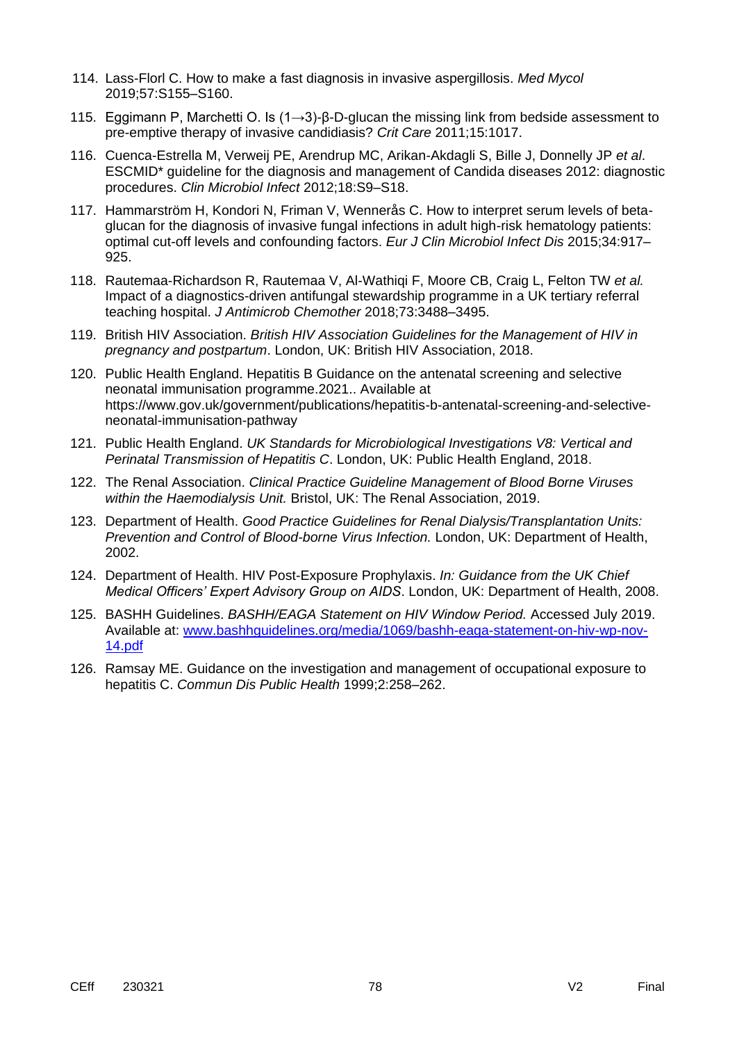114. Lass-Florl C. How to make a fast diagnosis in invasive aspergillosis. *Med Mycol* 2019;57:S155–S160.

115. Eggimann P, Marchetti O. Is (1→3)-β-D-glucan the missing link from bedside assessment to pre-emptive therapy of invasive candidiasis? *Crit Care* 2011;15:1017.

116. Cuenca-Estrella M, Verweij PE, Arendrup MC, Arikan-Akdagli S, Bille J, Donnelly JP *et al*. ESCMID* guideline for the diagnosis and management of Candida diseases 2012: diagnostic procedures. *Clin Microbiol Infect* 2012;18:S9–S18.

117. Hammarström H, Kondori N, Friman V, Wennerås C. How to interpret serum levels of beta-glucan for the diagnosis of invasive fungal infections in adult high-risk hematology patients: optimal cut-off levels and confounding factors. *Eur J Clin Microbiol Infect Dis* 2015;34:917–925.

118. Rautemaa-Richardson R, Rautemaa V, Al-Wathiqi F, Moore CB, Craig L, Felton TW *et al.* Impact of a diagnostics-driven antifungal stewardship programme in a UK tertiary referral teaching hospital. *J Antimicrob Chemother* 2018;73:3488–3495.

119. British HIV Association. *British HIV Association Guidelines for the Management of HIV in pregnancy and postpartum*. London, UK: British HIV Association, 2018.

120. Public Health England. Hepatitis B Guidance on the antenatal screening and selective neonatal immunisation programme.2021.. Available at https://www.gov.uk/government/publications/hepatitis-b-antenatal-screening-and-selective-neonatal-immunisation-pathway

121. Public Health England. *UK Standards for Microbiological Investigations V8: Vertical and Perinatal Transmission of Hepatitis C*. London, UK: Public Health England, 2018.

122. The Renal Association. *Clinical Practice Guideline Management of Blood Borne Viruses within the Haemodialysis Unit.* Bristol, UK: The Renal Association, 2019.

123. Department of Health. *Good Practice Guidelines for Renal Dialysis/Transplantation Units: Prevention and Control of Blood-borne Virus Infection.* London, UK: Department of Health, 2002.

124. Department of Health. HIV Post-Exposure Prophylaxis. *In: Guidance from the UK Chief Medical Officers' Expert Advisory Group on AIDS*. London, UK: Department of Health, 2008.

125. BASHH Guidelines. *BASHH/EAGA Statement on HIV Window Period.* Accessed July 2019. Available at: [www.bashhguidelines.org/media/1069/bashh-eaga-statement-on-hiv-wp-nov-14.pdf](www.bashhguidelines.org/media/1069/bashh-eaga-statement-on-hiv-wp-nov-14.pdf)

126. Ramsay ME. Guidance on the investigation and management of occupational exposure to hepatitis C. *Commun Dis Public Health* 1999;2:258–262.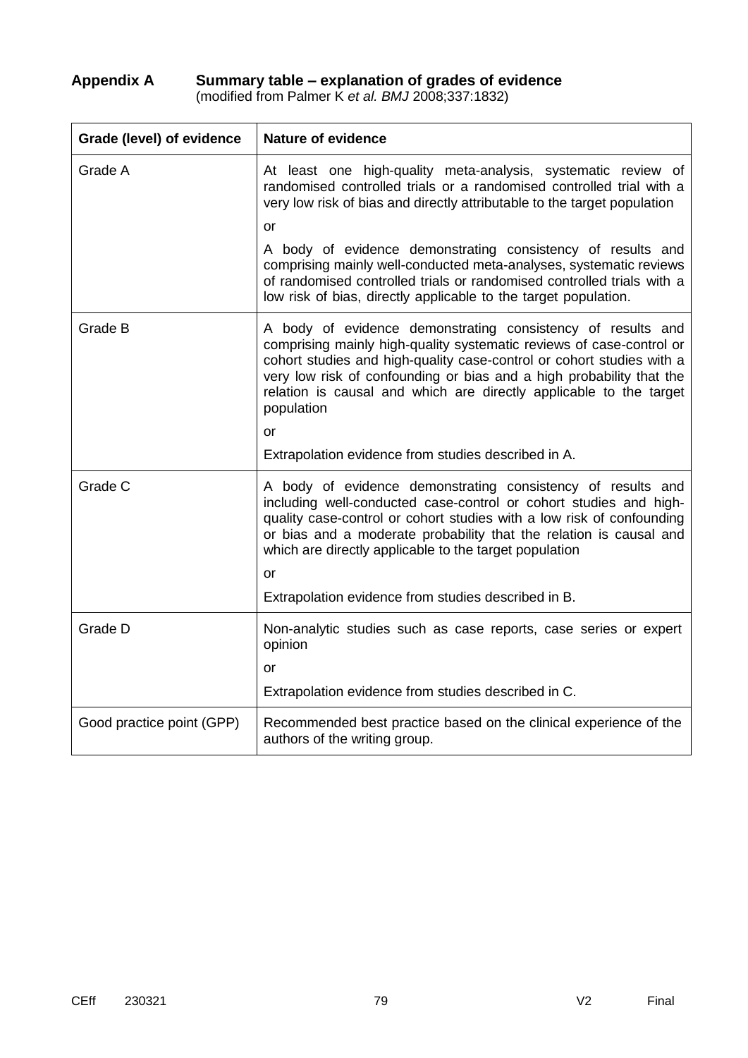## Appendix A Summary table – explanation of grades of evidence

(modified from Palmer K *et al. BMJ* 2008;337:1832)

| Grade (level) of evidence | Nature of evidence |
|---|---|
| Grade A | At least one high-quality meta-analysis, systematic review of randomised controlled trials or a randomised controlled trial with a very low risk of bias and directly attributable to the target population<br><br>or<br><br>A body of evidence demonstrating consistency of results and comprising mainly well-conducted meta-analyses, systematic reviews of randomised controlled trials or randomised controlled trials with a low risk of bias, directly applicable to the target population. |
| Grade B | A body of evidence demonstrating consistency of results and comprising mainly high-quality systematic reviews of case-control or cohort studies and high-quality case-control or cohort studies with a very low risk of confounding or bias and a high probability that the relation is causal and which are directly applicable to the target population<br><br>or<br><br>Extrapolation evidence from studies described in A. |
| Grade C | A body of evidence demonstrating consistency of results and including well-conducted case-control or cohort studies and high-quality case-control or cohort studies with a low risk of confounding or bias and a moderate probability that the relation is causal and which are directly applicable to the target population<br><br>or<br><br>Extrapolation evidence from studies described in B. |
| Grade D | Non-analytic studies such as case reports, case series or expert opinion<br><br>or<br><br>Extrapolation evidence from studies described in C. |
| Good practice point (GPP) | Recommended best practice based on the clinical experience of the authors of the writing group. |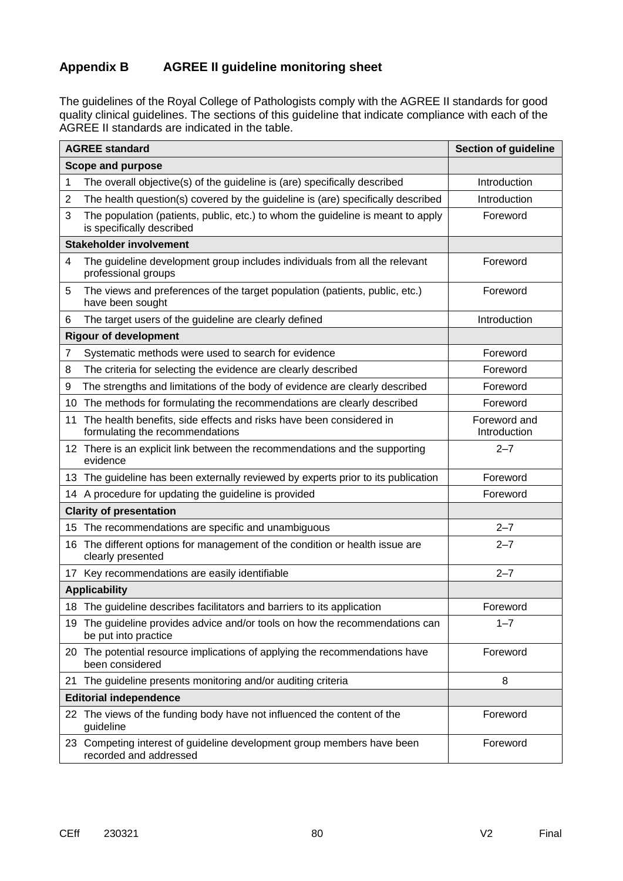## Appendix B AGREE II guideline monitoring sheet

The guidelines of the Royal College of Pathologists comply with the AGREE II standards for good quality clinical guidelines. The sections of this guideline that indicate compliance with each of the AGREE II standards are indicated in the table.

| AGREE standard | Section of guideline |
|---|---|
| **Scope and purpose** | |
| 1 The overall objective(s) of the guideline is (are) specifically described | Introduction |
| 2 The health question(s) covered by the guideline is (are) specifically described | Introduction |
| 3 The population (patients, public, etc.) to whom the guideline is meant to apply is specifically described | Foreword |
| **Stakeholder involvement** | |
| 4 The guideline development group includes individuals from all the relevant professional groups | Foreword |
| 5 The views and preferences of the target population (patients, public, etc.) have been sought | Foreword |
| 6 The target users of the guideline are clearly defined | Introduction |
| **Rigour of development** | |
| 7 Systematic methods were used to search for evidence | Foreword |
| 8 The criteria for selecting the evidence are clearly described | Foreword |
| 9 The strengths and limitations of the body of evidence are clearly described | Foreword |
| 10 The methods for formulating the recommendations are clearly described | Foreword |
| 11 The health benefits, side effects and risks have been considered in formulating the recommendations | Foreword and Introduction |
| 12 There is an explicit link between the recommendations and the supporting evidence | 2–7 |
| 13 The guideline has been externally reviewed by experts prior to its publication | Foreword |
| 14 A procedure for updating the guideline is provided | Foreword |
| **Clarity of presentation** | |
| 15 The recommendations are specific and unambiguous | 2–7 |
| 16 The different options for management of the condition or health issue are clearly presented | 2–7 |
| 17 Key recommendations are easily identifiable | 2–7 |
| **Applicability** | |
| 18 The guideline describes facilitators and barriers to its application | Foreword |
| 19 The guideline provides advice and/or tools on how the recommendations can be put into practice | 1–7 |
| 20 The potential resource implications of applying the recommendations have been considered | Foreword |
| 21 The guideline presents monitoring and/or auditing criteria | 8 |
| **Editorial independence** | |
| 22 The views of the funding body have not influenced the content of the guideline | Foreword |
| 23 Competing interest of guideline development group members have been recorded and addressed | Foreword |